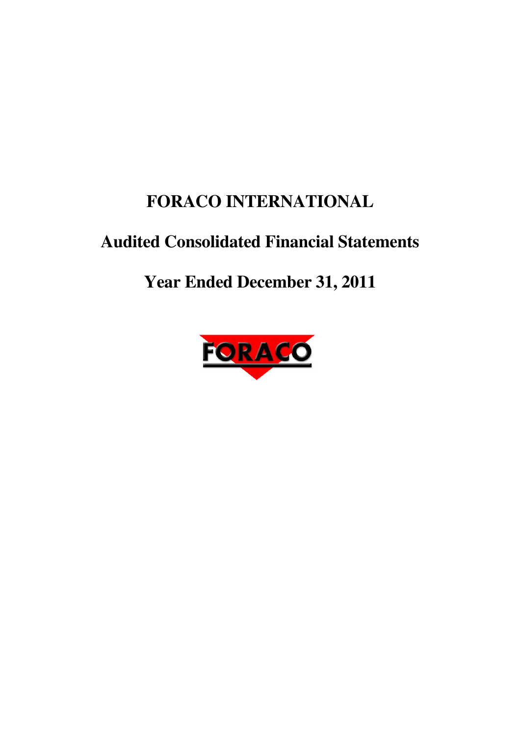# FORACO INTERNATIONAL

## Audited Consolidated Financial Statements

## Year Ended December 31, 2011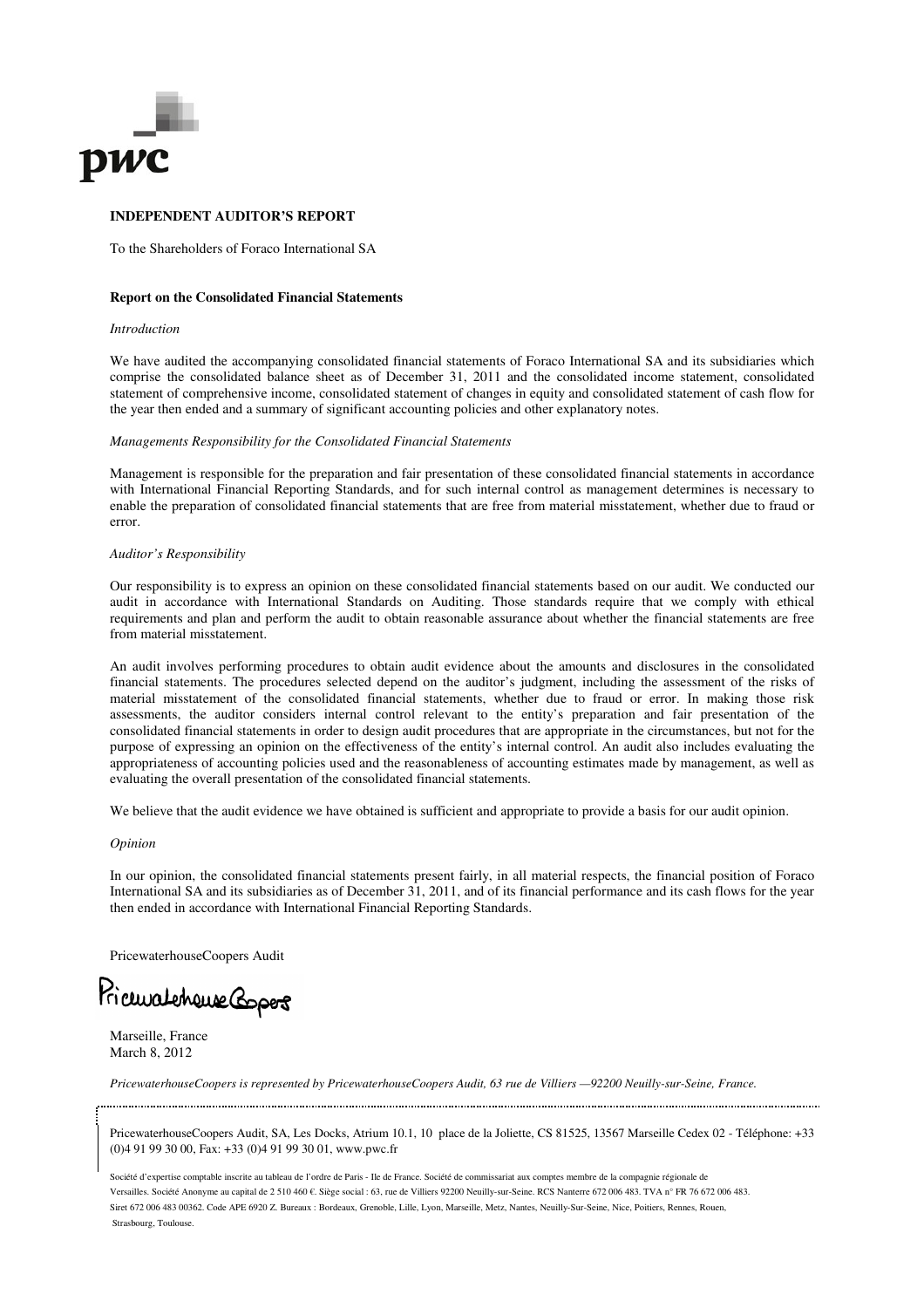**INDEPENDENT AUDITOR'S REPORT**

To the Shareholders of Foraco International SA

**Report on the Consolidated Financial Statements**

*Introduction*

We have audited the accompanying consolidated financial statements of Foraco International SA and its subsidiaries which comprise the consolidated balance sheet as of December 31, 2011 and the consolidated income statement, consolidated statement of comprehensive income, consolidated statement of changes in equity and consolidated statement of cash flow for the year then ended and a summary of significant accounting policies and other explanatory notes.

*Managements Responsibility for the Consolidated Financial Statements*

Management is responsible for the preparation and fair presentation of these consolidated financial statements in accordance with International Financial Reporting Standards, and for such internal control as management determines is necessary to enable the preparation of consolidated financial statements that are free from material misstatement, whether due to fraud or error.

*Auditor's Responsibility*

Our responsibility is to express an opinion on these consolidated financial statements based on our audit. We conducted our audit in accordance with International Standards on Auditing. Those standards require that we comply with ethical requirements and plan and perform the audit to obtain reasonable assurance about whether the financial statements are free from material misstatement.

An audit involves performing procedures to obtain audit evidence about the amounts and disclosures in the consolidated financial statements. The procedures selected depend on the auditor's judgment, including the assessment of the risks of material misstatement of the consolidated financial statements, whether due to fraud or error. In making those risk assessments, the auditor considers internal control relevant to the entity's preparation and fair presentation of the consolidated financial statements in order to design audit procedures that are appropriate in the circumstances, but not for the purpose of expressing an opinion on the effectiveness of the entity's internal control. An audit also includes evaluating the appropriateness of accounting policies used and the reasonableness of accounting estimates made by management, as well as evaluating the overall presentation of the consolidated financial statements.

We believe that the audit evidence we have obtained is sufficient and appropriate to provide a basis for our audit opinion.

*Opinion*

In our opinion, the consolidated financial statements present fairly, in all material respects, the financial position of Foraco International SA and its subsidiaries as of December 31, 2011, and of its financial performance and its cash flows for the year then ended in accordance with International Financial Reporting Standards.

PricewaterhouseCoopers Audit

PricewaterhouseCoopers

Marseille, France
March 8, 2012

*PricewaterhouseCoopers is represented by PricewaterhouseCoopers Audit, 63 rue de Villiers —92200 Neuilly-sur-Seine, France.*

PricewaterhouseCoopers Audit, SA, Les Docks, Atrium 10.1, 10 place de la Joliette, CS 81525, 13567 Marseille Cedex 02 - Téléphone: +33 (0)4 91 99 30 00, Fax: +33 (0)4 91 99 30 01, www.pwc.fr

Société d'expertise comptable inscrite au tableau de l'ordre de Paris - Ile de France. Société de commissariat aux comptes membre de la compagnie régionale de Versailles. Société Anonyme au capital de 2 510 460 €. Siège social : 63, rue de Villiers 92200 Neuilly-sur-Seine. RCS Nanterre 672 006 483. TVA n° FR 76 672 006 483. Siret 672 006 483 00362. Code APE 6920 Z. Bureaux : Bordeaux, Grenoble, Lille, Lyon, Marseille, Metz, Nantes, Neuilly-Sur-Seine, Nice, Poitiers, Rennes, Rouen, Strasbourg, Toulouse.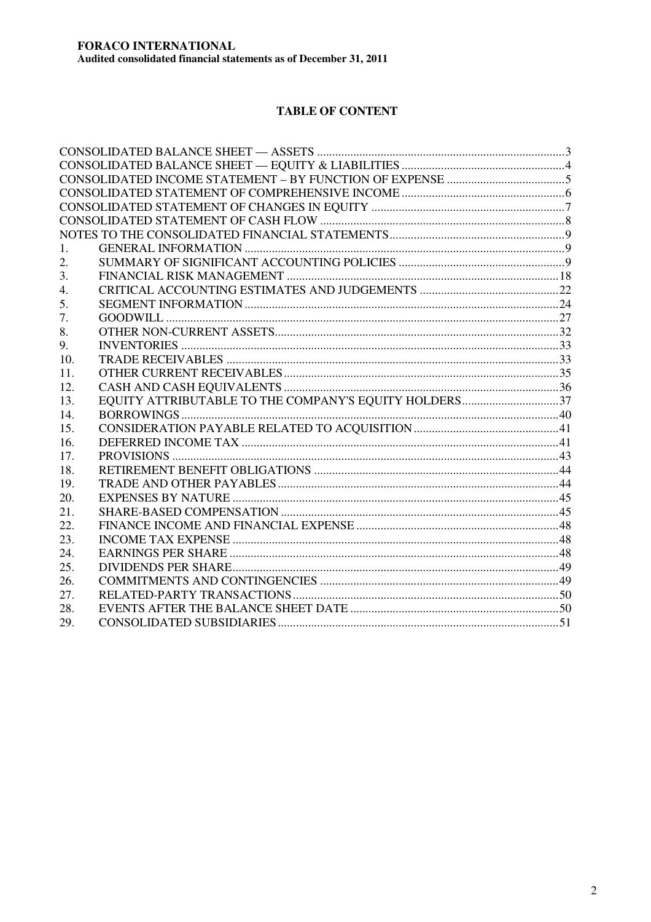## TABLE OF CONTENT

| | | |
|---|---|---|
| CONSOLIDATED BALANCE SHEET — ASSETS | | 3 |
| CONSOLIDATED BALANCE SHEET — EQUITY & LIABILITIES | | 4 |
| CONSOLIDATED INCOME STATEMENT – BY FUNCTION OF EXPENSE | | 5 |
| CONSOLIDATED STATEMENT OF COMPREHENSIVE INCOME | | 6 |
| CONSOLIDATED STATEMENT OF CHANGES IN EQUITY | | 7 |
| CONSOLIDATED STATEMENT OF CASH FLOW | | 8 |
| NOTES TO THE CONSOLIDATED FINANCIAL STATEMENTS | | 9 |
| 1. | GENERAL INFORMATION | 9 |
| 2. | SUMMARY OF SIGNIFICANT ACCOUNTING POLICIES | 9 |
| 3. | FINANCIAL RISK MANAGEMENT | 18 |
| 4. | CRITICAL ACCOUNTING ESTIMATES AND JUDGEMENTS | 22 |
| 5. | SEGMENT INFORMATION | 24 |
| 7. | GOODWILL | 27 |
| 8. | OTHER NON-CURRENT ASSETS | 32 |
| 9. | INVENTORIES | 33 |
| 10. | TRADE RECEIVABLES | 33 |
| 11. | OTHER CURRENT RECEIVABLES | 35 |
| 12. | CASH AND CASH EQUIVALENTS | 36 |
| 13. | EQUITY ATTRIBUTABLE TO THE COMPANY'S EQUITY HOLDERS | 37 |
| 14. | BORROWINGS | 40 |
| 15. | CONSIDERATION PAYABLE RELATED TO ACQUISITION | 41 |
| 16. | DEFERRED INCOME TAX | 41 |
| 17. | PROVISIONS | 43 |
| 18. | RETIREMENT BENEFIT OBLIGATIONS | 44 |
| 19. | TRADE AND OTHER PAYABLES | 44 |
| 20. | EXPENSES BY NATURE | 45 |
| 21. | SHARE-BASED COMPENSATION | 45 |
| 22. | FINANCE INCOME AND FINANCIAL EXPENSE | 48 |
| 23. | INCOME TAX EXPENSE | 48 |
| 24. | EARNINGS PER SHARE | 48 |
| 25. | DIVIDENDS PER SHARE | 49 |
| 26. | COMMITMENTS AND CONTINGENCIES | 49 |
| 27. | RELATED-PARTY TRANSACTIONS | 50 |
| 28. | EVENTS AFTER THE BALANCE SHEET DATE | 50 |
| 29. | CONSOLIDATED SUBSIDIARIES | 51 |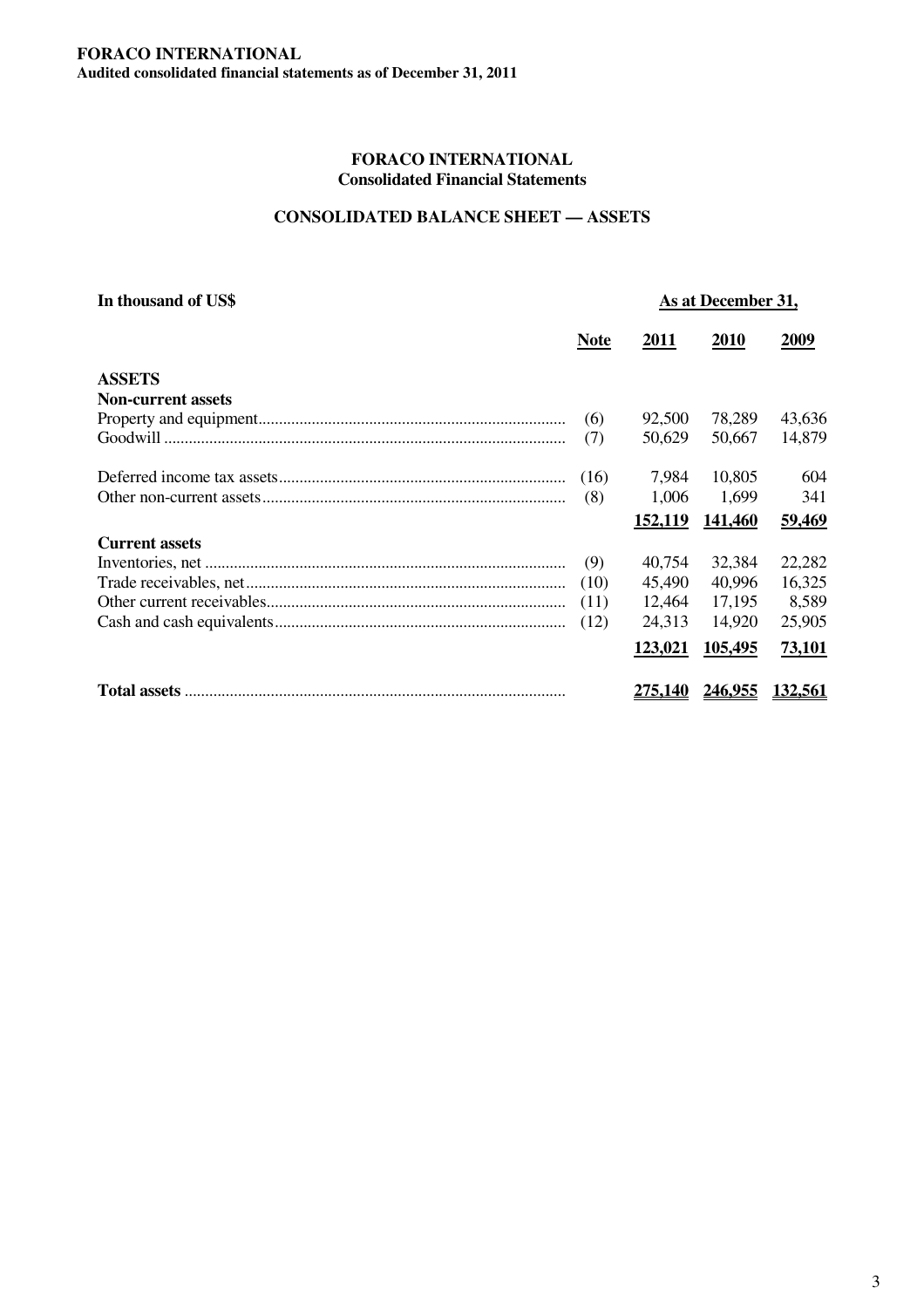**FORACO INTERNATIONAL**
**Audited consolidated financial statements as of December 31, 2011**

## FORACO INTERNATIONAL
### Consolidated Financial Statements

### CONSOLIDATED BALANCE SHEET — ASSETS

| In thousand of US$ | | As at December 31, | | |
|---|---|---|---|---|
| | **Note** | **2011** | **2010** | **2009** |
| **ASSETS** | | | | |
| **Non-current assets** | | | | |
| Property and equipment | (6) | 92,500 | 78,289 | 43,636 |
| Goodwill | (7) | 50,629 | 50,667 | 14,879 |
| Deferred income tax assets | (16) | 7,984 | 10,805 | 604 |
| Other non-current assets | (8) | 1,006 | 1,699 | 341 |
| | | **152,119** | **141,460** | **59,469** |
| **Current assets** | | | | |
| Inventories, net | (9) | 40,754 | 32,384 | 22,282 |
| Trade receivables, net | (10) | 45,490 | 40,996 | 16,325 |
| Other current receivables | (11) | 12,464 | 17,195 | 8,589 |
| Cash and cash equivalents | (12) | 24,313 | 14,920 | 25,905 |
| | | **123,021** | **105,495** | **73,101** |
| **Total assets** | | **275,140** | **246,955** | **132,561** |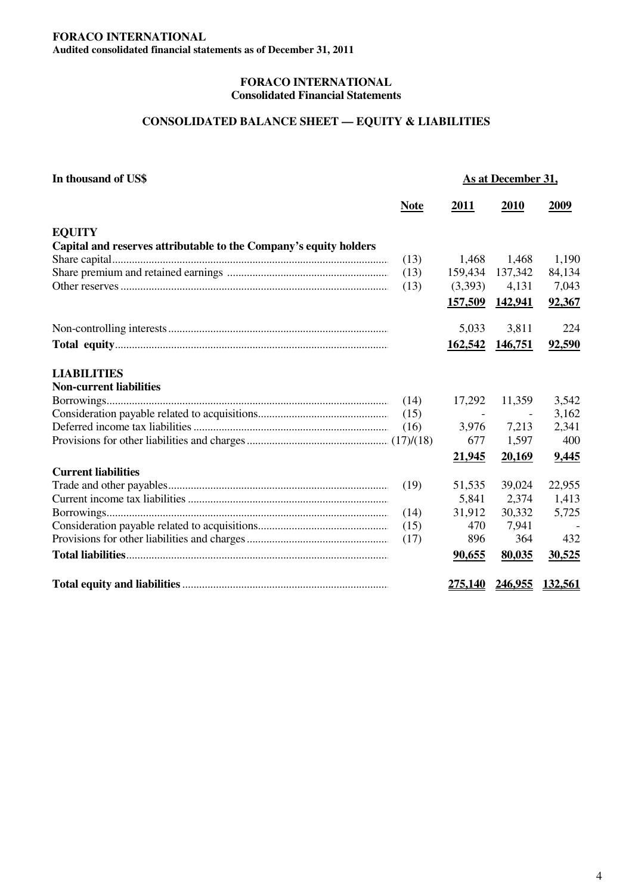**FORACO INTERNATIONAL**
**Audited consolidated financial statements as of December 31, 2011**

## FORACO INTERNATIONAL
### Consolidated Financial Statements

## CONSOLIDATED BALANCE SHEET — EQUITY & LIABILITIES

| In thousand of US$ | | As at December 31, | | |
|---|---|---|---|---|
| | **Note** | **2011** | **2010** | **2009** |
| **EQUITY** | | | | |
| **Capital and reserves attributable to the Company's equity holders** | | | | |
| Share capital | (13) | 1,468 | 1,468 | 1,190 |
| Share premium and retained earnings | (13) | 159,434 | 137,342 | 84,134 |
| Other reserves | (13) | (3,393) | 4,131 | 7,043 |
| | | **157,509** | **142,941** | **92,367** |
| Non-controlling interests | | 5,033 | 3,811 | 224 |
| **Total equity** | | **162,542** | **146,751** | **92,590** |
| **LIABILITIES** | | | | |
| **Non-current liabilities** | | | | |
| Borrowings | (14) | 17,292 | 11,359 | 3,542 |
| Consideration payable related to acquisitions | (15) | - | - | 3,162 |
| Deferred income tax liabilities | (16) | 3,976 | 7,213 | 2,341 |
| Provisions for other liabilities and charges | (17)/(18) | 677 | 1,597 | 400 |
| | | **21,945** | **20,169** | **9,445** |
| **Current liabilities** | | | | |
| Trade and other payables | (19) | 51,535 | 39,024 | 22,955 |
| Current income tax liabilities | | 5,841 | 2,374 | 1,413 |
| Borrowings | (14) | 31,912 | 30,332 | 5,725 |
| Consideration payable related to acquisitions | (15) | 470 | 7,941 | - |
| Provisions for other liabilities and charges | (17) | 896 | 364 | 432 |
| **Total liabilities** | | **90,655** | **80,035** | **30,525** |
| **Total equity and liabilities** | | **275,140** | **246,955** | **132,561** |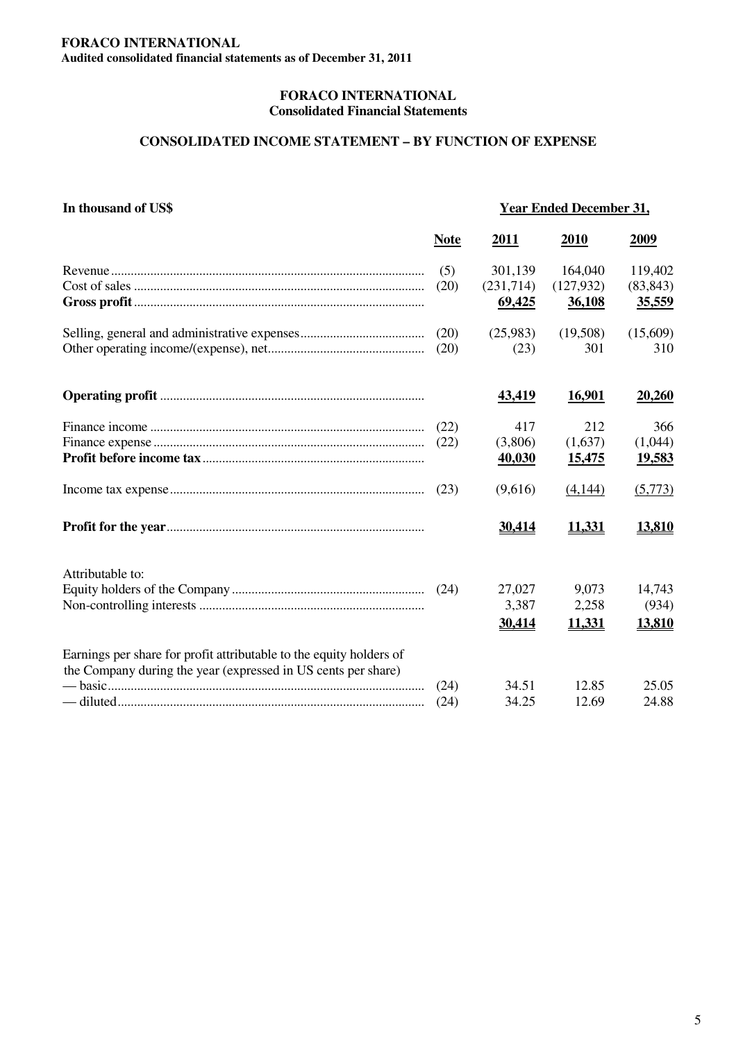# FORACO INTERNATIONAL
## Consolidated Financial Statements

### CONSOLIDATED INCOME STATEMENT – BY FUNCTION OF EXPENSE

| In thousand of US$ | | Year Ended December 31, | | |
|---|---|---|---|---|
| | **Note** | **2011** | **2010** | **2009** |
| Revenue | (5) | 301,139 | 164,040 | 119,402 |
| Cost of sales | (20) | (231,714) | (127,932) | (83,843) |
| **Gross profit** | | **69,425** | **36,108** | **35,559** |
| Selling, general and administrative expenses | (20) | (25,983) | (19,508) | (15,609) |
| Other operating income/(expense), net | (20) | (23) | 301 | 310 |
| **Operating profit** | | **43,419** | **16,901** | **20,260** |
| Finance income | (22) | 417 | 212 | 366 |
| Finance expense | (22) | (3,806) | (1,637) | (1,044) |
| **Profit before income tax** | | **40,030** | **15,475** | **19,583** |
| Income tax expense | (23) | (9,616) | (4,144) | (5,773) |
| **Profit for the year** | | **30,414** | **11,331** | **13,810** |
| Attributable to: | | | | |
| Equity holders of the Company | (24) | 27,027 | 9,073 | 14,743 |
| Non-controlling interests | | 3,387 | 2,258 | (934) |
| | | **30,414** | **11,331** | **13,810** |
| Earnings per share for profit attributable to the equity holders of the Company during the year (expressed in US cents per share) | | | | |
| — basic | (24) | 34.51 | 12.85 | 25.05 |
| — diluted | (24) | 34.25 | 12.69 | 24.88 |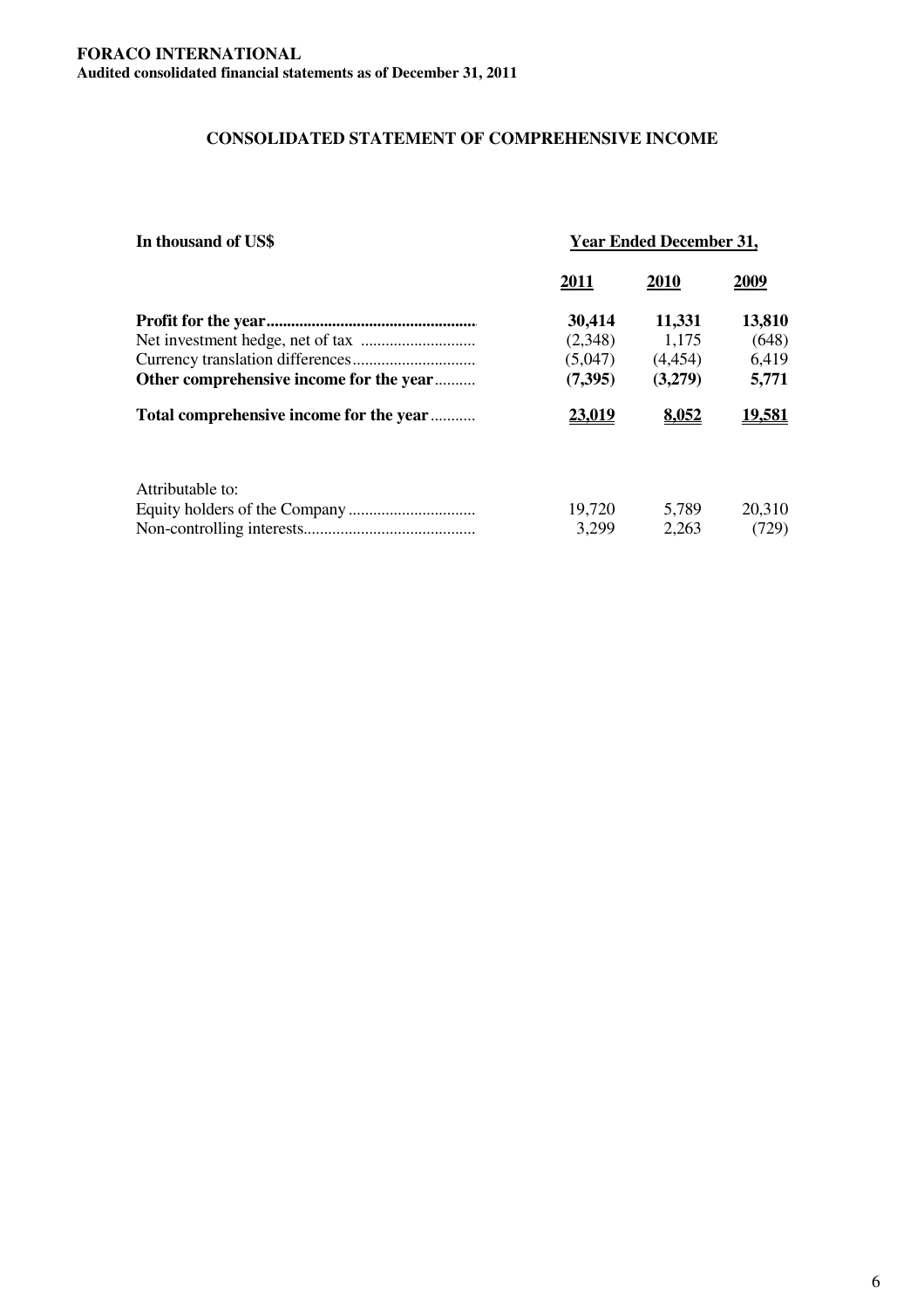**FORACO INTERNATIONAL**
**Audited consolidated financial statements as of December 31, 2011**

## CONSOLIDATED STATEMENT OF COMPREHENSIVE INCOME

| In thousand of US$ | Year Ended December 31, | | |
|---|---|---|---|
| | 2011 | 2010 | 2009 |
| **Profit for the year** | **30,414** | **11,331** | **13,810** |
| Net investment hedge, net of tax | (2,348) | 1,175 | (648) |
| Currency translation differences | (5,047) | (4,454) | 6,419 |
| **Other comprehensive income for the year** | **(7,395)** | **(3,279)** | **5,771** |
| **Total comprehensive income for the year** | **23,019** | **8,052** | **19,581** |
| | | | |
| Attributable to: | | | |
| Equity holders of the Company | 19,720 | 5,789 | 20,310 |
| Non-controlling interests | 3,299 | 2,263 | (729) |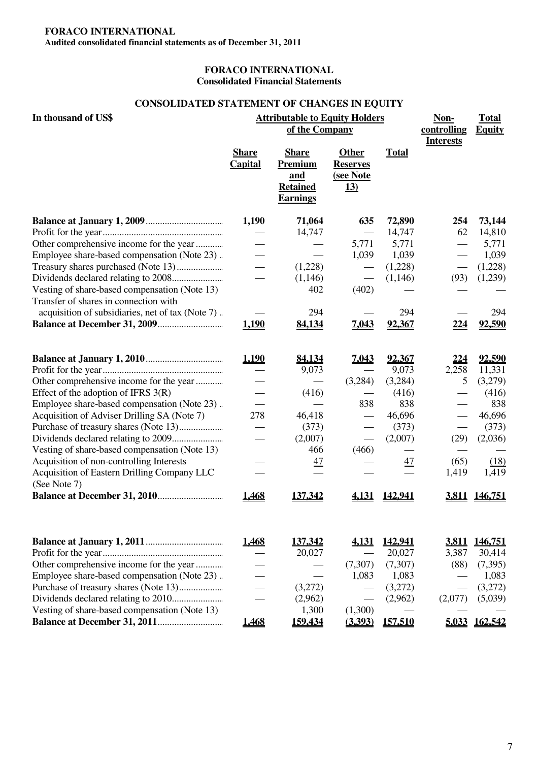**FORACO INTERNATIONAL**
**Audited consolidated financial statements as of December 31, 2011**

## FORACO INTERNATIONAL
### Consolidated Financial Statements

### CONSOLIDATED STATEMENT OF CHANGES IN EQUITY

| In thousand of US$ | Attributable to Equity Holders of the Company | | | | Non-controlling Interests | Total Equity |
|---|---|---|---|---|---|---|
| | Share Capital | Share Premium and Retained Earnings | Other Reserves (see Note 13) | Total | | |
| **Balance at January 1, 2009** | 1,190 | 71,064 | 635 | 72,890 | 254 | 73,144 |
| Profit for the year | — | 14,747 | — | 14,747 | 62 | 14,810 |
| Other comprehensive income for the year | — | — | 5,771 | 5,771 | — | 5,771 |
| Employee share-based compensation (Note 23) | — | — | 1,039 | 1,039 | — | 1,039 |
| Treasury shares purchased (Note 13) | — | (1,228) | — | (1,228) | — | (1,228) |
| Dividends declared relating to 2008 | — | (1,146) | — | (1,146) | (93) | (1,239) |
| Vesting of share-based compensation (Note 13) | | 402 | (402) | — | — | — |
| Transfer of shares in connection with acquisition of subsidiaries, net of tax (Note 7) | — | 294 | — | 294 | — | 294 |
| **Balance at December 31, 2009** | 1,190 | 84,134 | 7,043 | 92,367 | 224 | 92,590 |
| | | | | | | |
| **Balance at January 1, 2010** | 1,190 | 84,134 | 7,043 | 92,367 | 224 | 92,590 |
| Profit for the year | — | 9,073 | — | 9,073 | 2,258 | 11,331 |
| Other comprehensive income for the year | — | — | (3,284) | (3,284) | 5 | (3,279) |
| Effect of the adoption of IFRS 3(R) | — | (416) | — | (416) | — | (416) |
| Employee share-based compensation (Note 23) | — | — | 838 | 838 | — | 838 |
| Acquisition of Adviser Drilling SA (Note 7) | 278 | 46,418 | — | 46,696 | — | 46,696 |
| Purchase of treasury shares (Note 13) | — | (373) | — | (373) | — | (373) |
| Dividends declared relating to 2009 | — | (2,007) | — | (2,007) | (29) | (2,036) |
| Vesting of share-based compensation (Note 13) | | 466 | (466) | — | — | — |
| Acquisition of non-controlling Interests | — | 47 | — | 47 | (65) | (18) |
| Acquisition of Eastern Drilling Company LLC (See Note 7) | — | — | — | — | 1,419 | 1,419 |
| **Balance at December 31, 2010** | 1,468 | 137,342 | 4,131 | 142,941 | 3,811 | 146,751 |
| | | | | | | |
| **Balance at January 1, 2011** | 1,468 | 137,342 | 4,131 | 142,941 | 3,811 | 146,751 |
| Profit for the year | — | 20,027 | — | 20,027 | 3,387 | 30,414 |
| Other comprehensive income for the year | — | — | (7,307) | (7,307) | (88) | (7,395) |
| Employee share-based compensation (Note 23) | — | — | 1,083 | 1,083 | — | 1,083 |
| Purchase of treasury shares (Note 13) | — | (3,272) | — | (3,272) | — | (3,272) |
| Dividends declared relating to 2010 | — | (2,962) | — | (2,962) | (2,077) | (5,039) |
| Vesting of share-based compensation (Note 13) | | 1,300 | (1,300) | — | — | — |
| **Balance at December 31, 2011** | 1,468 | 159,434 | (3,393) | 157,510 | 5,033 | 162,542 |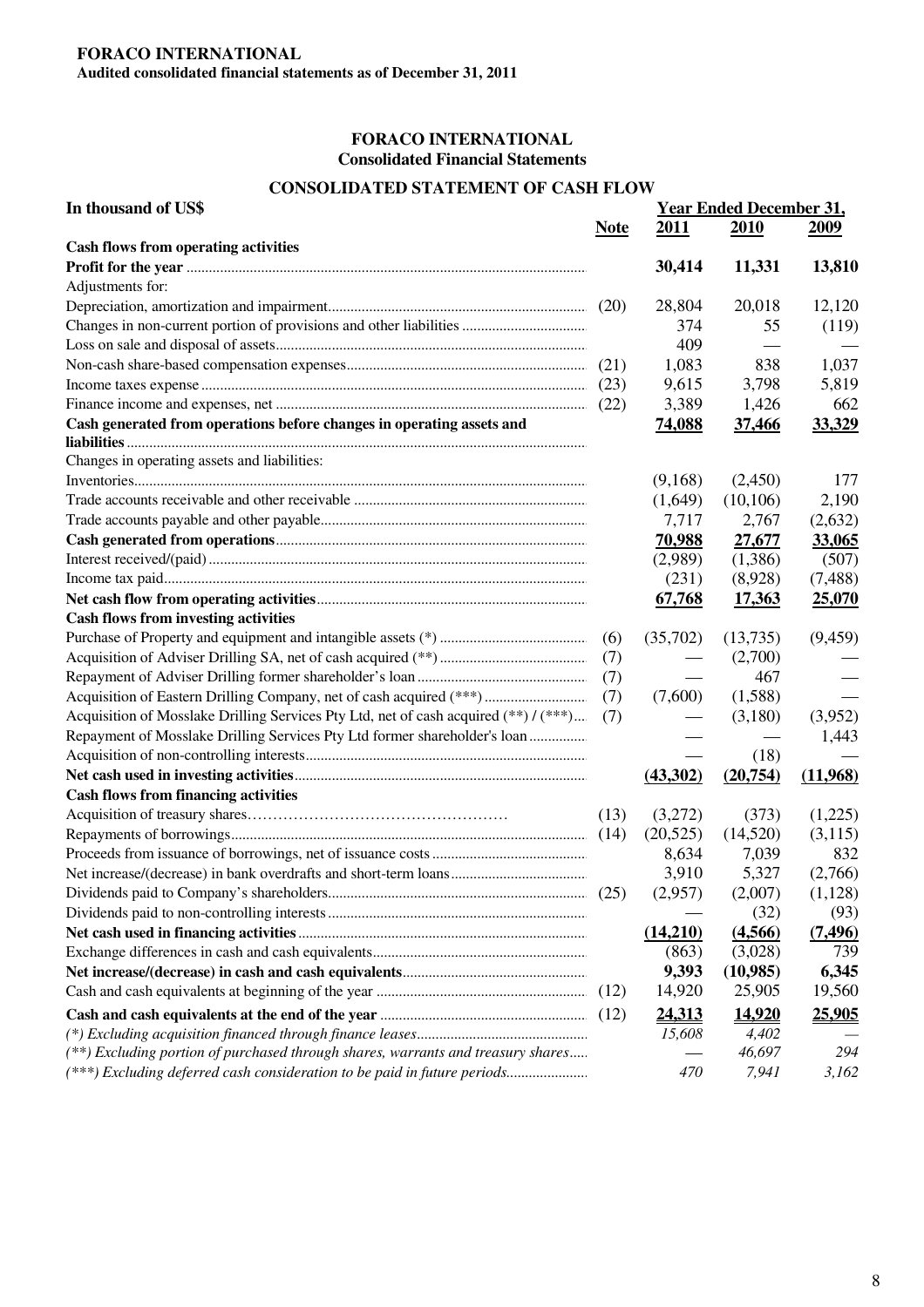**FORACO INTERNATIONAL**
**Audited consolidated financial statements as of December 31, 2011**

## FORACO INTERNATIONAL
### Consolidated Financial Statements

### CONSOLIDATED STATEMENT OF CASH FLOW

| In thousand of US$ | Note | Year Ended December 31, 2011 | 2010 | 2009 |
|---|---|---|---|---|
| **Cash flows from operating activities** | | | | |
| **Profit for the year** | | **30,414** | **11,331** | **13,810** |
| Adjustments for: | | | | |
| Depreciation, amortization and impairment | (20) | 28,804 | 20,018 | 12,120 |
| Changes in non-current portion of provisions and other liabilities | | 374 | 55 | (119) |
| Loss on sale and disposal of assets | | 409 | — | — |
| Non-cash share-based compensation expenses | (21) | 1,083 | 838 | 1,037 |
| Income taxes expense | (23) | 9,615 | 3,798 | 5,819 |
| Finance income and expenses, net | (22) | 3,389 | 1,426 | 662 |
| **Cash generated from operations before changes in operating assets and liabilities** | | **74,088** | **37,466** | **33,329** |
| Changes in operating assets and liabilities: | | | | |
| Inventories | | (9,168) | (2,450) | 177 |
| Trade accounts receivable and other receivable | | (1,649) | (10,106) | 2,190 |
| Trade accounts payable and other payable | | 7,717 | 2,767 | (2,632) |
| **Cash generated from operations** | | **70,988** | **27,677** | **33,065** |
| Interest received/(paid) | | (2,989) | (1,386) | (507) |
| Income tax paid | | (231) | (8,928) | (7,488) |
| **Net cash flow from operating activities** | | **67,768** | **17,363** | **25,070** |
| **Cash flows from investing activities** | | | | |
| Purchase of Property and equipment and intangible assets (*) | (6) | (35,702) | (13,735) | (9,459) |
| Acquisition of Adviser Drilling SA, net of cash acquired (**) | (7) | — | (2,700) | — |
| Repayment of Adviser Drilling former shareholder's loan | (7) | — | 467 | — |
| Acquisition of Eastern Drilling Company, net of cash acquired (***) | (7) | (7,600) | (1,588) | — |
| Acquisition of Mosslake Drilling Services Pty Ltd, net of cash acquired (**) / (***) | (7) | — | (3,180) | (3,952) |
| Repayment of Mosslake Drilling Services Pty Ltd former shareholder's loan | | — | — | 1,443 |
| Acquisition of non-controlling interests | | — | (18) | — |
| **Net cash used in investing activities** | | **(43,302)** | **(20,754)** | **(11,968)** |
| **Cash flows from financing activities** | | | | |
| Acquisition of treasury shares | (13) | (3,272) | (373) | (1,225) |
| Repayments of borrowings | (14) | (20,525) | (14,520) | (3,115) |
| Proceeds from issuance of borrowings, net of issuance costs | | 8,634 | 7,039 | 832 |
| Net increase/(decrease) in bank overdrafts and short-term loans | | 3,910 | 5,327 | (2,766) |
| Dividends paid to Company's shareholders | (25) | (2,957) | (2,007) | (1,128) |
| Dividends paid to non-controlling interests | | — | (32) | (93) |
| **Net cash used in financing activities** | | **(14,210)** | **(4,566)** | **(7,496)** |
| Exchange differences in cash and cash equivalents | | (863) | (3,028) | 739 |
| **Net increase/(decrease) in cash and cash equivalents** | | **9,393** | **(10,985)** | **6,345** |
| Cash and cash equivalents at beginning of the year | (12) | 14,920 | 25,905 | 19,560 |
| **Cash and cash equivalents at the end of the year** | (12) | **24,313** | **14,920** | **25,905** |
| *(*) Excluding acquisition financed through finance leases* | | *15,608* | *4,402* | — |
| *(**) Excluding portion of purchased through shares, warrants and treasury shares* | | — | *46,697* | *294* |
| *(***) Excluding deferred cash consideration to be paid in future periods* | | *470* | *7,941* | *3,162* |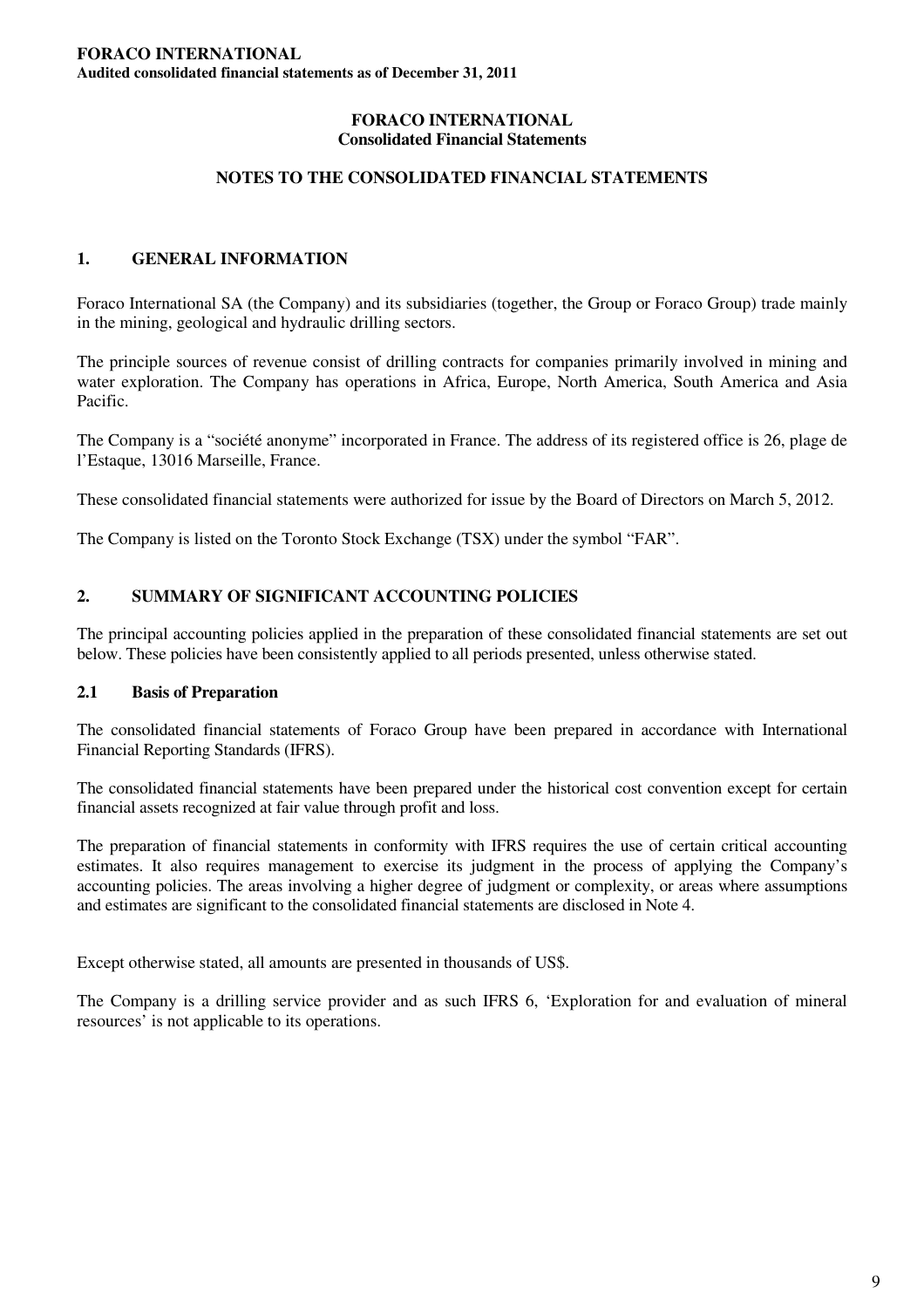**FORACO INTERNATIONAL**
**Consolidated Financial Statements**

## NOTES TO THE CONSOLIDATED FINANCIAL STATEMENTS

## 1. GENERAL INFORMATION

Foraco International SA (the Company) and its subsidiaries (together, the Group or Foraco Group) trade mainly in the mining, geological and hydraulic drilling sectors.

The principle sources of revenue consist of drilling contracts for companies primarily involved in mining and water exploration. The Company has operations in Africa, Europe, North America, South America and Asia Pacific.

The Company is a "société anonyme" incorporated in France. The address of its registered office is 26, plage de l'Estaque, 13016 Marseille, France.

These consolidated financial statements were authorized for issue by the Board of Directors on March 5, 2012.

The Company is listed on the Toronto Stock Exchange (TSX) under the symbol "FAR".

## 2. SUMMARY OF SIGNIFICANT ACCOUNTING POLICIES

The principal accounting policies applied in the preparation of these consolidated financial statements are set out below. These policies have been consistently applied to all periods presented, unless otherwise stated.

### 2.1 Basis of Preparation

The consolidated financial statements of Foraco Group have been prepared in accordance with International Financial Reporting Standards (IFRS).

The consolidated financial statements have been prepared under the historical cost convention except for certain financial assets recognized at fair value through profit and loss.

The preparation of financial statements in conformity with IFRS requires the use of certain critical accounting estimates. It also requires management to exercise its judgment in the process of applying the Company's accounting policies. The areas involving a higher degree of judgment or complexity, or areas where assumptions and estimates are significant to the consolidated financial statements are disclosed in Note 4.

Except otherwise stated, all amounts are presented in thousands of US$.

The Company is a drilling service provider and as such IFRS 6, 'Exploration for and evaluation of mineral resources' is not applicable to its operations.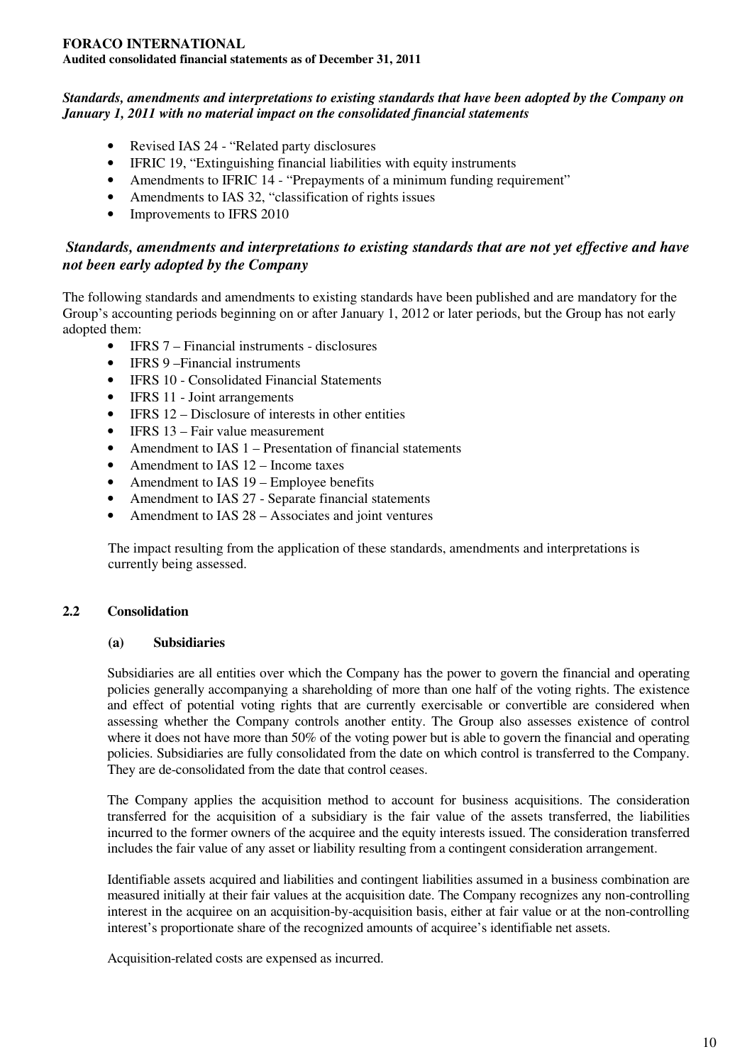*Standards, amendments and interpretations to existing standards that have been adopted by the Company on January 1, 2011 with no material impact on the consolidated financial statements*

- Revised IAS 24 - "Related party disclosures
- IFRIC 19, "Extinguishing financial liabilities with equity instruments
- Amendments to IFRIC 14 - "Prepayments of a minimum funding requirement"
- Amendments to IAS 32, "classification of rights issues
- Improvements to IFRS 2010

***Standards, amendments and interpretations to existing standards that are not yet effective and have not been early adopted by the Company***

The following standards and amendments to existing standards have been published and are mandatory for the Group's accounting periods beginning on or after January 1, 2012 or later periods, but the Group has not early adopted them:

- IFRS 7 – Financial instruments - disclosures
- IFRS 9 –Financial instruments
- IFRS 10 - Consolidated Financial Statements
- IFRS 11 - Joint arrangements
- IFRS 12 – Disclosure of interests in other entities
- IFRS 13 – Fair value measurement
- Amendment to IAS 1 – Presentation of financial statements
- Amendment to IAS 12 – Income taxes
- Amendment to IAS 19 – Employee benefits
- Amendment to IAS 27 - Separate financial statements
- Amendment to IAS 28 – Associates and joint ventures

The impact resulting from the application of these standards, amendments and interpretations is currently being assessed.

## 2.2 Consolidation

### (a) Subsidiaries

Subsidiaries are all entities over which the Company has the power to govern the financial and operating policies generally accompanying a shareholding of more than one half of the voting rights. The existence and effect of potential voting rights that are currently exercisable or convertible are considered when assessing whether the Company controls another entity. The Group also assesses existence of control where it does not have more than 50% of the voting power but is able to govern the financial and operating policies. Subsidiaries are fully consolidated from the date on which control is transferred to the Company. They are de-consolidated from the date that control ceases.

The Company applies the acquisition method to account for business acquisitions. The consideration transferred for the acquisition of a subsidiary is the fair value of the assets transferred, the liabilities incurred to the former owners of the acquiree and the equity interests issued. The consideration transferred includes the fair value of any asset or liability resulting from a contingent consideration arrangement.

Identifiable assets acquired and liabilities and contingent liabilities assumed in a business combination are measured initially at their fair values at the acquisition date. The Company recognizes any non-controlling interest in the acquiree on an acquisition-by-acquisition basis, either at fair value or at the non-controlling interest's proportionate share of the recognized amounts of acquiree's identifiable net assets.

Acquisition-related costs are expensed as incurred.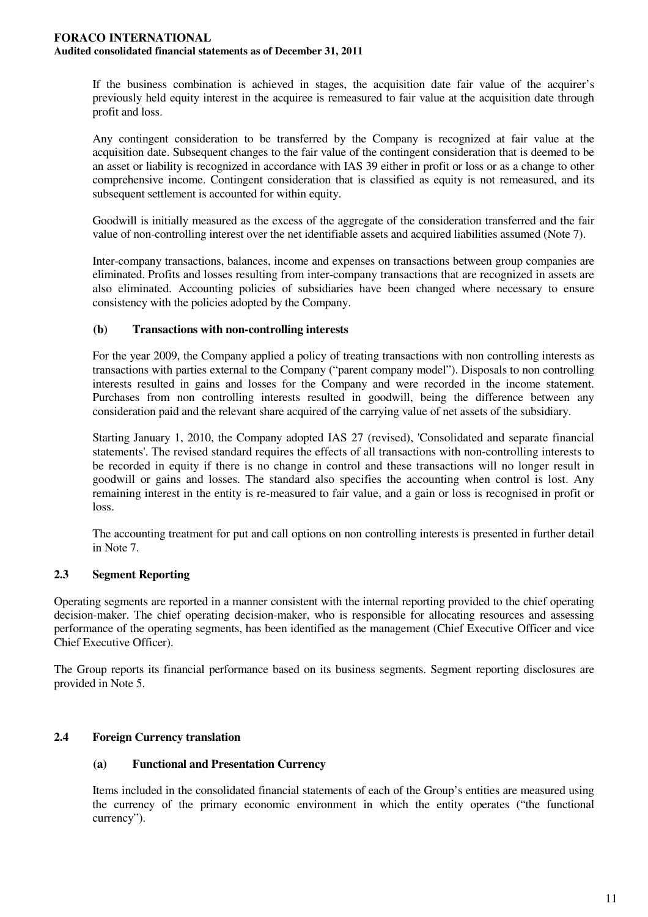If the business combination is achieved in stages, the acquisition date fair value of the acquirer's previously held equity interest in the acquiree is remeasured to fair value at the acquisition date through profit and loss.

Any contingent consideration to be transferred by the Company is recognized at fair value at the acquisition date. Subsequent changes to the fair value of the contingent consideration that is deemed to be an asset or liability is recognized in accordance with IAS 39 either in profit or loss or as a change to other comprehensive income. Contingent consideration that is classified as equity is not remeasured, and its subsequent settlement is accounted for within equity.

Goodwill is initially measured as the excess of the aggregate of the consideration transferred and the fair value of non-controlling interest over the net identifiable assets and acquired liabilities assumed (Note 7).

Inter-company transactions, balances, income and expenses on transactions between group companies are eliminated. Profits and losses resulting from inter-company transactions that are recognized in assets are also eliminated. Accounting policies of subsidiaries have been changed where necessary to ensure consistency with the policies adopted by the Company.

#### (b) Transactions with non-controlling interests

For the year 2009, the Company applied a policy of treating transactions with non controlling interests as transactions with parties external to the Company ("parent company model"). Disposals to non controlling interests resulted in gains and losses for the Company and were recorded in the income statement. Purchases from non controlling interests resulted in goodwill, being the difference between any consideration paid and the relevant share acquired of the carrying value of net assets of the subsidiary.

Starting January 1, 2010, the Company adopted IAS 27 (revised), 'Consolidated and separate financial statements'. The revised standard requires the effects of all transactions with non-controlling interests to be recorded in equity if there is no change in control and these transactions will no longer result in goodwill or gains and losses. The standard also specifies the accounting when control is lost. Any remaining interest in the entity is re-measured to fair value, and a gain or loss is recognised in profit or loss.

The accounting treatment for put and call options on non controlling interests is presented in further detail in Note 7.

### 2.3 Segment Reporting

Operating segments are reported in a manner consistent with the internal reporting provided to the chief operating decision-maker. The chief operating decision-maker, who is responsible for allocating resources and assessing performance of the operating segments, has been identified as the management (Chief Executive Officer and vice Chief Executive Officer).

The Group reports its financial performance based on its business segments. Segment reporting disclosures are provided in Note 5.

### 2.4 Foreign Currency translation

#### (a) Functional and Presentation Currency

Items included in the consolidated financial statements of each of the Group's entities are measured using the currency of the primary economic environment in which the entity operates ("the functional currency").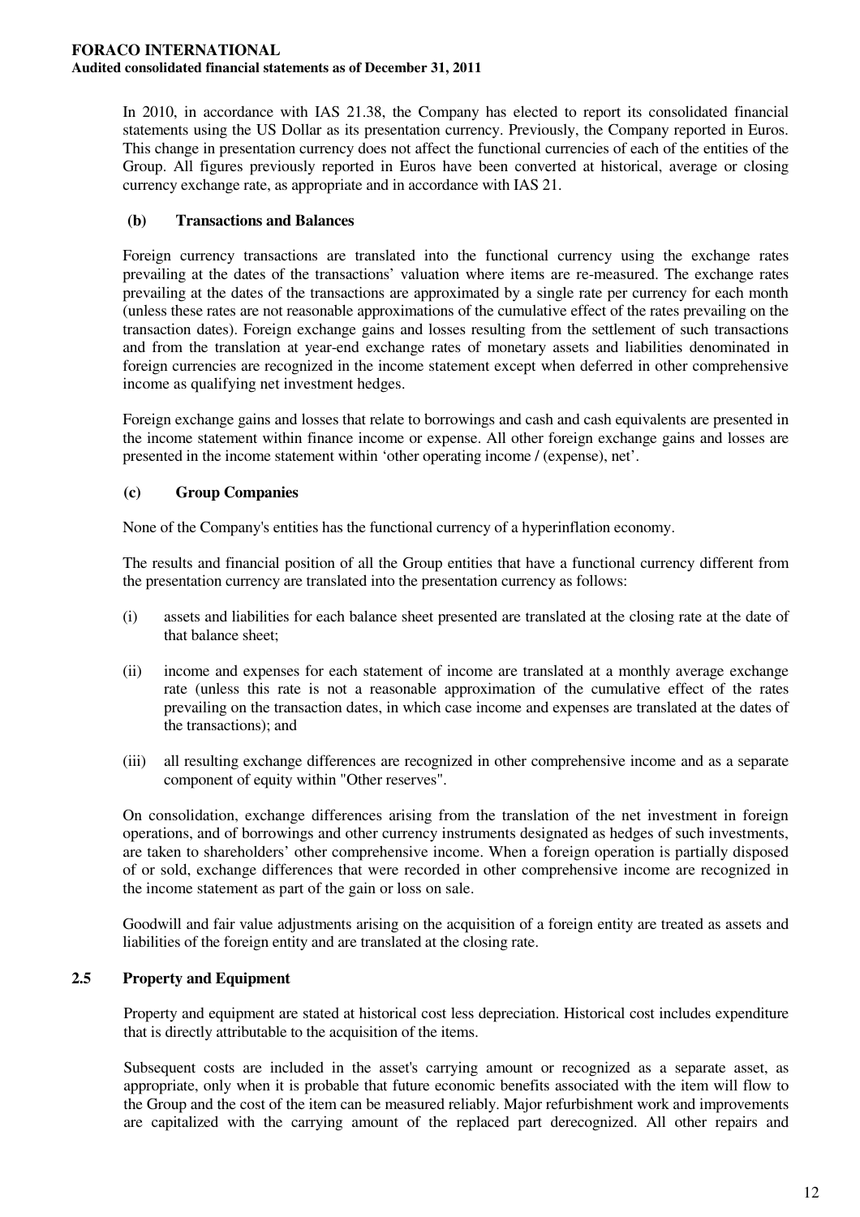In 2010, in accordance with IAS 21.38, the Company has elected to report its consolidated financial statements using the US Dollar as its presentation currency. Previously, the Company reported in Euros. This change in presentation currency does not affect the functional currencies of each of the entities of the Group. All figures previously reported in Euros have been converted at historical, average or closing currency exchange rate, as appropriate and in accordance with IAS 21.

**(b) Transactions and Balances**

Foreign currency transactions are translated into the functional currency using the exchange rates prevailing at the dates of the transactions' valuation where items are re-measured. The exchange rates prevailing at the dates of the transactions are approximated by a single rate per currency for each month (unless these rates are not reasonable approximations of the cumulative effect of the rates prevailing on the transaction dates). Foreign exchange gains and losses resulting from the settlement of such transactions and from the translation at year-end exchange rates of monetary assets and liabilities denominated in foreign currencies are recognized in the income statement except when deferred in other comprehensive income as qualifying net investment hedges.

Foreign exchange gains and losses that relate to borrowings and cash and cash equivalents are presented in the income statement within finance income or expense. All other foreign exchange gains and losses are presented in the income statement within 'other operating income / (expense), net'.

**(c) Group Companies**

None of the Company's entities has the functional currency of a hyperinflation economy.

The results and financial position of all the Group entities that have a functional currency different from the presentation currency are translated into the presentation currency as follows:

(i) assets and liabilities for each balance sheet presented are translated at the closing rate at the date of that balance sheet;

(ii) income and expenses for each statement of income are translated at a monthly average exchange rate (unless this rate is not a reasonable approximation of the cumulative effect of the rates prevailing on the transaction dates, in which case income and expenses are translated at the dates of the transactions); and

(iii) all resulting exchange differences are recognized in other comprehensive income and as a separate component of equity within "Other reserves".

On consolidation, exchange differences arising from the translation of the net investment in foreign operations, and of borrowings and other currency instruments designated as hedges of such investments, are taken to shareholders' other comprehensive income. When a foreign operation is partially disposed of or sold, exchange differences that were recorded in other comprehensive income are recognized in the income statement as part of the gain or loss on sale.

Goodwill and fair value adjustments arising on the acquisition of a foreign entity are treated as assets and liabilities of the foreign entity and are translated at the closing rate.

## 2.5 Property and Equipment

Property and equipment are stated at historical cost less depreciation. Historical cost includes expenditure that is directly attributable to the acquisition of the items.

Subsequent costs are included in the asset's carrying amount or recognized as a separate asset, as appropriate, only when it is probable that future economic benefits associated with the item will flow to the Group and the cost of the item can be measured reliably. Major refurbishment work and improvements are capitalized with the carrying amount of the replaced part derecognized. All other repairs and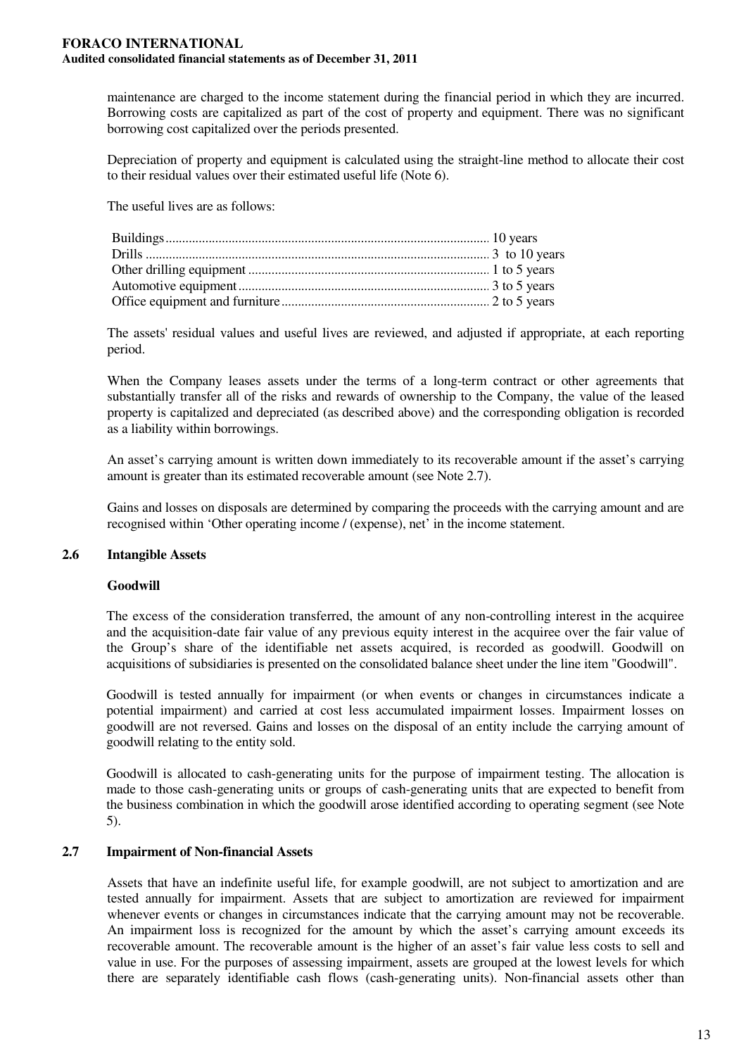maintenance are charged to the income statement during the financial period in which they are incurred. Borrowing costs are capitalized as part of the cost of property and equipment. There was no significant borrowing cost capitalized over the periods presented.

Depreciation of property and equipment is calculated using the straight-line method to allocate their cost to their residual values over their estimated useful life (Note 6).

The useful lives are as follows:

| | |
|---|---|
| Buildings | 10 years |
| Drills | 3 to 10 years |
| Other drilling equipment | 1 to 5 years |
| Automotive equipment | 3 to 5 years |
| Office equipment and furniture | 2 to 5 years |

The assets' residual values and useful lives are reviewed, and adjusted if appropriate, at each reporting period.

When the Company leases assets under the terms of a long-term contract or other agreements that substantially transfer all of the risks and rewards of ownership to the Company, the value of the leased property is capitalized and depreciated (as described above) and the corresponding obligation is recorded as a liability within borrowings.

An asset's carrying amount is written down immediately to its recoverable amount if the asset's carrying amount is greater than its estimated recoverable amount (see Note 2.7).

Gains and losses on disposals are determined by comparing the proceeds with the carrying amount and are recognised within 'Other operating income / (expense), net' in the income statement.

## 2.6 Intangible Assets

**Goodwill**

The excess of the consideration transferred, the amount of any non-controlling interest in the acquiree and the acquisition-date fair value of any previous equity interest in the acquiree over the fair value of the Group's share of the identifiable net assets acquired, is recorded as goodwill. Goodwill on acquisitions of subsidiaries is presented on the consolidated balance sheet under the line item "Goodwill".

Goodwill is tested annually for impairment (or when events or changes in circumstances indicate a potential impairment) and carried at cost less accumulated impairment losses. Impairment losses on goodwill are not reversed. Gains and losses on the disposal of an entity include the carrying amount of goodwill relating to the entity sold.

Goodwill is allocated to cash-generating units for the purpose of impairment testing. The allocation is made to those cash-generating units or groups of cash-generating units that are expected to benefit from the business combination in which the goodwill arose identified according to operating segment (see Note 5).

## 2.7 Impairment of Non-financial Assets

Assets that have an indefinite useful life, for example goodwill, are not subject to amortization and are tested annually for impairment. Assets that are subject to amortization are reviewed for impairment whenever events or changes in circumstances indicate that the carrying amount may not be recoverable. An impairment loss is recognized for the amount by which the asset's carrying amount exceeds its recoverable amount. The recoverable amount is the higher of an asset's fair value less costs to sell and value in use. For the purposes of assessing impairment, assets are grouped at the lowest levels for which there are separately identifiable cash flows (cash-generating units). Non-financial assets other than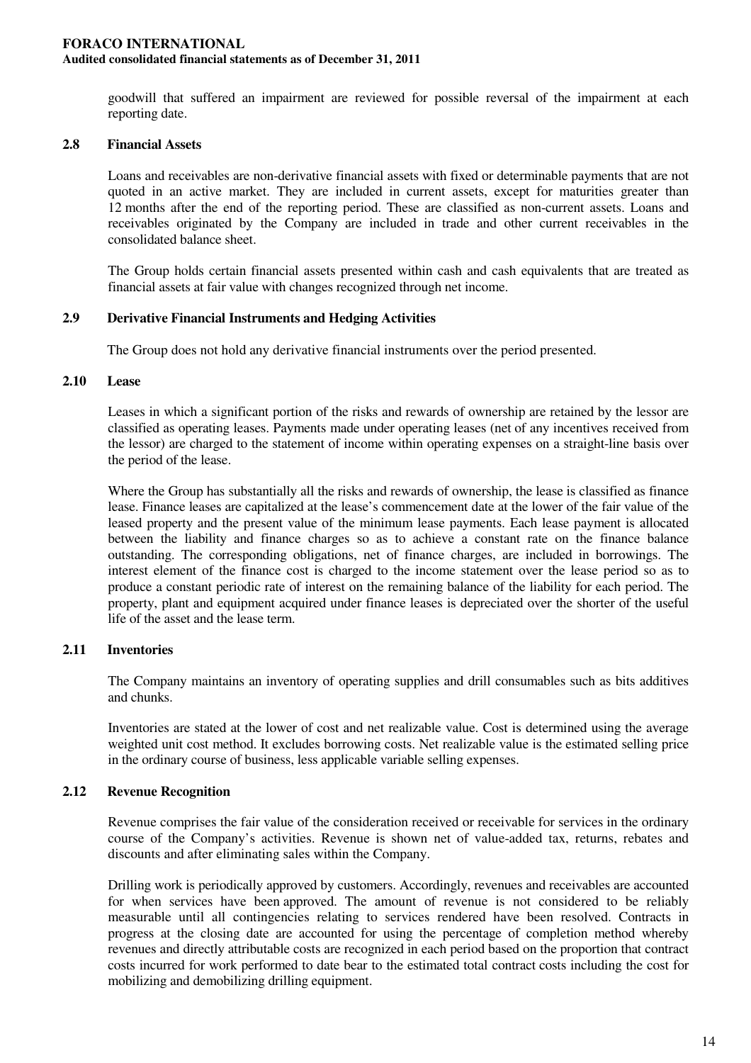goodwill that suffered an impairment are reviewed for possible reversal of the impairment at each reporting date.

### 2.8 Financial Assets

Loans and receivables are non-derivative financial assets with fixed or determinable payments that are not quoted in an active market. They are included in current assets, except for maturities greater than 12 months after the end of the reporting period. These are classified as non-current assets. Loans and receivables originated by the Company are included in trade and other current receivables in the consolidated balance sheet.

The Group holds certain financial assets presented within cash and cash equivalents that are treated as financial assets at fair value with changes recognized through net income.

### 2.9 Derivative Financial Instruments and Hedging Activities

The Group does not hold any derivative financial instruments over the period presented.

### 2.10 Lease

Leases in which a significant portion of the risks and rewards of ownership are retained by the lessor are classified as operating leases. Payments made under operating leases (net of any incentives received from the lessor) are charged to the statement of income within operating expenses on a straight-line basis over the period of the lease.

Where the Group has substantially all the risks and rewards of ownership, the lease is classified as finance lease. Finance leases are capitalized at the lease's commencement date at the lower of the fair value of the leased property and the present value of the minimum lease payments. Each lease payment is allocated between the liability and finance charges so as to achieve a constant rate on the finance balance outstanding. The corresponding obligations, net of finance charges, are included in borrowings. The interest element of the finance cost is charged to the income statement over the lease period so as to produce a constant periodic rate of interest on the remaining balance of the liability for each period. The property, plant and equipment acquired under finance leases is depreciated over the shorter of the useful life of the asset and the lease term.

### 2.11 Inventories

The Company maintains an inventory of operating supplies and drill consumables such as bits additives and chunks.

Inventories are stated at the lower of cost and net realizable value. Cost is determined using the average weighted unit cost method. It excludes borrowing costs. Net realizable value is the estimated selling price in the ordinary course of business, less applicable variable selling expenses.

### 2.12 Revenue Recognition

Revenue comprises the fair value of the consideration received or receivable for services in the ordinary course of the Company's activities. Revenue is shown net of value-added tax, returns, rebates and discounts and after eliminating sales within the Company.

Drilling work is periodically approved by customers. Accordingly, revenues and receivables are accounted for when services have been approved. The amount of revenue is not considered to be reliably measurable until all contingencies relating to services rendered have been resolved. Contracts in progress at the closing date are accounted for using the percentage of completion method whereby revenues and directly attributable costs are recognized in each period based on the proportion that contract costs incurred for work performed to date bear to the estimated total contract costs including the cost for mobilizing and demobilizing drilling equipment.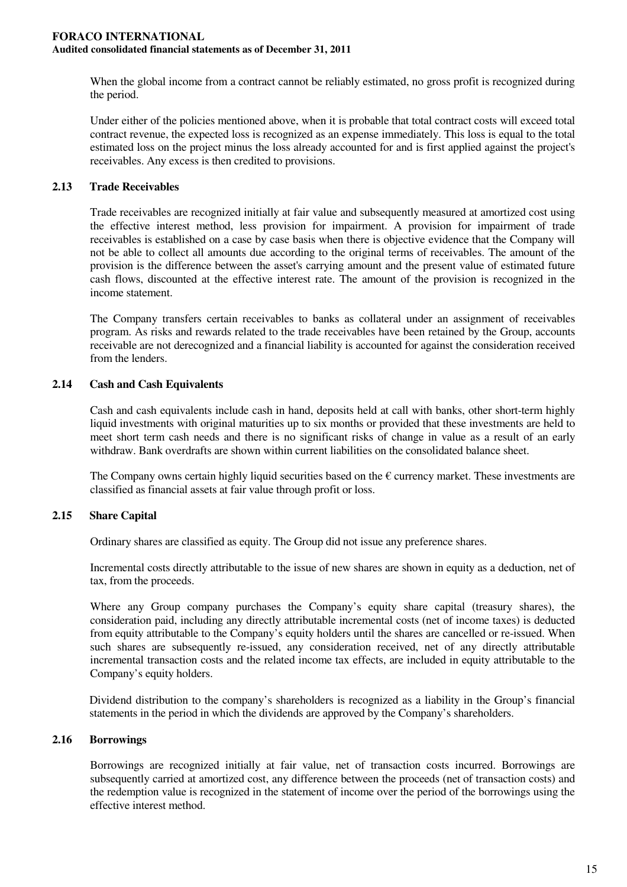When the global income from a contract cannot be reliably estimated, no gross profit is recognized during the period.

Under either of the policies mentioned above, when it is probable that total contract costs will exceed total contract revenue, the expected loss is recognized as an expense immediately. This loss is equal to the total estimated loss on the project minus the loss already accounted for and is first applied against the project's receivables. Any excess is then credited to provisions.

### 2.13 Trade Receivables

Trade receivables are recognized initially at fair value and subsequently measured at amortized cost using the effective interest method, less provision for impairment. A provision for impairment of trade receivables is established on a case by case basis when there is objective evidence that the Company will not be able to collect all amounts due according to the original terms of receivables. The amount of the provision is the difference between the asset's carrying amount and the present value of estimated future cash flows, discounted at the effective interest rate. The amount of the provision is recognized in the income statement.

The Company transfers certain receivables to banks as collateral under an assignment of receivables program. As risks and rewards related to the trade receivables have been retained by the Group, accounts receivable are not derecognized and a financial liability is accounted for against the consideration received from the lenders.

### 2.14 Cash and Cash Equivalents

Cash and cash equivalents include cash in hand, deposits held at call with banks, other short-term highly liquid investments with original maturities up to six months or provided that these investments are held to meet short term cash needs and there is no significant risks of change in value as a result of an early withdraw. Bank overdrafts are shown within current liabilities on the consolidated balance sheet.

The Company owns certain highly liquid securities based on the € currency market. These investments are classified as financial assets at fair value through profit or loss.

### 2.15 Share Capital

Ordinary shares are classified as equity. The Group did not issue any preference shares.

Incremental costs directly attributable to the issue of new shares are shown in equity as a deduction, net of tax, from the proceeds.

Where any Group company purchases the Company's equity share capital (treasury shares), the consideration paid, including any directly attributable incremental costs (net of income taxes) is deducted from equity attributable to the Company's equity holders until the shares are cancelled or re-issued. When such shares are subsequently re-issued, any consideration received, net of any directly attributable incremental transaction costs and the related income tax effects, are included in equity attributable to the Company's equity holders.

Dividend distribution to the company's shareholders is recognized as a liability in the Group's financial statements in the period in which the dividends are approved by the Company's shareholders.

### 2.16 Borrowings

Borrowings are recognized initially at fair value, net of transaction costs incurred. Borrowings are subsequently carried at amortized cost, any difference between the proceeds (net of transaction costs) and the redemption value is recognized in the statement of income over the period of the borrowings using the effective interest method.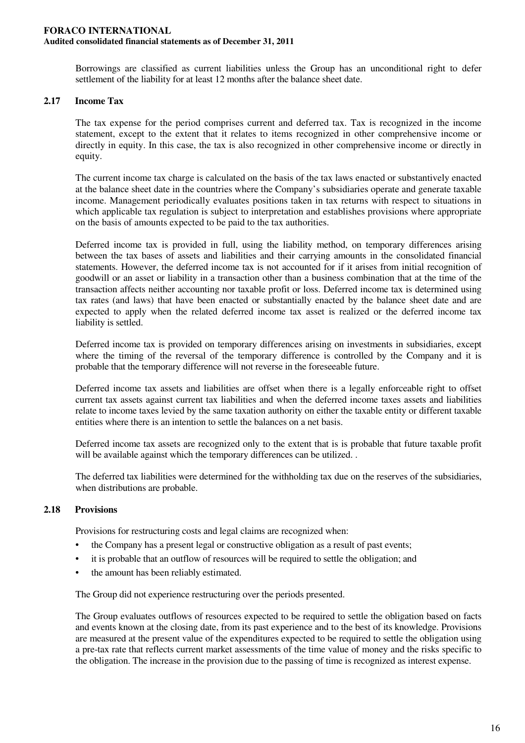Borrowings are classified as current liabilities unless the Group has an unconditional right to defer settlement of the liability for at least 12 months after the balance sheet date.

## 2.17 Income Tax

The tax expense for the period comprises current and deferred tax. Tax is recognized in the income statement, except to the extent that it relates to items recognized in other comprehensive income or directly in equity. In this case, the tax is also recognized in other comprehensive income or directly in equity.

The current income tax charge is calculated on the basis of the tax laws enacted or substantively enacted at the balance sheet date in the countries where the Company's subsidiaries operate and generate taxable income. Management periodically evaluates positions taken in tax returns with respect to situations in which applicable tax regulation is subject to interpretation and establishes provisions where appropriate on the basis of amounts expected to be paid to the tax authorities.

Deferred income tax is provided in full, using the liability method, on temporary differences arising between the tax bases of assets and liabilities and their carrying amounts in the consolidated financial statements. However, the deferred income tax is not accounted for if it arises from initial recognition of goodwill or an asset or liability in a transaction other than a business combination that at the time of the transaction affects neither accounting nor taxable profit or loss. Deferred income tax is determined using tax rates (and laws) that have been enacted or substantially enacted by the balance sheet date and are expected to apply when the related deferred income tax asset is realized or the deferred income tax liability is settled.

Deferred income tax is provided on temporary differences arising on investments in subsidiaries, except where the timing of the reversal of the temporary difference is controlled by the Company and it is probable that the temporary difference will not reverse in the foreseeable future.

Deferred income tax assets and liabilities are offset when there is a legally enforceable right to offset current tax assets against current tax liabilities and when the deferred income taxes assets and liabilities relate to income taxes levied by the same taxation authority on either the taxable entity or different taxable entities where there is an intention to settle the balances on a net basis.

Deferred income tax assets are recognized only to the extent that is is probable that future taxable profit will be available against which the temporary differences can be utilized. .

The deferred tax liabilities were determined for the withholding tax due on the reserves of the subsidiaries, when distributions are probable.

## 2.18 Provisions

Provisions for restructuring costs and legal claims are recognized when:

- the Company has a present legal or constructive obligation as a result of past events;
- it is probable that an outflow of resources will be required to settle the obligation; and
- the amount has been reliably estimated.

The Group did not experience restructuring over the periods presented.

The Group evaluates outflows of resources expected to be required to settle the obligation based on facts and events known at the closing date, from its past experience and to the best of its knowledge. Provisions are measured at the present value of the expenditures expected to be required to settle the obligation using a pre-tax rate that reflects current market assessments of the time value of money and the risks specific to the obligation. The increase in the provision due to the passing of time is recognized as interest expense.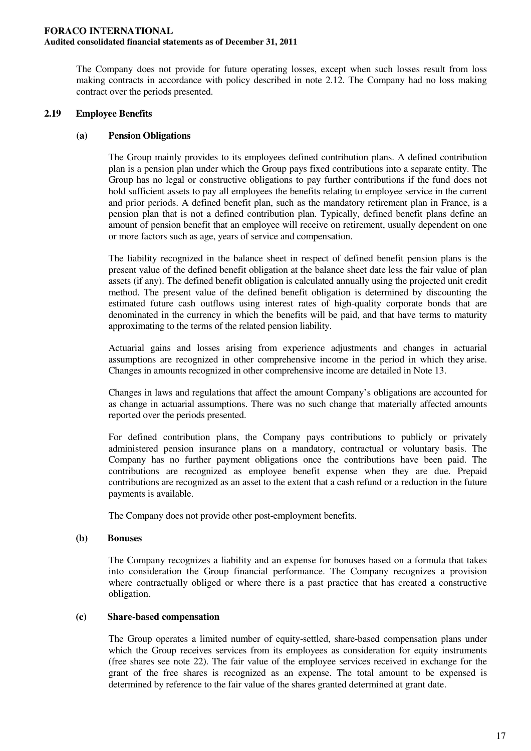The Company does not provide for future operating losses, except when such losses result from loss making contracts in accordance with policy described in note 2.12. The Company had no loss making contract over the periods presented.

### 2.19 Employee Benefits

#### (a) Pension Obligations

The Group mainly provides to its employees defined contribution plans. A defined contribution plan is a pension plan under which the Group pays fixed contributions into a separate entity. The Group has no legal or constructive obligations to pay further contributions if the fund does not hold sufficient assets to pay all employees the benefits relating to employee service in the current and prior periods. A defined benefit plan, such as the mandatory retirement plan in France, is a pension plan that is not a defined contribution plan. Typically, defined benefit plans define an amount of pension benefit that an employee will receive on retirement, usually dependent on one or more factors such as age, years of service and compensation.

The liability recognized in the balance sheet in respect of defined benefit pension plans is the present value of the defined benefit obligation at the balance sheet date less the fair value of plan assets (if any). The defined benefit obligation is calculated annually using the projected unit credit method. The present value of the defined benefit obligation is determined by discounting the estimated future cash outflows using interest rates of high-quality corporate bonds that are denominated in the currency in which the benefits will be paid, and that have terms to maturity approximating to the terms of the related pension liability.

Actuarial gains and losses arising from experience adjustments and changes in actuarial assumptions are recognized in other comprehensive income in the period in which they arise. Changes in amounts recognized in other comprehensive income are detailed in Note 13.

Changes in laws and regulations that affect the amount Company's obligations are accounted for as change in actuarial assumptions. There was no such change that materially affected amounts reported over the periods presented.

For defined contribution plans, the Company pays contributions to publicly or privately administered pension insurance plans on a mandatory, contractual or voluntary basis. The Company has no further payment obligations once the contributions have been paid. The contributions are recognized as employee benefit expense when they are due. Prepaid contributions are recognized as an asset to the extent that a cash refund or a reduction in the future payments is available.

The Company does not provide other post-employment benefits.

#### (b) Bonuses

The Company recognizes a liability and an expense for bonuses based on a formula that takes into consideration the Group financial performance. The Company recognizes a provision where contractually obliged or where there is a past practice that has created a constructive obligation.

#### (c) Share-based compensation

The Group operates a limited number of equity-settled, share-based compensation plans under which the Group receives services from its employees as consideration for equity instruments (free shares see note 22). The fair value of the employee services received in exchange for the grant of the free shares is recognized as an expense. The total amount to be expensed is determined by reference to the fair value of the shares granted determined at grant date.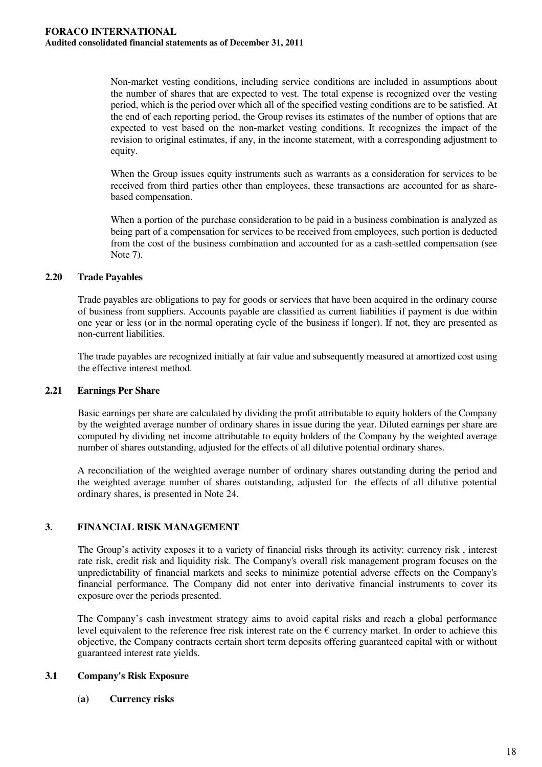Non-market vesting conditions, including service conditions are included in assumptions about the number of shares that are expected to vest. The total expense is recognized over the vesting period, which is the period over which all of the specified vesting conditions are to be satisfied. At the end of each reporting period, the Group revises its estimates of the number of options that are expected to vest based on the non-market vesting conditions. It recognizes the impact of the revision to original estimates, if any, in the income statement, with a corresponding adjustment to equity.

When the Group issues equity instruments such as warrants as a consideration for services to be received from third parties other than employees, these transactions are accounted for as share-based compensation.

When a portion of the purchase consideration to be paid in a business combination is analyzed as being part of a compensation for services to be received from employees, such portion is deducted from the cost of the business combination and accounted for as a cash-settled compensation (see Note 7).

### 2.20 Trade Payables

Trade payables are obligations to pay for goods or services that have been acquired in the ordinary course of business from suppliers. Accounts payable are classified as current liabilities if payment is due within one year or less (or in the normal operating cycle of the business if longer). If not, they are presented as non-current liabilities.

The trade payables are recognized initially at fair value and subsequently measured at amortized cost using the effective interest method.

### 2.21 Earnings Per Share

Basic earnings per share are calculated by dividing the profit attributable to equity holders of the Company by the weighted average number of ordinary shares in issue during the year. Diluted earnings per share are computed by dividing net income attributable to equity holders of the Company by the weighted average number of shares outstanding, adjusted for the effects of all dilutive potential ordinary shares.

A reconciliation of the weighted average number of ordinary shares outstanding during the period and the weighted average number of shares outstanding, adjusted for the effects of all dilutive potential ordinary shares, is presented in Note 24.

## 3. FINANCIAL RISK MANAGEMENT

The Group's activity exposes it to a variety of financial risks through its activity: currency risk , interest rate risk, credit risk and liquidity risk. The Company's overall risk management program focuses on the unpredictability of financial markets and seeks to minimize potential adverse effects on the Company's financial performance. The Company did not enter into derivative financial instruments to cover its exposure over the periods presented.

The Company's cash investment strategy aims to avoid capital risks and reach a global performance level equivalent to the reference free risk interest rate on the € currency market. In order to achieve this objective, the Company contracts certain short term deposits offering guaranteed capital with or without guaranteed interest rate yields.

### 3.1 Company's Risk Exposure

#### (a) Currency risks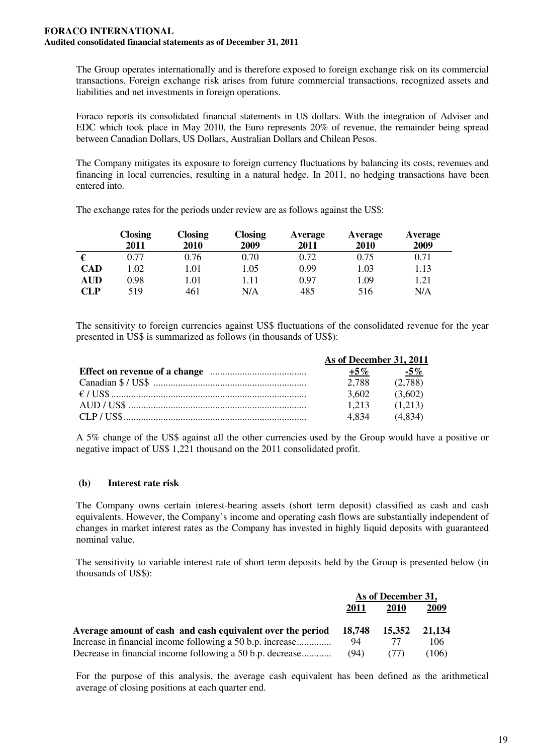The Group operates internationally and is therefore exposed to foreign exchange risk on its commercial transactions. Foreign exchange risk arises from future commercial transactions, recognized assets and liabilities and net investments in foreign operations.

Foraco reports its consolidated financial statements in US dollars. With the integration of Adviser and EDC which took place in May 2010, the Euro represents 20% of revenue, the remainder being spread between Canadian Dollars, US Dollars, Australian Dollars and Chilean Pesos.

The Company mitigates its exposure to foreign currency fluctuations by balancing its costs, revenues and financing in local currencies, resulting in a natural hedge. In 2011, no hedging transactions have been entered into.

The exchange rates for the periods under review are as follows against the US$:

| | Closing 2011 | Closing 2010 | Closing 2009 | Average 2011 | Average 2010 | Average 2009 |
|---|---|---|---|---|---|---|
| **€** | 0.77 | 0.76 | 0.70 | 0.72 | 0.75 | 0.71 |
| **CAD** | 1.02 | 1.01 | 1.05 | 0.99 | 1.03 | 1.13 |
| **AUD** | 0.98 | 1.01 | 1.11 | 0.97 | 1.09 | 1.21 |
| **CLP** | 519 | 461 | N/A | 485 | 516 | N/A |

The sensitivity to foreign currencies against US$ fluctuations of the consolidated revenue for the year presented in US$ is summarized as follows (in thousands of US$):

| | As of December 31, 2011 | |
|---|---|---|
| **Effect on revenue of a change** | **+5%** | **-5%** |
| Canadian $ / US$ | 2,788 | (2,788) |
| € / US$ | 3,602 | (3,602) |
| AUD / US$ | 1,213 | (1,213) |
| CLP / US$ | 4,834 | (4,834) |

A 5% change of the US$ against all the other currencies used by the Group would have a positive or negative impact of US$ 1,221 thousand on the 2011 consolidated profit.

**(b) Interest rate risk**

The Company owns certain interest-bearing assets (short term deposit) classified as cash and cash equivalents. However, the Company's income and operating cash flows are substantially independent of changes in market interest rates as the Company has invested in highly liquid deposits with guaranteed nominal value.

The sensitivity to variable interest rate of short term deposits held by the Group is presented below (in thousands of US$):

| | As of December 31, | | |
|---|---|---|---|
| | **2011** | **2010** | **2009** |
| **Average amount of cash and cash equivalent over the period** | **18,748** | **15,352** | **21,134** |
| Increase in financial income following a 50 b.p. increase | 94 | 77 | 106 |
| Decrease in financial income following a 50 b.p. decrease | (94) | (77) | (106) |

For the purpose of this analysis, the average cash equivalent has been defined as the arithmetical average of closing positions at each quarter end.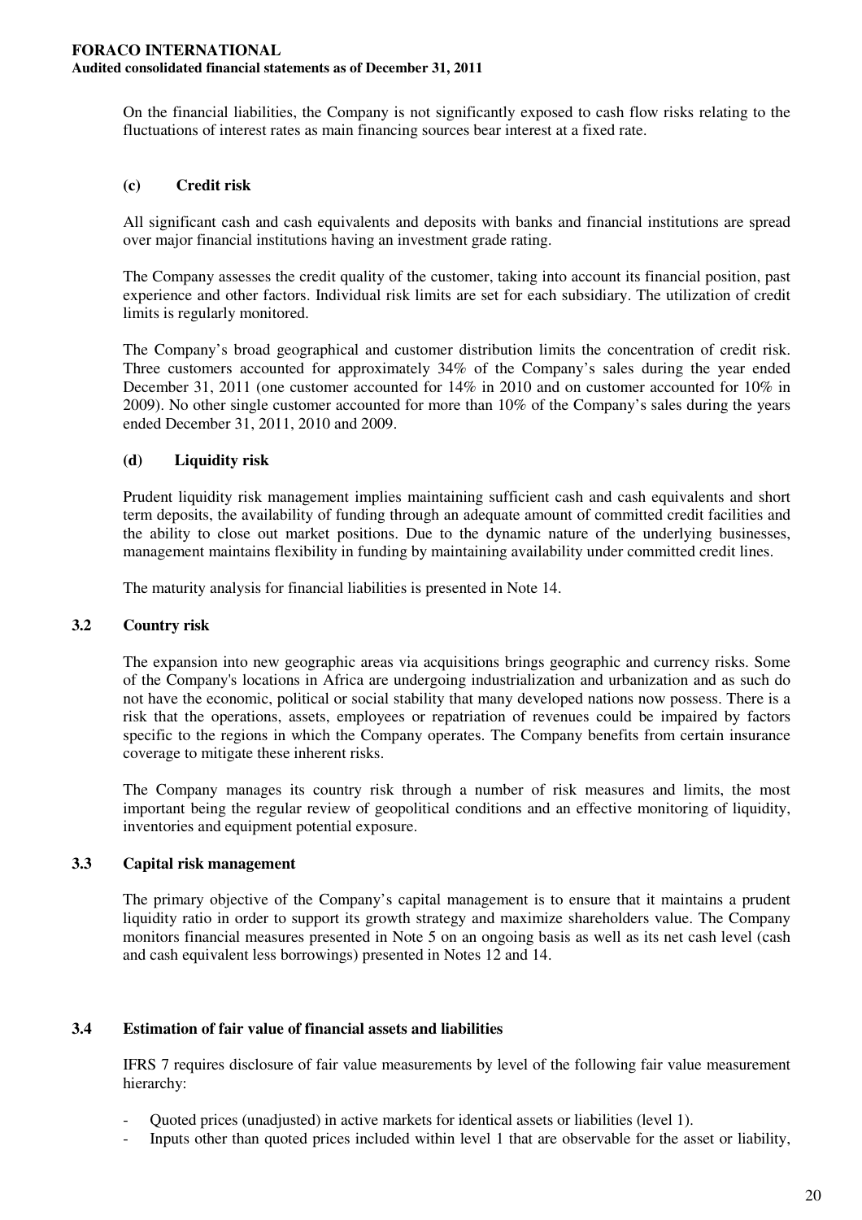On the financial liabilities, the Company is not significantly exposed to cash flow risks relating to the fluctuations of interest rates as main financing sources bear interest at a fixed rate.

#### (c) Credit risk

All significant cash and cash equivalents and deposits with banks and financial institutions are spread over major financial institutions having an investment grade rating.

The Company assesses the credit quality of the customer, taking into account its financial position, past experience and other factors. Individual risk limits are set for each subsidiary. The utilization of credit limits is regularly monitored.

The Company's broad geographical and customer distribution limits the concentration of credit risk. Three customers accounted for approximately 34% of the Company's sales during the year ended December 31, 2011 (one customer accounted for 14% in 2010 and on customer accounted for 10% in 2009). No other single customer accounted for more than 10% of the Company's sales during the years ended December 31, 2011, 2010 and 2009.

#### (d) Liquidity risk

Prudent liquidity risk management implies maintaining sufficient cash and cash equivalents and short term deposits, the availability of funding through an adequate amount of committed credit facilities and the ability to close out market positions. Due to the dynamic nature of the underlying businesses, management maintains flexibility in funding by maintaining availability under committed credit lines.

The maturity analysis for financial liabilities is presented in Note 14.

### 3.2 Country risk

The expansion into new geographic areas via acquisitions brings geographic and currency risks. Some of the Company's locations in Africa are undergoing industrialization and urbanization and as such do not have the economic, political or social stability that many developed nations now possess. There is a risk that the operations, assets, employees or repatriation of revenues could be impaired by factors specific to the regions in which the Company operates. The Company benefits from certain insurance coverage to mitigate these inherent risks.

The Company manages its country risk through a number of risk measures and limits, the most important being the regular review of geopolitical conditions and an effective monitoring of liquidity, inventories and equipment potential exposure.

### 3.3 Capital risk management

The primary objective of the Company's capital management is to ensure that it maintains a prudent liquidity ratio in order to support its growth strategy and maximize shareholders value. The Company monitors financial measures presented in Note 5 on an ongoing basis as well as its net cash level (cash and cash equivalent less borrowings) presented in Notes 12 and 14.

### 3.4 Estimation of fair value of financial assets and liabilities

IFRS 7 requires disclosure of fair value measurements by level of the following fair value measurement hierarchy:

- Quoted prices (unadjusted) in active markets for identical assets or liabilities (level 1).
- Inputs other than quoted prices included within level 1 that are observable for the asset or liability,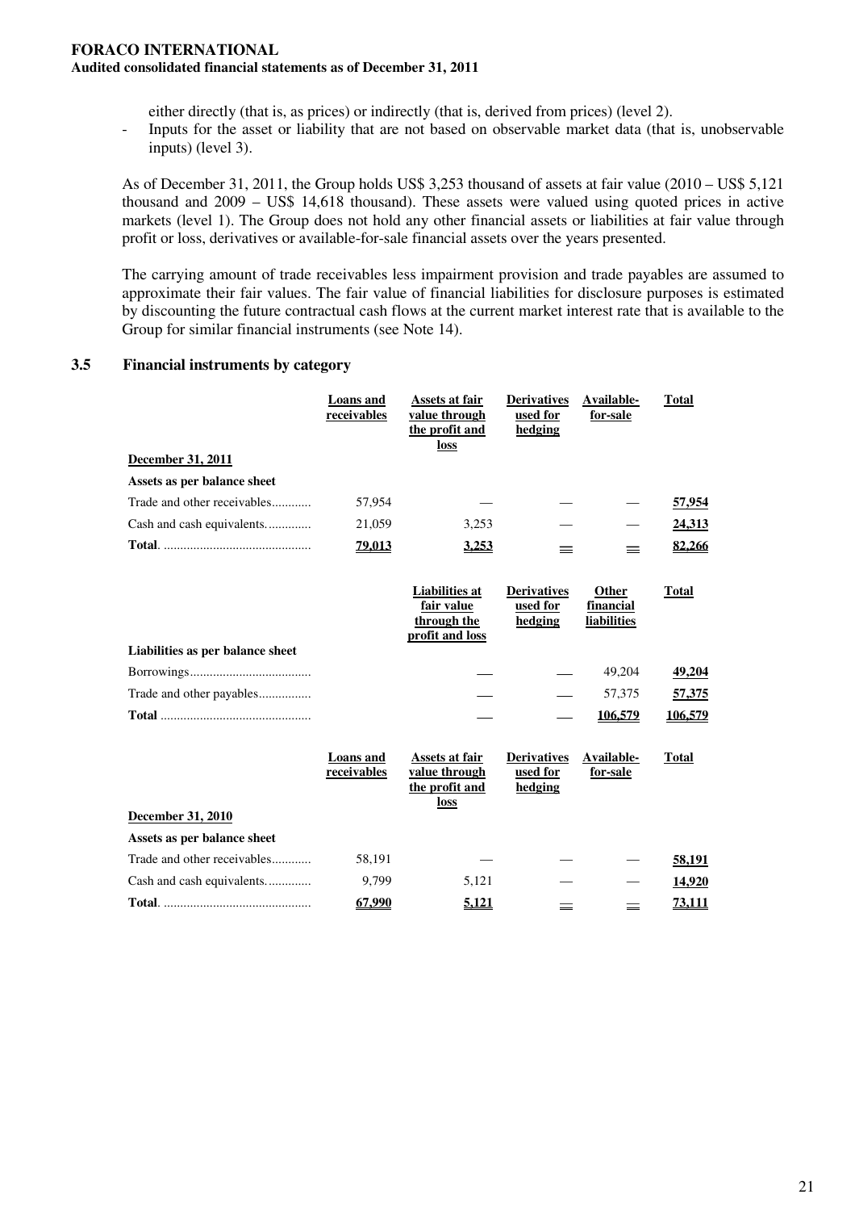either directly (that is, as prices) or indirectly (that is, derived from prices) (level 2).

- Inputs for the asset or liability that are not based on observable market data (that is, unobservable inputs) (level 3).

As of December 31, 2011, the Group holds US$ 3,253 thousand of assets at fair value (2010 – US$ 5,121 thousand and 2009 – US$ 14,618 thousand). These assets were valued using quoted prices in active markets (level 1). The Group does not hold any other financial assets or liabilities at fair value through profit or loss, derivatives or available-for-sale financial assets over the years presented.

The carrying amount of trade receivables less impairment provision and trade payables are assumed to approximate their fair values. The fair value of financial liabilities for disclosure purposes is estimated by discounting the future contractual cash flows at the current market interest rate that is available to the Group for similar financial instruments (see Note 14).

## 3.5 Financial instruments by category

| | Loans and receivables | Assets at fair value through the profit and loss | Derivatives used for hedging | Available-for-sale | Total |
|---|---|---|---|---|---|
| **December 31, 2011** | | | | | |
| **Assets as per balance sheet** | | | | | |
| Trade and other receivables............ | 57,954 | — | — | — | 57,954 |
| Cash and cash equivalents............. | 21,059 | 3,253 | — | — | 24,313 |
| **Total**. ............................................ | 79,013 | 3,253 | — | — | 82,266 |

| | Liabilities at fair value through the profit and loss | Derivatives used for hedging | Other financial liabilities | Total |
|---|---|---|---|---|
| **Liabilities as per balance sheet** | | | | |
| Borrowings.................................... | — | — | 49,204 | 49,204 |
| Trade and other payables................ | — | — | 57,375 | 57,375 |
| **Total** ............................................. | — | — | 106,579 | 106,579 |

| | Loans and receivables | Assets at fair value through the profit and loss | Derivatives used for hedging | Available-for-sale | Total |
|---|---|---|---|---|---|
| **December 31, 2010** | | | | | |
| **Assets as per balance sheet** | | | | | |
| Trade and other receivables............ | 58,191 | — | — | — | 58,191 |
| Cash and cash equivalents............. | 9,799 | 5,121 | — | — | 14,920 |
| **Total**. ............................................ | 67,990 | 5,121 | — | — | 73,111 |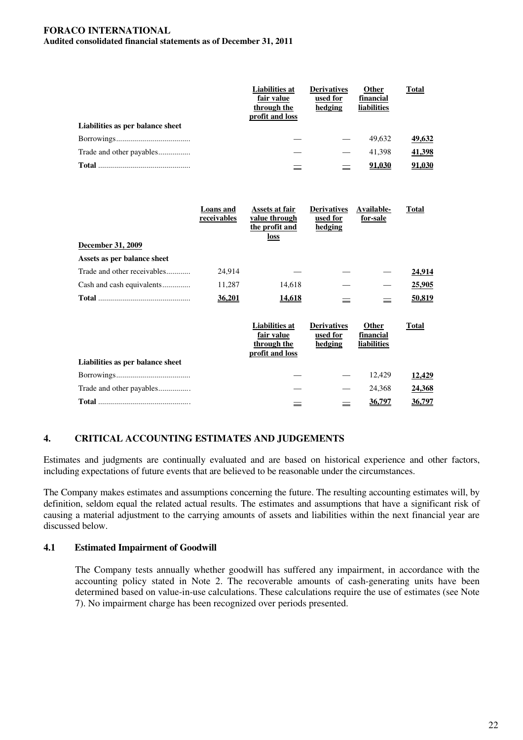| Liabilities as per balance sheet | Liabilities at fair value through the profit and loss | Derivatives used for hedging | Other financial liabilities | Total |
|---|---|---|---|---|
| Borrowings | — | — | 49,632 | 49,632 |
| Trade and other payables | — | — | 41,398 | 41,398 |
| **Total** | — | — | 91,030 | 91,030 |

| December 31, 2009 | Loans and receivables | Assets at fair value through the profit and loss | Derivatives used for hedging | Available-for-sale | Total |
|---|---|---|---|---|---|
| **Assets as per balance sheet** | | | | | |
| Trade and other receivables | 24,914 | — | — | — | 24,914 |
| Cash and cash equivalents | 11,287 | 14,618 | — | — | 25,905 |
| **Total** | 36,201 | 14,618 | — | — | 50,819 |

| Liabilities as per balance sheet | Liabilities at fair value through the profit and loss | Derivatives used for hedging | Other financial liabilities | Total |
|---|---|---|---|---|
| Borrowings | — | — | 12,429 | 12,429 |
| Trade and other payables | — | — | 24,368 | 24,368 |
| **Total** | — | — | 36,797 | 36,797 |

## 4. CRITICAL ACCOUNTING ESTIMATES AND JUDGEMENTS

Estimates and judgments are continually evaluated and are based on historical experience and other factors, including expectations of future events that are believed to be reasonable under the circumstances.

The Company makes estimates and assumptions concerning the future. The resulting accounting estimates will, by definition, seldom equal the related actual results. The estimates and assumptions that have a significant risk of causing a material adjustment to the carrying amounts of assets and liabilities within the next financial year are discussed below.

### 4.1 Estimated Impairment of Goodwill

The Company tests annually whether goodwill has suffered any impairment, in accordance with the accounting policy stated in Note 2. The recoverable amounts of cash-generating units have been determined based on value-in-use calculations. These calculations require the use of estimates (see Note 7). No impairment charge has been recognized over periods presented.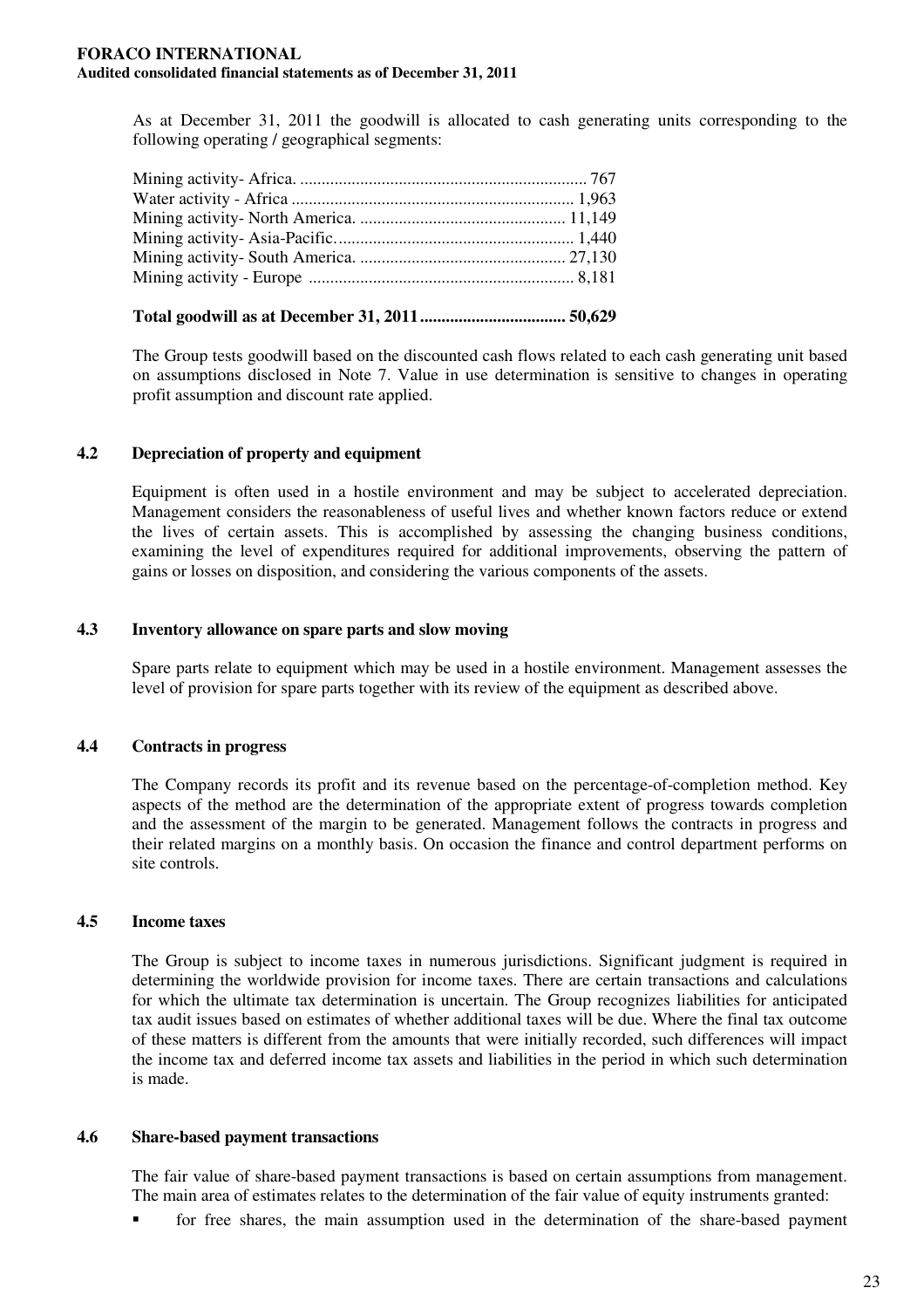As at December 31, 2011 the goodwill is allocated to cash generating units corresponding to the following operating / geographical segments:

| | |
|---|---|
| Mining activity- Africa. | 767 |
| Water activity - Africa | 1,963 |
| Mining activity- North America. | 11,149 |
| Mining activity- Asia-Pacific. | 1,440 |
| Mining activity- South America. | 27,130 |
| Mining activity - Europe | 8,181 |
| **Total goodwill as at December 31, 2011** | **50,629** |

The Group tests goodwill based on the discounted cash flows related to each cash generating unit based on assumptions disclosed in Note 7. Value in use determination is sensitive to changes in operating profit assumption and discount rate applied.

### 4.2 Depreciation of property and equipment

Equipment is often used in a hostile environment and may be subject to accelerated depreciation. Management considers the reasonableness of useful lives and whether known factors reduce or extend the lives of certain assets. This is accomplished by assessing the changing business conditions, examining the level of expenditures required for additional improvements, observing the pattern of gains or losses on disposition, and considering the various components of the assets.

### 4.3 Inventory allowance on spare parts and slow moving

Spare parts relate to equipment which may be used in a hostile environment. Management assesses the level of provision for spare parts together with its review of the equipment as described above.

### 4.4 Contracts in progress

The Company records its profit and its revenue based on the percentage-of-completion method. Key aspects of the method are the determination of the appropriate extent of progress towards completion and the assessment of the margin to be generated. Management follows the contracts in progress and their related margins on a monthly basis. On occasion the finance and control department performs on site controls.

### 4.5 Income taxes

The Group is subject to income taxes in numerous jurisdictions. Significant judgment is required in determining the worldwide provision for income taxes. There are certain transactions and calculations for which the ultimate tax determination is uncertain. The Group recognizes liabilities for anticipated tax audit issues based on estimates of whether additional taxes will be due. Where the final tax outcome of these matters is different from the amounts that were initially recorded, such differences will impact the income tax and deferred income tax assets and liabilities in the period in which such determination is made.

### 4.6 Share-based payment transactions

The fair value of share-based payment transactions is based on certain assumptions from management. The main area of estimates relates to the determination of the fair value of equity instruments granted:

- for free shares, the main assumption used in the determination of the share-based payment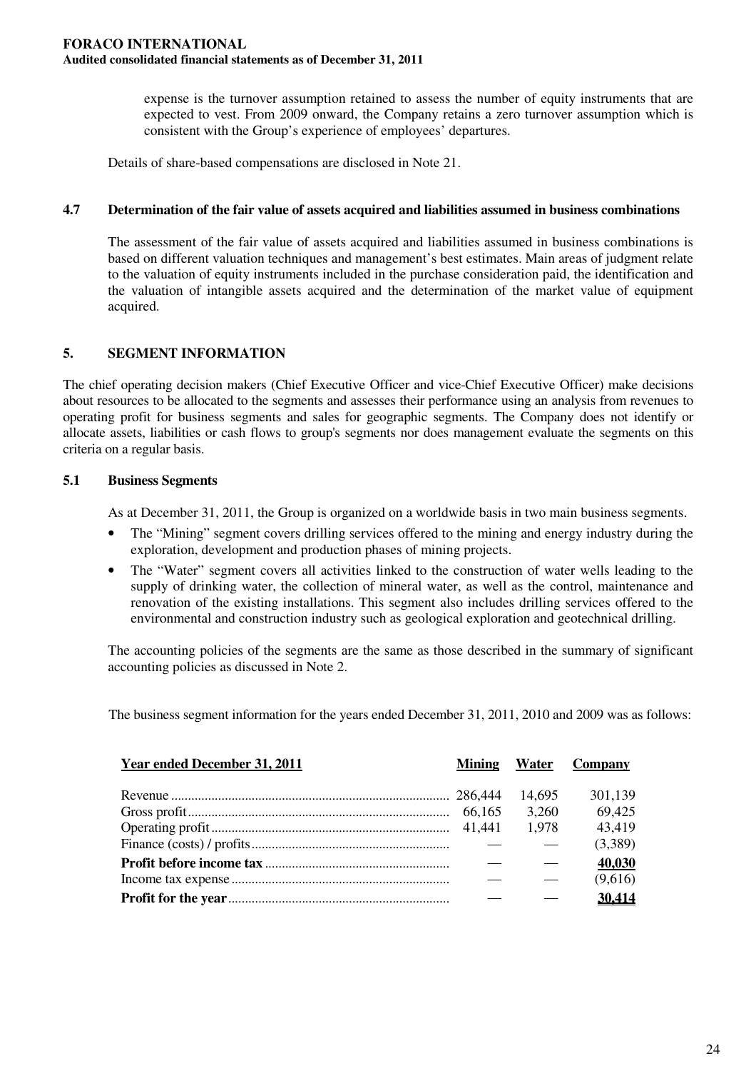expense is the turnover assumption retained to assess the number of equity instruments that are expected to vest. From 2009 onward, the Company retains a zero turnover assumption which is consistent with the Group's experience of employees' departures.

Details of share-based compensations are disclosed in Note 21.

### 4.7 Determination of the fair value of assets acquired and liabilities assumed in business combinations

The assessment of the fair value of assets acquired and liabilities assumed in business combinations is based on different valuation techniques and management's best estimates. Main areas of judgment relate to the valuation of equity instruments included in the purchase consideration paid, the identification and the valuation of intangible assets acquired and the determination of the market value of equipment acquired.

## 5. SEGMENT INFORMATION

The chief operating decision makers (Chief Executive Officer and vice-Chief Executive Officer) make decisions about resources to be allocated to the segments and assesses their performance using an analysis from revenues to operating profit for business segments and sales for geographic segments. The Company does not identify or allocate assets, liabilities or cash flows to group's segments nor does management evaluate the segments on this criteria on a regular basis.

### 5.1 Business Segments

As at December 31, 2011, the Group is organized on a worldwide basis in two main business segments.

- The "Mining" segment covers drilling services offered to the mining and energy industry during the exploration, development and production phases of mining projects.
- The "Water" segment covers all activities linked to the construction of water wells leading to the supply of drinking water, the collection of mineral water, as well as the control, maintenance and renovation of the existing installations. This segment also includes drilling services offered to the environmental and construction industry such as geological exploration and geotechnical drilling.

The accounting policies of the segments are the same as those described in the summary of significant accounting policies as discussed in Note 2.

The business segment information for the years ended December 31, 2011, 2010 and 2009 was as follows:

| Year ended December 31, 2011 | Mining | Water | Company |
|---|---|---|---|
| Revenue | 286,444 | 14,695 | 301,139 |
| Gross profit | 66,165 | 3,260 | 69,425 |
| Operating profit | 41,441 | 1,978 | 43,419 |
| Finance (costs) / profits | — | — | (3,389) |
| **Profit before income tax** | — | — | **40,030** |
| Income tax expense | — | — | (9,616) |
| **Profit for the year** | — | — | **30,414** |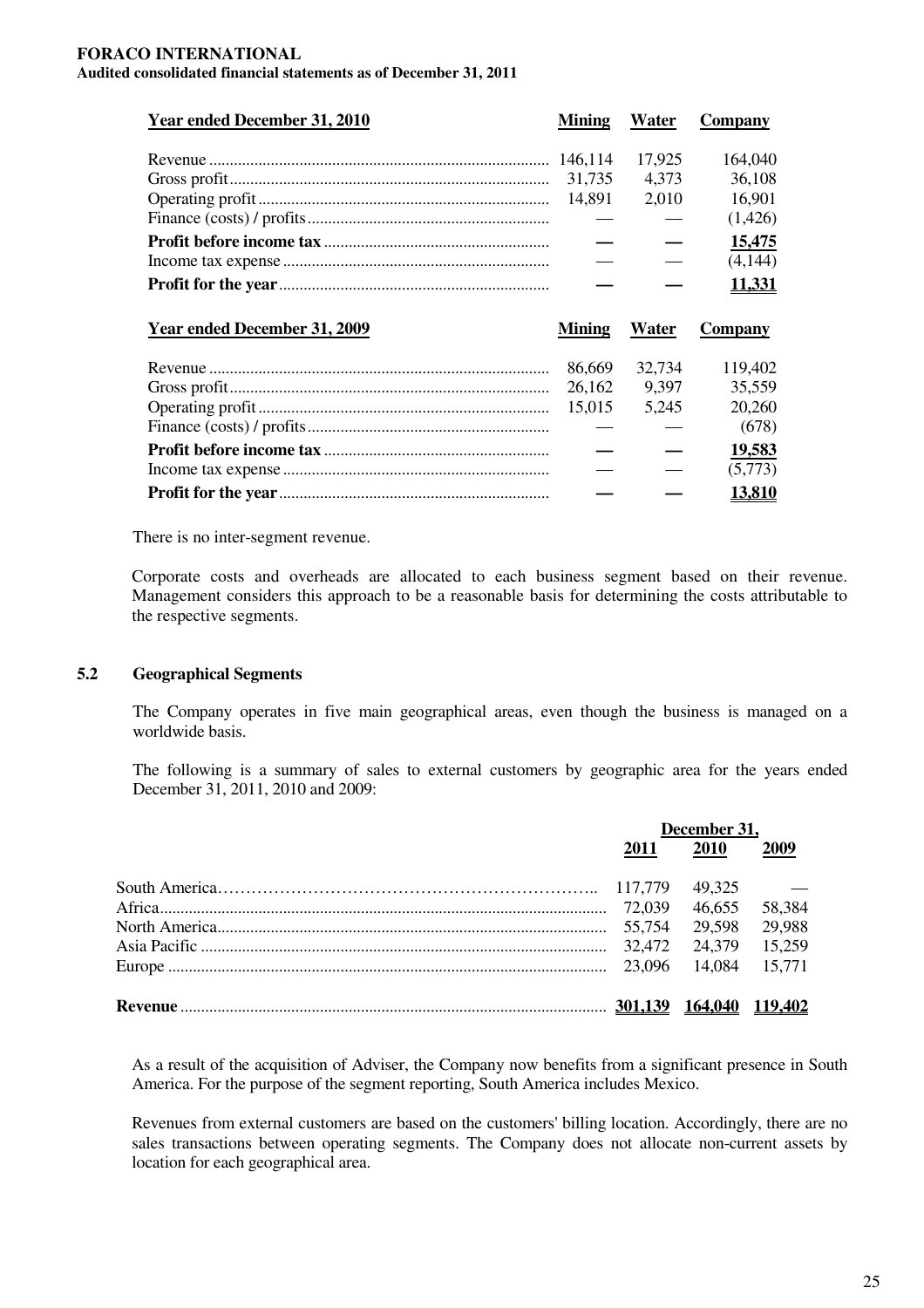| Year ended December 31, 2010 | Mining | Water | Company |
|---|---|---|---|
| Revenue | 146,114 | 17,925 | 164,040 |
| Gross profit | 31,735 | 4,373 | 36,108 |
| Operating profit | 14,891 | 2,010 | 16,901 |
| Finance (costs) / profits | — | — | (1,426) |
| **Profit before income tax** | **—** | **—** | **15,475** |
| Income tax expense | — | — | (4,144) |
| **Profit for the year** | **—** | **—** | **11,331** |

| Year ended December 31, 2009 | Mining | Water | Company |
|---|---|---|---|
| Revenue | 86,669 | 32,734 | 119,402 |
| Gross profit | 26,162 | 9,397 | 35,559 |
| Operating profit | 15,015 | 5,245 | 20,260 |
| Finance (costs) / profits | — | — | (678) |
| **Profit before income tax** | **—** | **—** | **19,583** |
| Income tax expense | — | — | (5,773) |
| **Profit for the year** | **—** | **—** | **13,810** |

There is no inter-segment revenue.

Corporate costs and overheads are allocated to each business segment based on their revenue. Management considers this approach to be a reasonable basis for determining the costs attributable to the respective segments.

### 5.2 Geographical Segments

The Company operates in five main geographical areas, even though the business is managed on a worldwide basis.

The following is a summary of sales to external customers by geographic area for the years ended December 31, 2011, 2010 and 2009:

| | December 31, | | |
|---|---|---|---|
| | 2011 | 2010 | 2009 |
| South America | 117,779 | 49,325 | — |
| Africa | 72,039 | 46,655 | 58,384 |
| North America | 55,754 | 29,598 | 29,988 |
| Asia Pacific | 32,472 | 24,379 | 15,259 |
| Europe | 23,096 | 14,084 | 15,771 |
| **Revenue** | **301,139** | **164,040** | **119,402** |

As a result of the acquisition of Adviser, the Company now benefits from a significant presence in South America. For the purpose of the segment reporting, South America includes Mexico.

Revenues from external customers are based on the customers' billing location. Accordingly, there are no sales transactions between operating segments. The Company does not allocate non-current assets by location for each geographical area.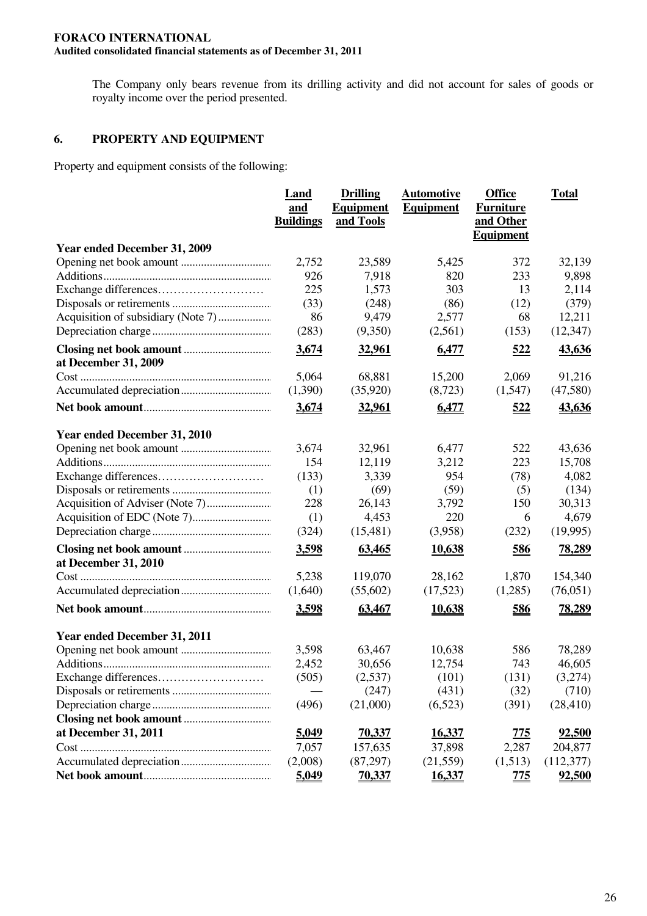The Company only bears revenue from its drilling activity and did not account for sales of goods or royalty income over the period presented.

## 6. PROPERTY AND EQUIPMENT

Property and equipment consists of the following:

| | Land and Buildings | Drilling Equipment and Tools | Automotive Equipment | Office Furniture and Other Equipment | Total |
|---|---|---|---|---|---|
| **Year ended December 31, 2009** | | | | | |
| Opening net book amount | 2,752 | 23,589 | 5,425 | 372 | 32,139 |
| Additions | 926 | 7,918 | 820 | 233 | 9,898 |
| Exchange differences | 225 | 1,573 | 303 | 13 | 2,114 |
| Disposals or retirements | (33) | (248) | (86) | (12) | (379) |
| Acquisition of subsidiary (Note 7) | 86 | 9,479 | 2,577 | 68 | 12,211 |
| Depreciation charge | (283) | (9,350) | (2,561) | (153) | (12,347) |
| **Closing net book amount** | **3,674** | **32,961** | **6,477** | **522** | **43,636** |
| **at December 31, 2009** | | | | | |
| Cost | 5,064 | 68,881 | 15,200 | 2,069 | 91,216 |
| Accumulated depreciation | (1,390) | (35,920) | (8,723) | (1,547) | (47,580) |
| **Net book amount** | **3,674** | **32,961** | **6,477** | **522** | **43,636** |
| **Year ended December 31, 2010** | | | | | |
| Opening net book amount | 3,674 | 32,961 | 6,477 | 522 | 43,636 |
| Additions | 154 | 12,119 | 3,212 | 223 | 15,708 |
| Exchange differences | (133) | 3,339 | 954 | (78) | 4,082 |
| Disposals or retirements | (1) | (69) | (59) | (5) | (134) |
| Acquisition of Adviser (Note 7) | 228 | 26,143 | 3,792 | 150 | 30,313 |
| Acquisition of EDC (Note 7) | (1) | 4,453 | 220 | 6 | 4,679 |
| Depreciation charge | (324) | (15,481) | (3,958) | (232) | (19,995) |
| **Closing net book amount** | **3,598** | **63,465** | **10,638** | **586** | **78,289** |
| **at December 31, 2010** | | | | | |
| Cost | 5,238 | 119,070 | 28,162 | 1,870 | 154,340 |
| Accumulated depreciation | (1,640) | (55,602) | (17,523) | (1,285) | (76,051) |
| **Net book amount** | **3,598** | **63,467** | **10,638** | **586** | **78,289** |
| **Year ended December 31, 2011** | | | | | |
| Opening net book amount | 3,598 | 63,467 | 10,638 | 586 | 78,289 |
| Additions | 2,452 | 30,656 | 12,754 | 743 | 46,605 |
| Exchange differences | (505) | (2,537) | (101) | (131) | (3,274) |
| Disposals or retirements | — | (247) | (431) | (32) | (710) |
| Depreciation charge | (496) | (21,000) | (6,523) | (391) | (28,410) |
| **Closing net book amount** | | | | | |
| **at December 31, 2011** | **5,049** | **70,337** | **16,337** | **775** | **92,500** |
| Cost | 7,057 | 157,635 | 37,898 | 2,287 | 204,877 |
| Accumulated depreciation | (2,008) | (87,297) | (21,559) | (1,513) | (112,377) |
| **Net book amount** | **5,049** | **70,337** | **16,337** | **775** | **92,500** |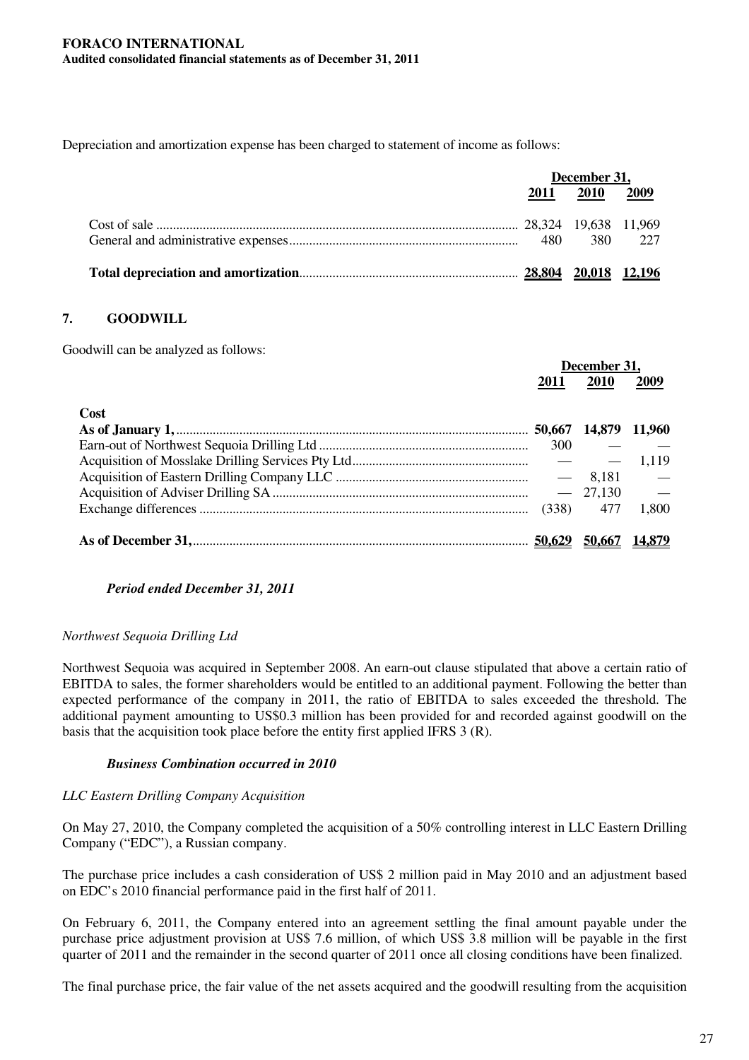Depreciation and amortization expense has been charged to statement of income as follows:

| | December 31, | | |
|---|---|---|---|
| | 2011 | 2010 | 2009 |
| Cost of sale | 28,324 | 19,638 | 11,969 |
| General and administrative expenses | 480 | 380 | 227 |
| **Total depreciation and amortization** | **28,804** | **20,018** | **12,196** |

## 7. GOODWILL

Goodwill can be analyzed as follows:

| | December 31, | | |
|---|---|---|---|
| | 2011 | 2010 | 2009 |
| **Cost** | | | |
| **As of January 1,** | **50,667** | **14,879** | **11,960** |
| Earn-out of Northwest Sequoia Drilling Ltd | 300 | — | — |
| Acquisition of Mosslake Drilling Services Pty Ltd | — | — | 1,119 |
| Acquisition of Eastern Drilling Company LLC | — | 8,181 | — |
| Acquisition of Adviser Drilling SA | — | 27,130 | — |
| Exchange differences | (338) | 477 | 1,800 |
| **As of December 31,** | **50,629** | **50,667** | **14,879** |

***Period ended December 31, 2011***

*Northwest Sequoia Drilling Ltd*

Northwest Sequoia was acquired in September 2008. An earn-out clause stipulated that above a certain ratio of EBITDA to sales, the former shareholders would be entitled to an additional payment. Following the better than expected performance of the company in 2011, the ratio of EBITDA to sales exceeded the threshold. The additional payment amounting to US$0.3 million has been provided for and recorded against goodwill on the basis that the acquisition took place before the entity first applied IFRS 3 (R).

***Business Combination occurred in 2010***

*LLC Eastern Drilling Company Acquisition*

On May 27, 2010, the Company completed the acquisition of a 50% controlling interest in LLC Eastern Drilling Company ("EDC"), a Russian company.

The purchase price includes a cash consideration of US$ 2 million paid in May 2010 and an adjustment based on EDC's 2010 financial performance paid in the first half of 2011.

On February 6, 2011, the Company entered into an agreement settling the final amount payable under the purchase price adjustment provision at US$ 7.6 million, of which US$ 3.8 million will be payable in the first quarter of 2011 and the remainder in the second quarter of 2011 once all closing conditions have been finalized.

The final purchase price, the fair value of the net assets acquired and the goodwill resulting from the acquisition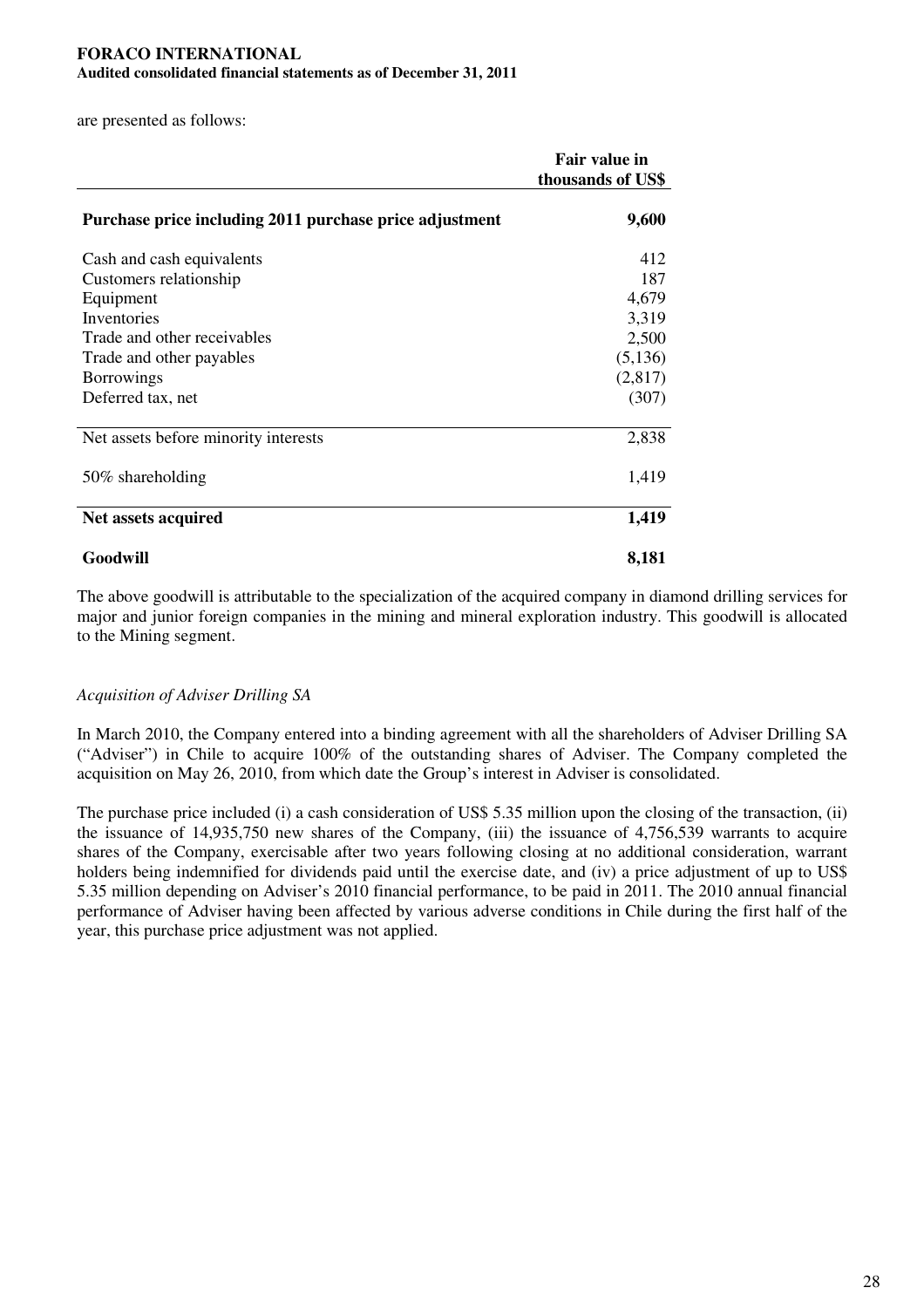are presented as follows:

| | Fair value in thousands of US$ |
|---|---|
| **Purchase price including 2011 purchase price adjustment** | **9,600** |
| Cash and cash equivalents | 412 |
| Customers relationship | 187 |
| Equipment | 4,679 |
| Inventories | 3,319 |
| Trade and other receivables | 2,500 |
| Trade and other payables | (5,136) |
| Borrowings | (2,817) |
| Deferred tax, net | (307) |
| Net assets before minority interests | 2,838 |
| 50% shareholding | 1,419 |
| **Net assets acquired** | **1,419** |
| **Goodwill** | **8,181** |

The above goodwill is attributable to the specialization of the acquired company in diamond drilling services for major and junior foreign companies in the mining and mineral exploration industry. This goodwill is allocated to the Mining segment.

*Acquisition of Adviser Drilling SA*

In March 2010, the Company entered into a binding agreement with all the shareholders of Adviser Drilling SA ("Adviser") in Chile to acquire 100% of the outstanding shares of Adviser. The Company completed the acquisition on May 26, 2010, from which date the Group's interest in Adviser is consolidated.

The purchase price included (i) a cash consideration of US$ 5.35 million upon the closing of the transaction, (ii) the issuance of 14,935,750 new shares of the Company, (iii) the issuance of 4,756,539 warrants to acquire shares of the Company, exercisable after two years following closing at no additional consideration, warrant holders being indemnified for dividends paid until the exercise date, and (iv) a price adjustment of up to US$ 5.35 million depending on Adviser's 2010 financial performance, to be paid in 2011. The 2010 annual financial performance of Adviser having been affected by various adverse conditions in Chile during the first half of the year, this purchase price adjustment was not applied.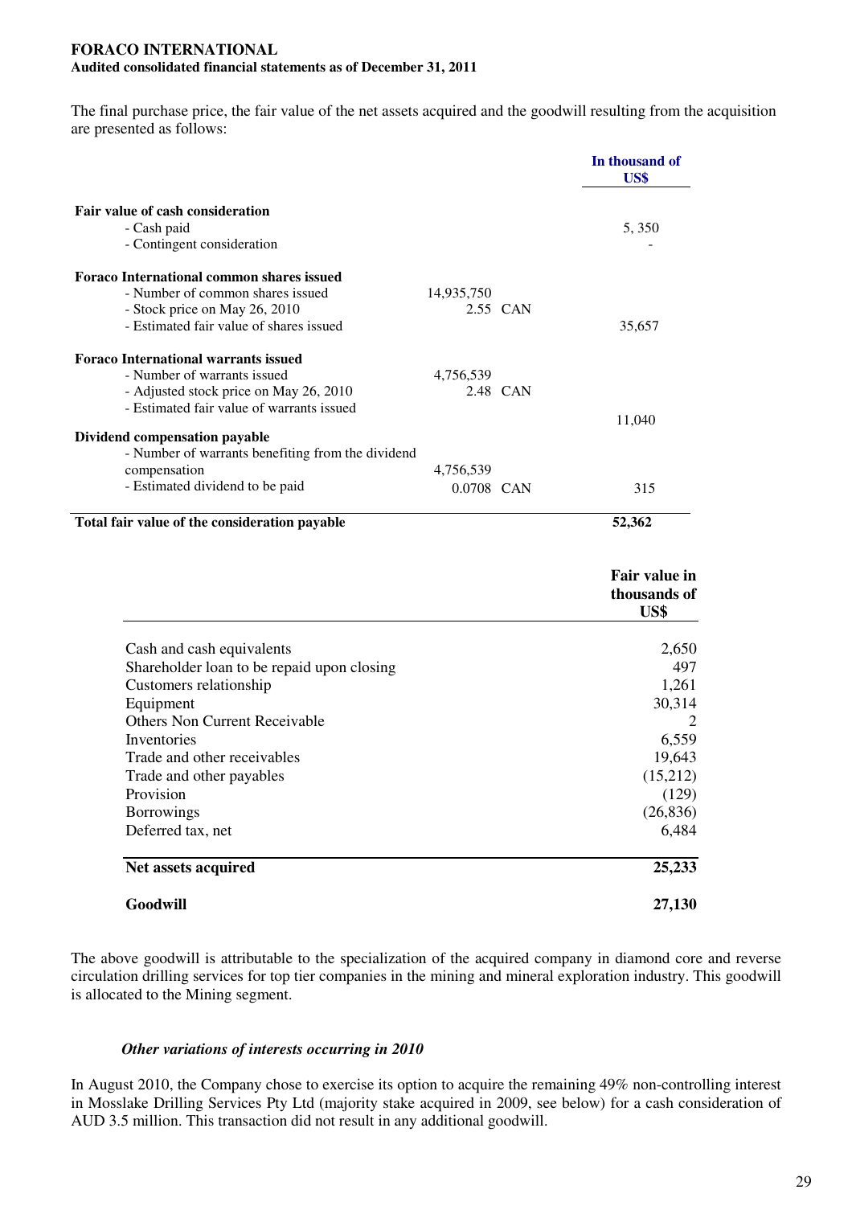The final purchase price, the fair value of the net assets acquired and the goodwill resulting from the acquisition are presented as follows:

| | | | In thousand of US$ |
|---|---|---|---|
| **Fair value of cash consideration** | | | |
| - Cash paid | | | 5, 350 |
| - Contingent consideration | | | - |
| **Foraco International common shares issued** | | | |
| - Number of common shares issued | 14,935,750 | | |
| - Stock price on May 26, 2010 | 2.55 | CAN | |
| - Estimated fair value of shares issued | | | 35,657 |
| **Foraco International warrants issued** | | | |
| - Number of warrants issued | 4,756,539 | | |
| - Adjusted stock price on May 26, 2010 | 2.48 | CAN | |
| - Estimated fair value of warrants issued | | | 11,040 |
| **Dividend compensation payable** | | | |
| - Number of warrants benefiting from the dividend compensation | 4,756,539 | | |
| - Estimated dividend to be paid | 0.0708 | CAN | 315 |
| **Total fair value of the consideration payable** | | | **52,362** |

| | Fair value in thousands of US$ |
|---|---|
| Cash and cash equivalents | 2,650 |
| Shareholder loan to be repaid upon closing | 497 |
| Customers relationship | 1,261 |
| Equipment | 30,314 |
| Others Non Current Receivable | 2 |
| Inventories | 6,559 |
| Trade and other receivables | 19,643 |
| Trade and other payables | (15,212) |
| Provision | (129) |
| Borrowings | (26,836) |
| Deferred tax, net | 6,484 |
| **Net assets acquired** | **25,233** |
| **Goodwill** | **27,130** |

The above goodwill is attributable to the specialization of the acquired company in diamond core and reverse circulation drilling services for top tier companies in the mining and mineral exploration industry. This goodwill is allocated to the Mining segment.

***Other variations of interests occurring in 2010***

In August 2010, the Company chose to exercise its option to acquire the remaining 49% non-controlling interest in Mosslake Drilling Services Pty Ltd (majority stake acquired in 2009, see below) for a cash consideration of AUD 3.5 million. This transaction did not result in any additional goodwill.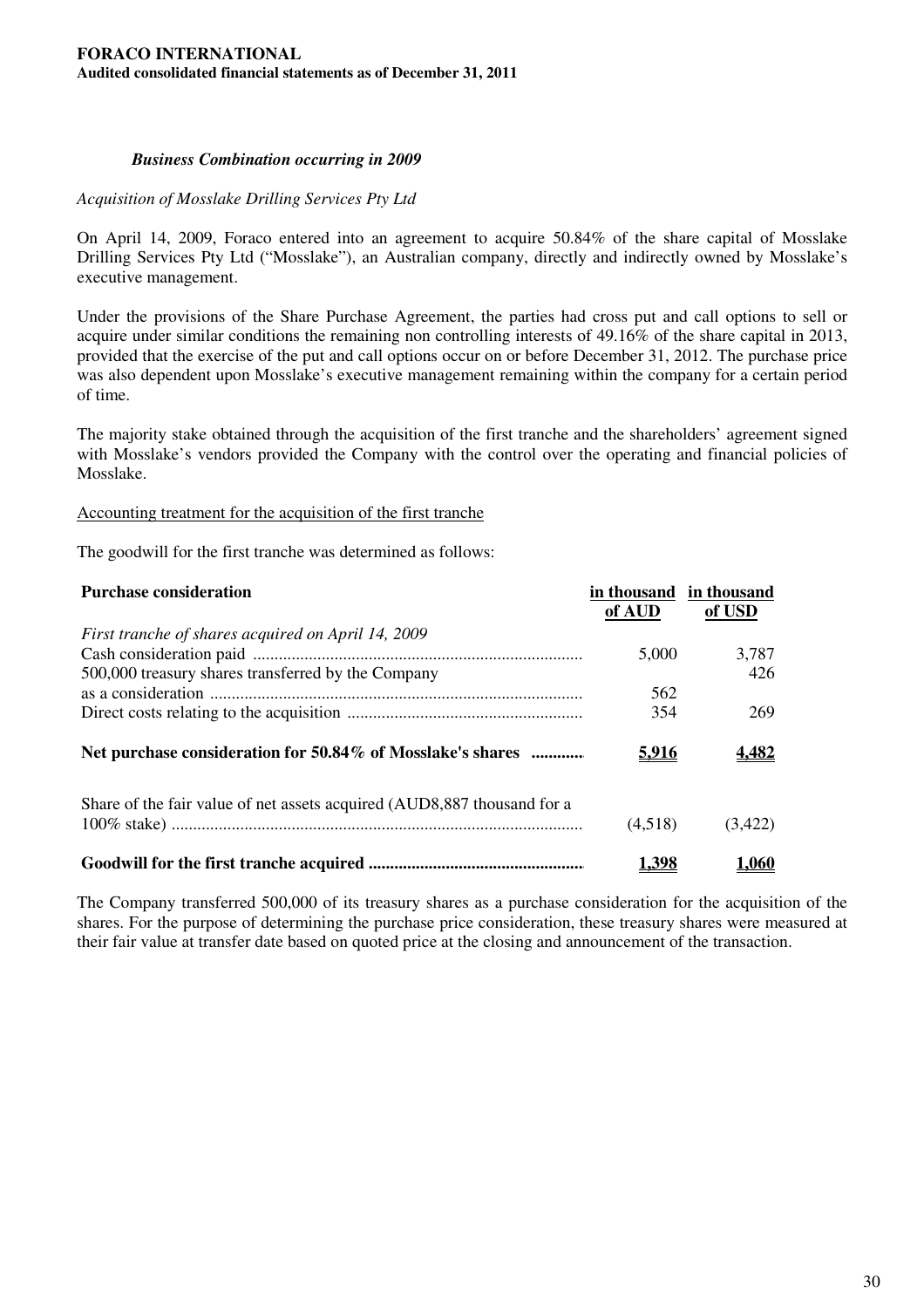***Business Combination occurring in 2009***

*Acquisition of Mosslake Drilling Services Pty Ltd*

On April 14, 2009, Foraco entered into an agreement to acquire 50.84% of the share capital of Mosslake Drilling Services Pty Ltd ("Mosslake"), an Australian company, directly and indirectly owned by Mosslake's executive management.

Under the provisions of the Share Purchase Agreement, the parties had cross put and call options to sell or acquire under similar conditions the remaining non controlling interests of 49.16% of the share capital in 2013, provided that the exercise of the put and call options occur on or before December 31, 2012. The purchase price was also dependent upon Mosslake's executive management remaining within the company for a certain period of time.

The majority stake obtained through the acquisition of the first tranche and the shareholders' agreement signed with Mosslake's vendors provided the Company with the control over the operating and financial policies of Mosslake.

Accounting treatment for the acquisition of the first tranche

The goodwill for the first tranche was determined as follows:

| **Purchase consideration** | in thousand of AUD | in thousand of USD |
|---|---|---|
| *First tranche of shares acquired on April 14, 2009* | | |
| Cash consideration paid | 5,000 | 3,787 |
| 500,000 treasury shares transferred by the Company as a consideration | 562 | 426 |
| Direct costs relating to the acquisition | 354 | 269 |
| **Net purchase consideration for 50.84% of Mosslake's shares** | **5,916** | **4,482** |
| Share of the fair value of net assets acquired (AUD8,887 thousand for a 100% stake) | (4,518) | (3,422) |
| **Goodwill for the first tranche acquired** | **1,398** | **1,060** |

The Company transferred 500,000 of its treasury shares as a purchase consideration for the acquisition of the shares. For the purpose of determining the purchase price consideration, these treasury shares were measured at their fair value at transfer date based on quoted price at the closing and announcement of the transaction.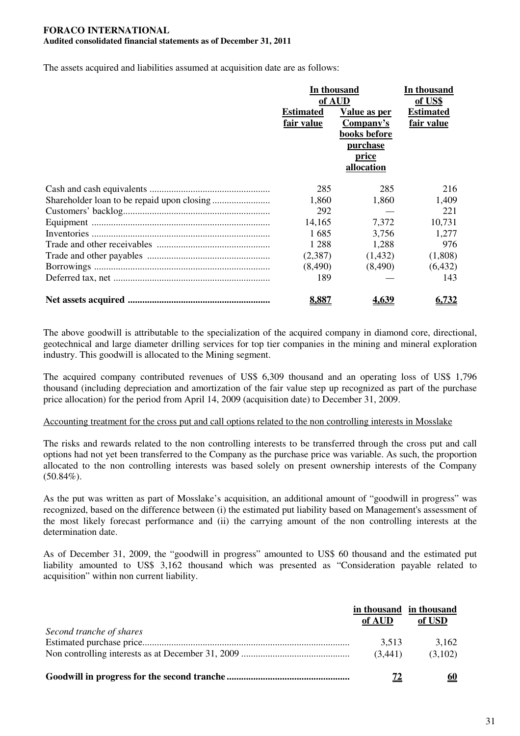**FORACO INTERNATIONAL**
**Audited consolidated financial statements as of December 31, 2011**

The assets acquired and liabilities assumed at acquisition date are as follows:

| | In thousand of AUD | | In thousand of US$ |
|---|---|---|---|
| | Estimated fair value | Value as per Company's books before purchase price allocation | Estimated fair value |
| Cash and cash equivalents | 285 | 285 | 216 |
| Shareholder loan to be repaid upon closing | 1,860 | 1,860 | 1,409 |
| Customers' backlog | 292 | — | 221 |
| Equipment | 14,165 | 7,372 | 10,731 |
| Inventories | 1 685 | 3,756 | 1,277 |
| Trade and other receivables | 1 288 | 1,288 | 976 |
| Trade and other payables | (2,387) | (1,432) | (1,808) |
| Borrowings | (8,490) | (8,490) | (6,432) |
| Deferred tax, net | 189 | — | 143 |
| **Net assets acquired** | **8,887** | **4,639** | **6,732** |

The above goodwill is attributable to the specialization of the acquired company in diamond core, directional, geotechnical and large diameter drilling services for top tier companies in the mining and mineral exploration industry. This goodwill is allocated to the Mining segment.

The acquired company contributed revenues of US$ 6,309 thousand and an operating loss of US$ 1,796 thousand (including depreciation and amortization of the fair value step up recognized as part of the purchase price allocation) for the period from April 14, 2009 (acquisition date) to December 31, 2009.

Accounting treatment for the cross put and call options related to the non controlling interests in Mosslake

The risks and rewards related to the non controlling interests to be transferred through the cross put and call options had not yet been transferred to the Company as the purchase price was variable. As such, the proportion allocated to the non controlling interests was based solely on present ownership interests of the Company (50.84%).

As the put was written as part of Mosslake's acquisition, an additional amount of "goodwill in progress" was recognized, based on the difference between (i) the estimated put liability based on Management's assessment of the most likely forecast performance and (ii) the carrying amount of the non controlling interests at the determination date.

As of December 31, 2009, the "goodwill in progress" amounted to US$ 60 thousand and the estimated put liability amounted to US$ 3,162 thousand which was presented as "Consideration payable related to acquisition" within non current liability.

| | in thousand of AUD | in thousand of USD |
|---|---|---|
| *Second tranche of shares* | | |
| Estimated purchase price | 3,513 | 3,162 |
| Non controlling interests as at December 31, 2009 | (3,441) | (3,102) |
| **Goodwill in progress for the second tranche** | **72** | **60** |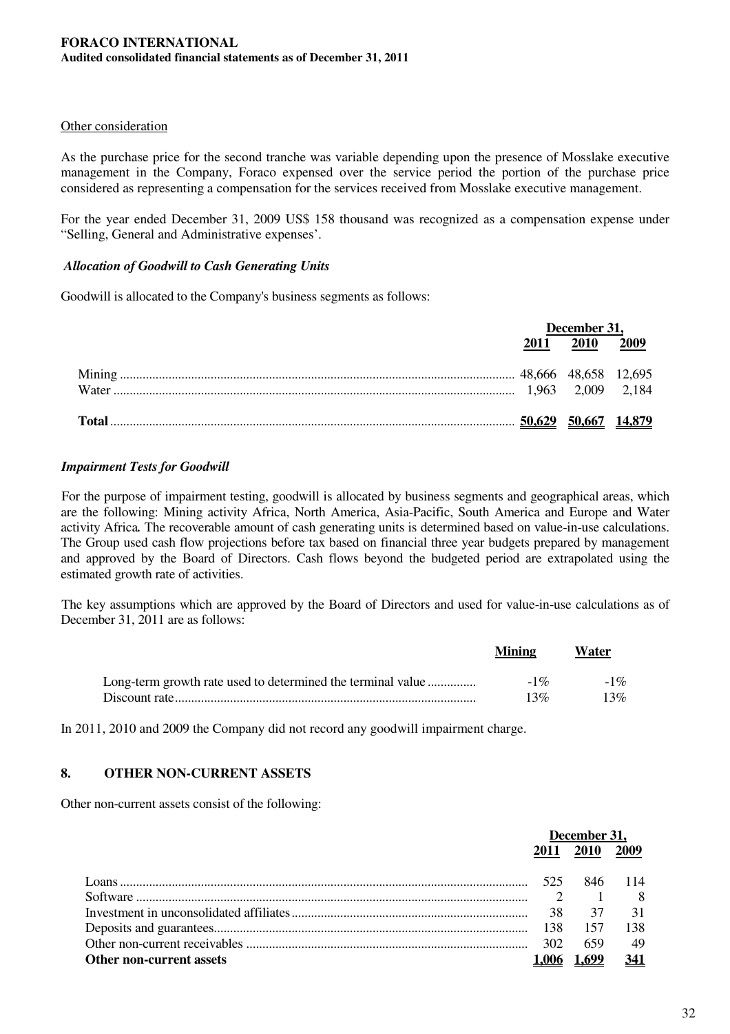Other consideration

As the purchase price for the second tranche was variable depending upon the presence of Mosslake executive management in the Company, Foraco expensed over the service period the portion of the purchase price considered as representing a compensation for the services received from Mosslake executive management.

For the year ended December 31, 2009 US$ 158 thousand was recognized as a compensation expense under "Selling, General and Administrative expenses'.

***Allocation of Goodwill to Cash Generating Units***

Goodwill is allocated to the Company's business segments as follows:

| | December 31, | | |
|---|---|---|---|
| | 2011 | 2010 | 2009 |
| Mining | 48,666 | 48,658 | 12,695 |
| Water | 1,963 | 2,009 | 2,184 |
| **Total** | **50,629** | **50,667** | **14,879** |

***Impairment Tests for Goodwill***

For the purpose of impairment testing, goodwill is allocated by business segments and geographical areas, which are the following: Mining activity Africa, North America, Asia-Pacific, South America and Europe and Water activity Africa**.** The recoverable amount of cash generating units is determined based on value-in-use calculations. The Group used cash flow projections before tax based on financial three year budgets prepared by management and approved by the Board of Directors. Cash flows beyond the budgeted period are extrapolated using the estimated growth rate of activities.

The key assumptions which are approved by the Board of Directors and used for value-in-use calculations as of December 31, 2011 are as follows:

| | Mining | Water |
|---|---|---|
| Long-term growth rate used to determined the terminal value | -1% | -1% |
| Discount rate | 13% | 13% |

In 2011, 2010 and 2009 the Company did not record any goodwill impairment charge.

## 8. OTHER NON-CURRENT ASSETS

Other non-current assets consist of the following:

| | December 31, | | |
|---|---|---|---|
| | 2011 | 2010 | 2009 |
| Loans | 525 | 846 | 114 |
| Software | 2 | 1 | 8 |
| Investment in unconsolidated affiliates | 38 | 37 | 31 |
| Deposits and guarantees | 138 | 157 | 138 |
| Other non-current receivables | 302 | 659 | 49 |
| **Other non-current assets** | **1,006** | **1,699** | **341** |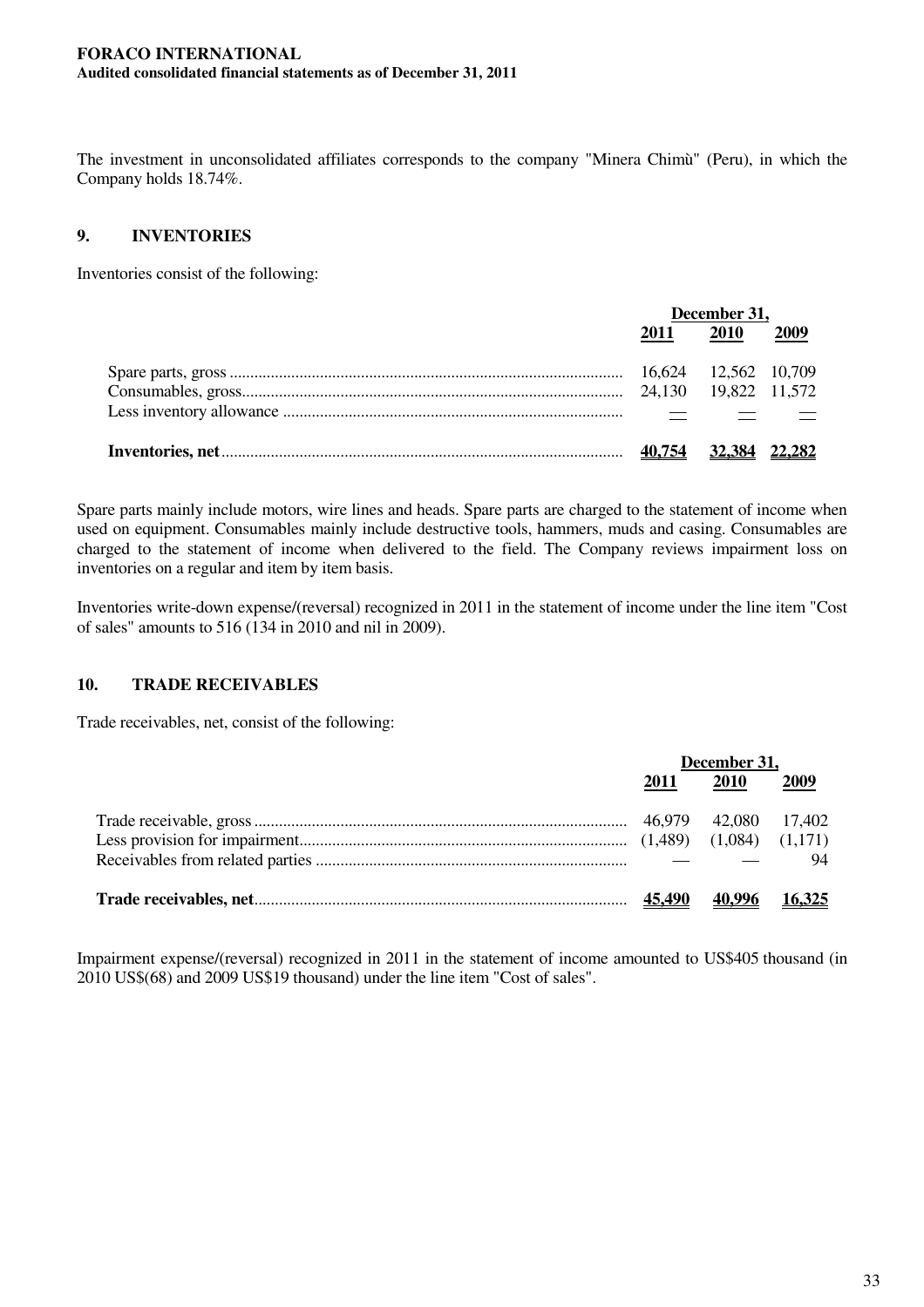The investment in unconsolidated affiliates corresponds to the company "Minera Chimù" (Peru), in which the Company holds 18.74%.

## 9. INVENTORIES

Inventories consist of the following:

| | December 31, | | |
|---|---|---|---|
| | 2011 | 2010 | 2009 |
| Spare parts, gross | 16,624 | 12,562 | 10,709 |
| Consumables, gross | 24,130 | 19,822 | 11,572 |
| Less inventory allowance | — | — | — |
| **Inventories, net** | **40,754** | **32,384** | **22,282** |

Spare parts mainly include motors, wire lines and heads. Spare parts are charged to the statement of income when used on equipment. Consumables mainly include destructive tools, hammers, muds and casing. Consumables are charged to the statement of income when delivered to the field. The Company reviews impairment loss on inventories on a regular and item by item basis.

Inventories write-down expense/(reversal) recognized in 2011 in the statement of income under the line item "Cost of sales" amounts to 516 (134 in 2010 and nil in 2009).

## 10. TRADE RECEIVABLES

Trade receivables, net, consist of the following:

| | December 31, | | |
|---|---|---|---|
| | 2011 | 2010 | 2009 |
| Trade receivable, gross | 46,979 | 42,080 | 17,402 |
| Less provision for impairment | (1,489) | (1,084) | (1,171) |
| Receivables from related parties | — | — | 94 |
| **Trade receivables, net** | **45,490** | **40,996** | **16,325** |

Impairment expense/(reversal) recognized in 2011 in the statement of income amounted to US$405 thousand (in 2010 US$(68) and 2009 US$19 thousand) under the line item "Cost of sales".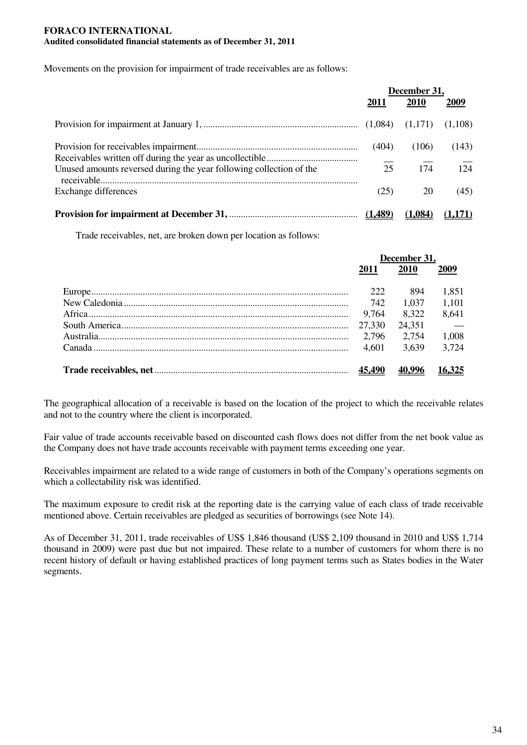Movements on the provision for impairment of trade receivables are as follows:

| | December 31, | | |
|---|---|---|---|
| | 2011 | 2010 | 2009 |
| Provision for impairment at January 1, | (1,084) | (1,171) | (1,108) |
| Provision for receivables impairment | (404) | (106) | (143) |
| Receivables written off during the year as uncollectible | — | — | — |
| Unused amounts reversed during the year following collection of the receivable | 25 | 174 | 124 |
| Exchange differences | (25) | 20 | (45) |
| **Provision for impairment at December 31,** | **(1,489)** | **(1,084)** | **(1,171)** |

Trade receivables, net, are broken down per location as follows:

| | December 31, | | |
|---|---|---|---|
| | 2011 | 2010 | 2009 |
| Europe | 222 | 894 | 1,851 |
| New Caledonia | 742 | 1,037 | 1,101 |
| Africa | 9,764 | 8,322 | 8,641 |
| South America | 27,330 | 24,351 | — |
| Australia | 2,796 | 2,754 | 1,008 |
| Canada | 4,601 | 3,639 | 3,724 |
| **Trade receivables, net** | **45,490** | **40,996** | **16,325** |

The geographical allocation of a receivable is based on the location of the project to which the receivable relates and not to the country where the client is incorporated.

Fair value of trade accounts receivable based on discounted cash flows does not differ from the net book value as the Company does not have trade accounts receivable with payment terms exceeding one year.

Receivables impairment are related to a wide range of customers in both of the Company's operations segments on which a collectability risk was identified.

The maximum exposure to credit risk at the reporting date is the carrying value of each class of trade receivable mentioned above. Certain receivables are pledged as securities of borrowings (see Note 14).

As of December 31, 2011, trade receivables of US$ 1,846 thousand (US$ 2,109 thousand in 2010 and US$ 1,714 thousand in 2009) were past due but not impaired. These relate to a number of customers for whom there is no recent history of default or having established practices of long payment terms such as States bodies in the Water segments.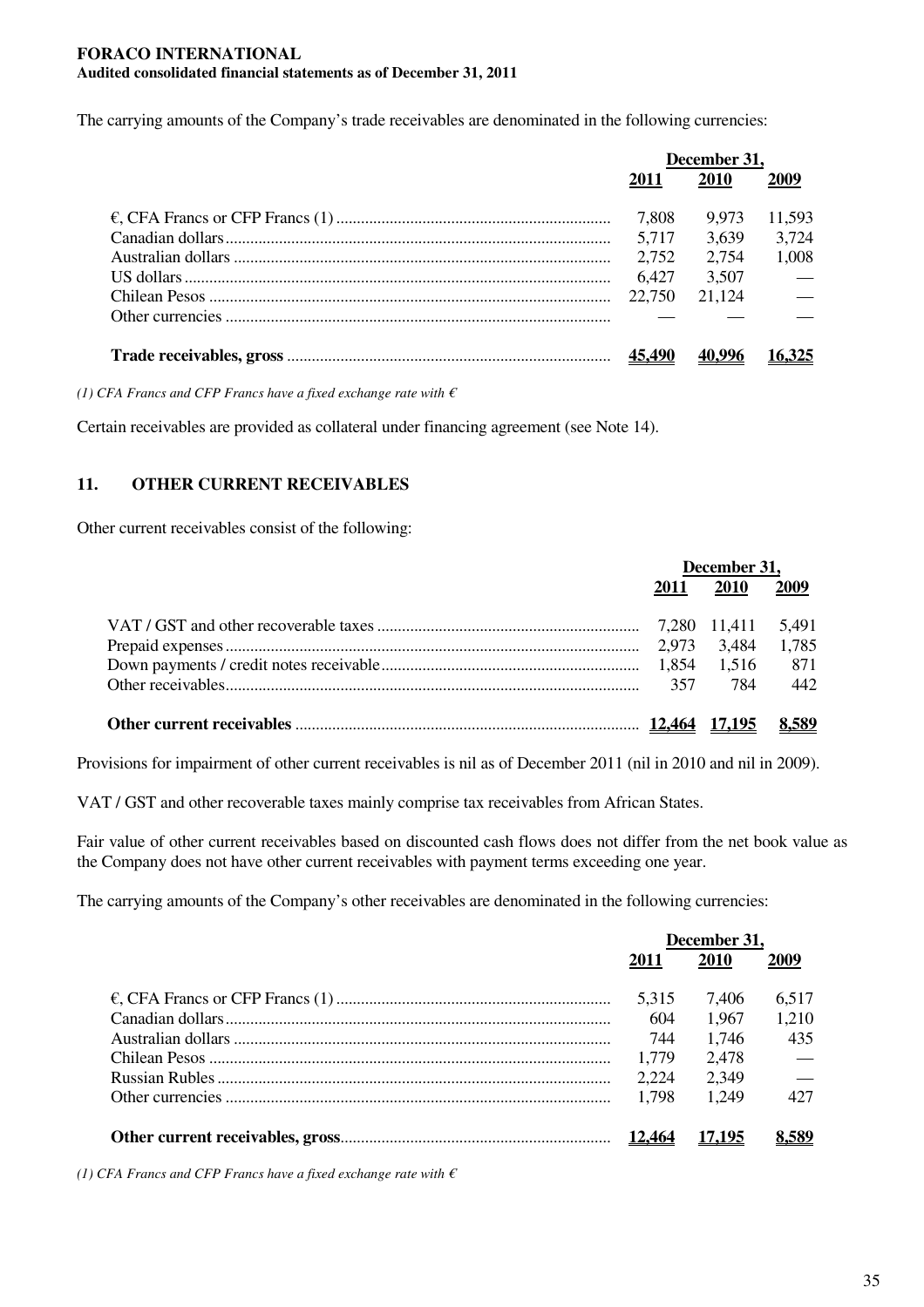The carrying amounts of the Company's trade receivables are denominated in the following currencies:

| | December 31, | | |
|---|---|---|---|
| | 2011 | 2010 | 2009 |
| €, CFA Francs or CFP Francs (1) | 7,808 | 9,973 | 11,593 |
| Canadian dollars | 5,717 | 3,639 | 3,724 |
| Australian dollars | 2,752 | 2,754 | 1,008 |
| US dollars | 6,427 | 3,507 | — |
| Chilean Pesos | 22,750 | 21,124 | — |
| Other currencies | — | — | — |
| **Trade receivables, gross** | **45,490** | **40,996** | **16,325** |

*(1) CFA Francs and CFP Francs have a fixed exchange rate with €*

Certain receivables are provided as collateral under financing agreement (see Note 14).

## 11. OTHER CURRENT RECEIVABLES

Other current receivables consist of the following:

| | December 31, | | |
|---|---|---|---|
| | 2011 | 2010 | 2009 |
| VAT / GST and other recoverable taxes | 7,280 | 11,411 | 5,491 |
| Prepaid expenses | 2,973 | 3,484 | 1,785 |
| Down payments / credit notes receivable | 1,854 | 1,516 | 871 |
| Other receivables | 357 | 784 | 442 |
| **Other current receivables** | **12,464** | **17,195** | **8,589** |

Provisions for impairment of other current receivables is nil as of December 2011 (nil in 2010 and nil in 2009).

VAT / GST and other recoverable taxes mainly comprise tax receivables from African States.

Fair value of other current receivables based on discounted cash flows does not differ from the net book value as the Company does not have other current receivables with payment terms exceeding one year.

The carrying amounts of the Company's other receivables are denominated in the following currencies:

| | December 31, | | |
|---|---|---|---|
| | 2011 | 2010 | 2009 |
| €, CFA Francs or CFP Francs (1) | 5,315 | 7,406 | 6,517 |
| Canadian dollars | 604 | 1,967 | 1,210 |
| Australian dollars | 744 | 1,746 | 435 |
| Chilean Pesos | 1,779 | 2,478 | — |
| Russian Rubles | 2,224 | 2,349 | — |
| Other currencies | 1,798 | 1,249 | 427 |
| **Other current receivables, gross** | **12,464** | **17,195** | **8,589** |

*(1) CFA Francs and CFP Francs have a fixed exchange rate with €*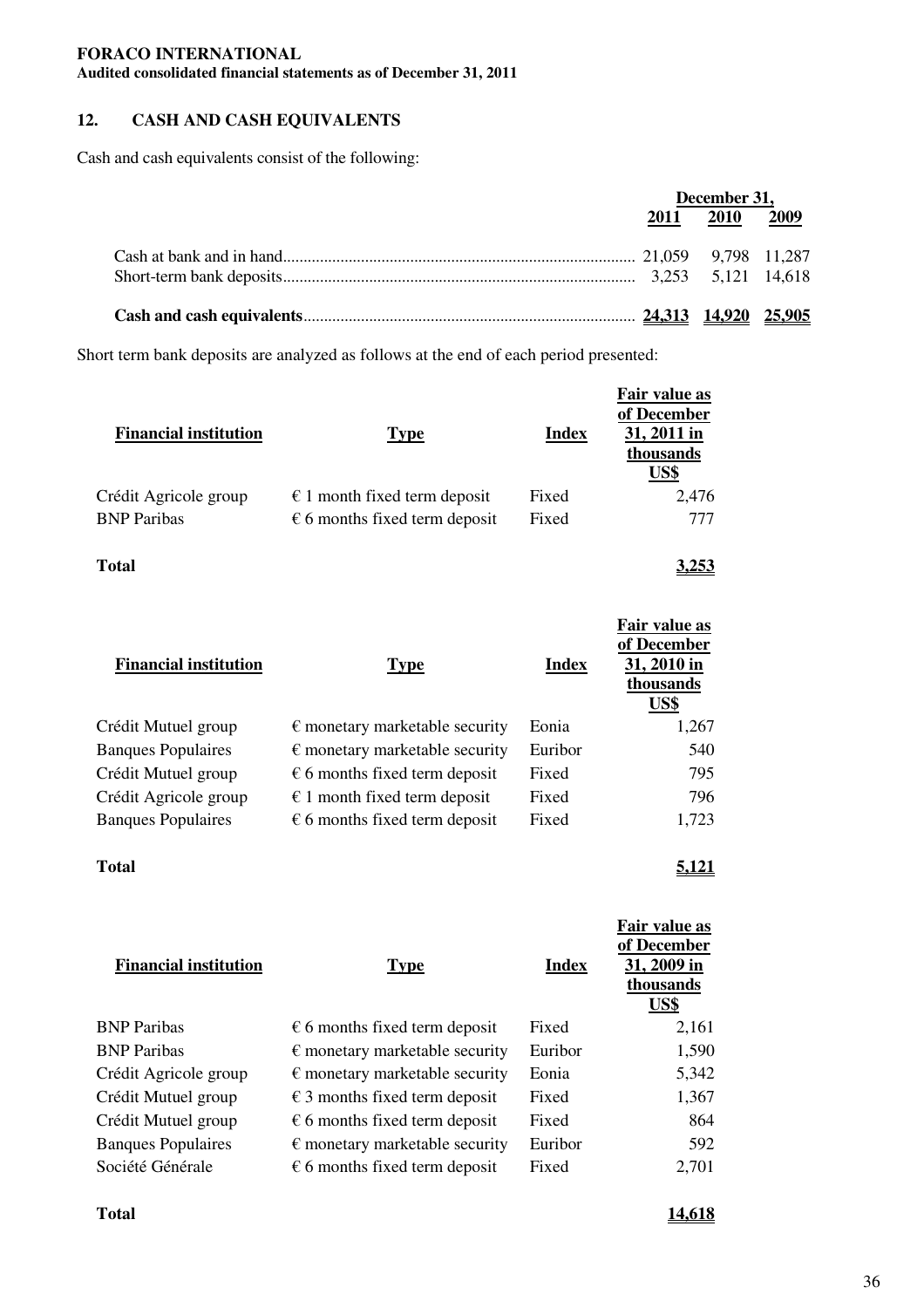## 12. CASH AND CASH EQUIVALENTS

Cash and cash equivalents consist of the following:

| | December 31, 2011 | 2010 | 2009 |
|---|---|---|---|
| Cash at bank and in hand | 21,059 | 9,798 | 11,287 |
| Short-term bank deposits | 3,253 | 5,121 | 14,618 |
| **Cash and cash equivalents** | **24,313** | **14,920** | **25,905** |

Short term bank deposits are analyzed as follows at the end of each period presented:

| Financial institution | Type | Index | Fair value as of December 31, 2011 in thousands US$ |
|---|---|---|---|
| Crédit Agricole group | € 1 month fixed term deposit | Fixed | 2,476 |
| BNP Paribas | € 6 months fixed term deposit | Fixed | 777 |
| **Total** | | | **3,253** |

| Financial institution | Type | Index | Fair value as of December 31, 2010 in thousands US$ |
|---|---|---|---|
| Crédit Mutuel group | € monetary marketable security | Eonia | 1,267 |
| Banques Populaires | € monetary marketable security | Euribor | 540 |
| Crédit Mutuel group | € 6 months fixed term deposit | Fixed | 795 |
| Crédit Agricole group | € 1 month fixed term deposit | Fixed | 796 |
| Banques Populaires | € 6 months fixed term deposit | Fixed | 1,723 |
| **Total** | | | **5,121** |

| Financial institution | Type | Index | Fair value as of December 31, 2009 in thousands US$ |
|---|---|---|---|
| BNP Paribas | € 6 months fixed term deposit | Fixed | 2,161 |
| BNP Paribas | € monetary marketable security | Euribor | 1,590 |
| Crédit Agricole group | € monetary marketable security | Eonia | 5,342 |
| Crédit Mutuel group | € 3 months fixed term deposit | Fixed | 1,367 |
| Crédit Mutuel group | € 6 months fixed term deposit | Fixed | 864 |
| Banques Populaires | € monetary marketable security | Euribor | 592 |
| Société Générale | € 6 months fixed term deposit | Fixed | 2,701 |
| **Total** | | | **14,618** |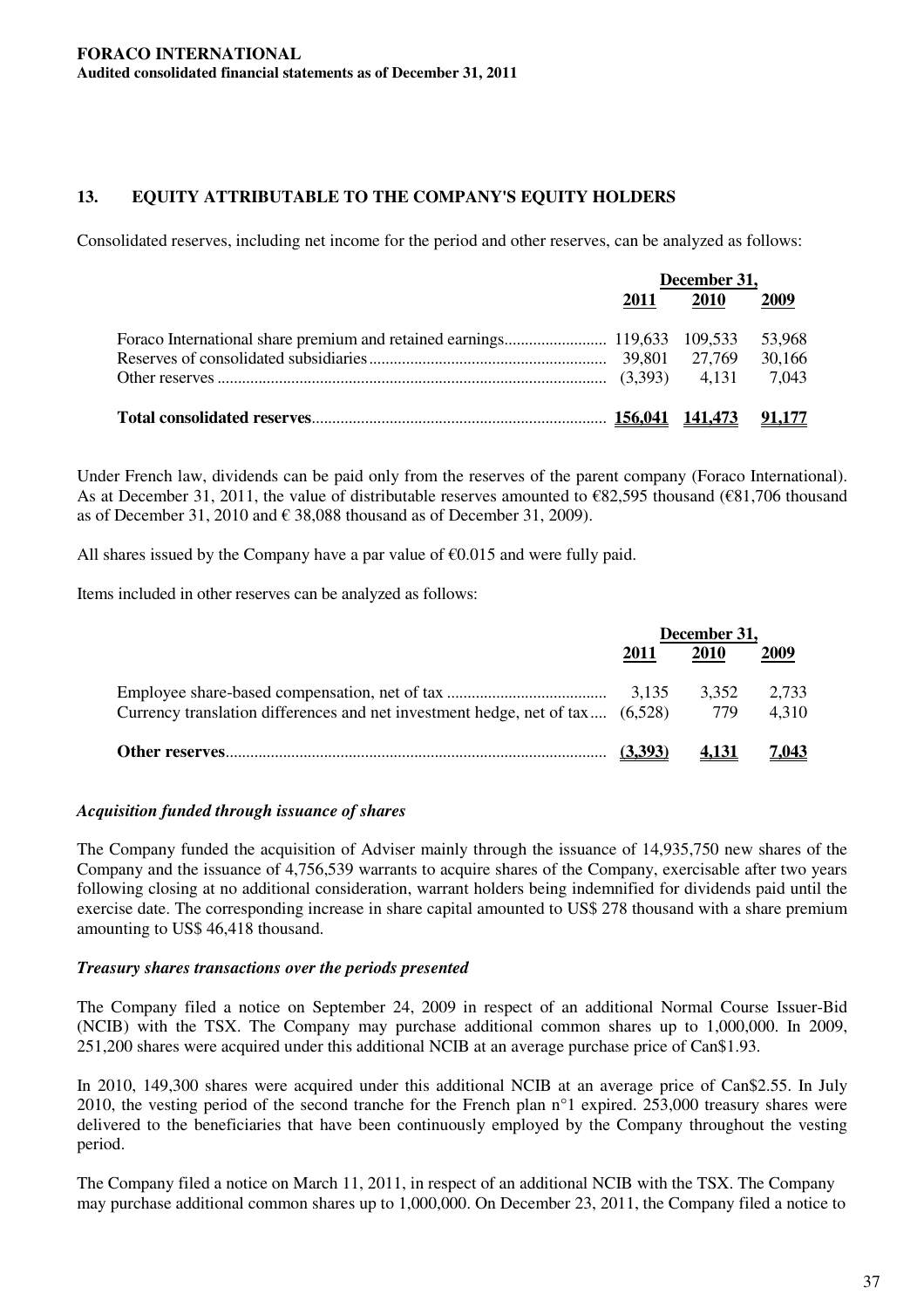## 13. EQUITY ATTRIBUTABLE TO THE COMPANY'S EQUITY HOLDERS

Consolidated reserves, including net income for the period and other reserves, can be analyzed as follows:

| | December 31, | | |
|---|---|---|---|
| | **2011** | **2010** | **2009** |
| Foraco International share premium and retained earnings | 119,633 | 109,533 | 53,968 |
| Reserves of consolidated subsidiaries | 39,801 | 27,769 | 30,166 |
| Other reserves | (3,393) | 4,131 | 7,043 |
| **Total consolidated reserves** | **156,041** | **141,473** | **91,177** |

Under French law, dividends can be paid only from the reserves of the parent company (Foraco International). As at December 31, 2011, the value of distributable reserves amounted to €82,595 thousand (€81,706 thousand as of December 31, 2010 and € 38,088 thousand as of December 31, 2009).

All shares issued by the Company have a par value of €0.015 and were fully paid.

Items included in other reserves can be analyzed as follows:

| | December 31, | | |
|---|---|---|---|
| | **2011** | **2010** | **2009** |
| Employee share-based compensation, net of tax | 3,135 | 3,352 | 2,733 |
| Currency translation differences and net investment hedge, net of tax | (6,528) | 779 | 4,310 |
| **Other reserves** | **(3,393)** | **4,131** | **7,043** |

### *Acquisition funded through issuance of shares*

The Company funded the acquisition of Adviser mainly through the issuance of 14,935,750 new shares of the Company and the issuance of 4,756,539 warrants to acquire shares of the Company, exercisable after two years following closing at no additional consideration, warrant holders being indemnified for dividends paid until the exercise date. The corresponding increase in share capital amounted to US$ 278 thousand with a share premium amounting to US$ 46,418 thousand.

### *Treasury shares transactions over the periods presented*

The Company filed a notice on September 24, 2009 in respect of an additional Normal Course Issuer-Bid (NCIB) with the TSX. The Company may purchase additional common shares up to 1,000,000. In 2009, 251,200 shares were acquired under this additional NCIB at an average purchase price of Can$1.93.

In 2010, 149,300 shares were acquired under this additional NCIB at an average price of Can$2.55. In July 2010, the vesting period of the second tranche for the French plan n°1 expired. 253,000 treasury shares were delivered to the beneficiaries that have been continuously employed by the Company throughout the vesting period.

The Company filed a notice on March 11, 2011, in respect of an additional NCIB with the TSX. The Company may purchase additional common shares up to 1,000,000. On December 23, 2011, the Company filed a notice to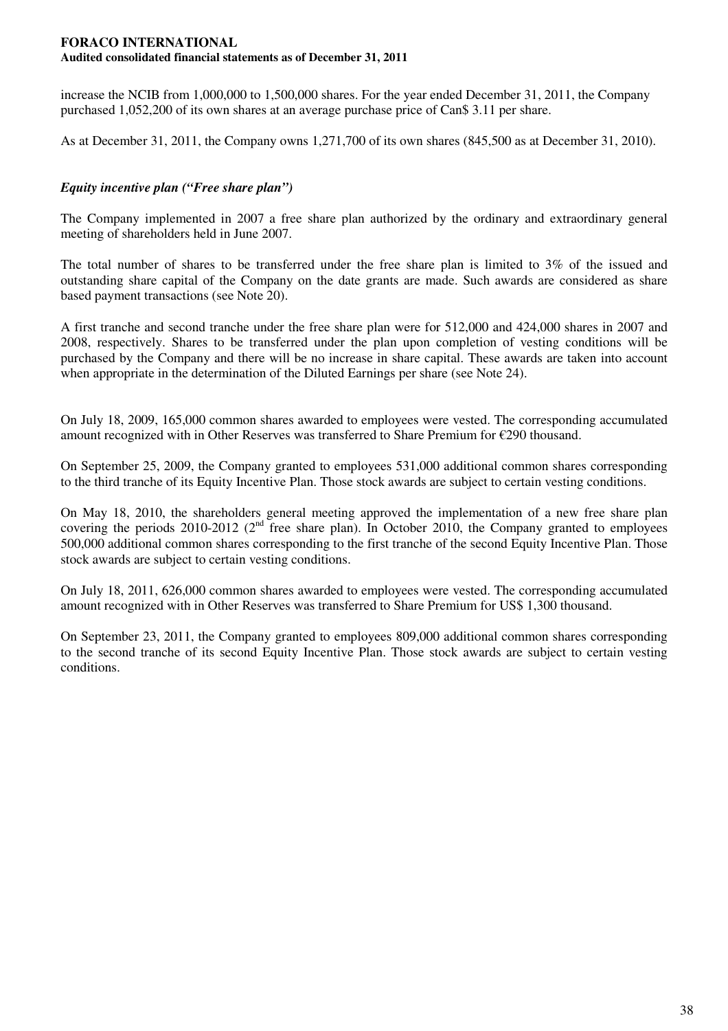increase the NCIB from 1,000,000 to 1,500,000 shares. For the year ended December 31, 2011, the Company purchased 1,052,200 of its own shares at an average purchase price of Can$ 3.11 per share.

As at December 31, 2011, the Company owns 1,271,700 of its own shares (845,500 as at December 31, 2010).

***Equity incentive plan ("Free share plan")***

The Company implemented in 2007 a free share plan authorized by the ordinary and extraordinary general meeting of shareholders held in June 2007.

The total number of shares to be transferred under the free share plan is limited to 3% of the issued and outstanding share capital of the Company on the date grants are made. Such awards are considered as share based payment transactions (see Note 20).

A first tranche and second tranche under the free share plan were for 512,000 and 424,000 shares in 2007 and 2008, respectively. Shares to be transferred under the plan upon completion of vesting conditions will be purchased by the Company and there will be no increase in share capital. These awards are taken into account when appropriate in the determination of the Diluted Earnings per share (see Note 24).

On July 18, 2009, 165,000 common shares awarded to employees were vested. The corresponding accumulated amount recognized with in Other Reserves was transferred to Share Premium for €290 thousand.

On September 25, 2009, the Company granted to employees 531,000 additional common shares corresponding to the third tranche of its Equity Incentive Plan. Those stock awards are subject to certain vesting conditions.

On May 18, 2010, the shareholders general meeting approved the implementation of a new free share plan covering the periods 2010-2012 (2nd free share plan). In October 2010, the Company granted to employees 500,000 additional common shares corresponding to the first tranche of the second Equity Incentive Plan. Those stock awards are subject to certain vesting conditions.

On July 18, 2011, 626,000 common shares awarded to employees were vested. The corresponding accumulated amount recognized with in Other Reserves was transferred to Share Premium for US$ 1,300 thousand.

On September 23, 2011, the Company granted to employees 809,000 additional common shares corresponding to the second tranche of its second Equity Incentive Plan. Those stock awards are subject to certain vesting conditions.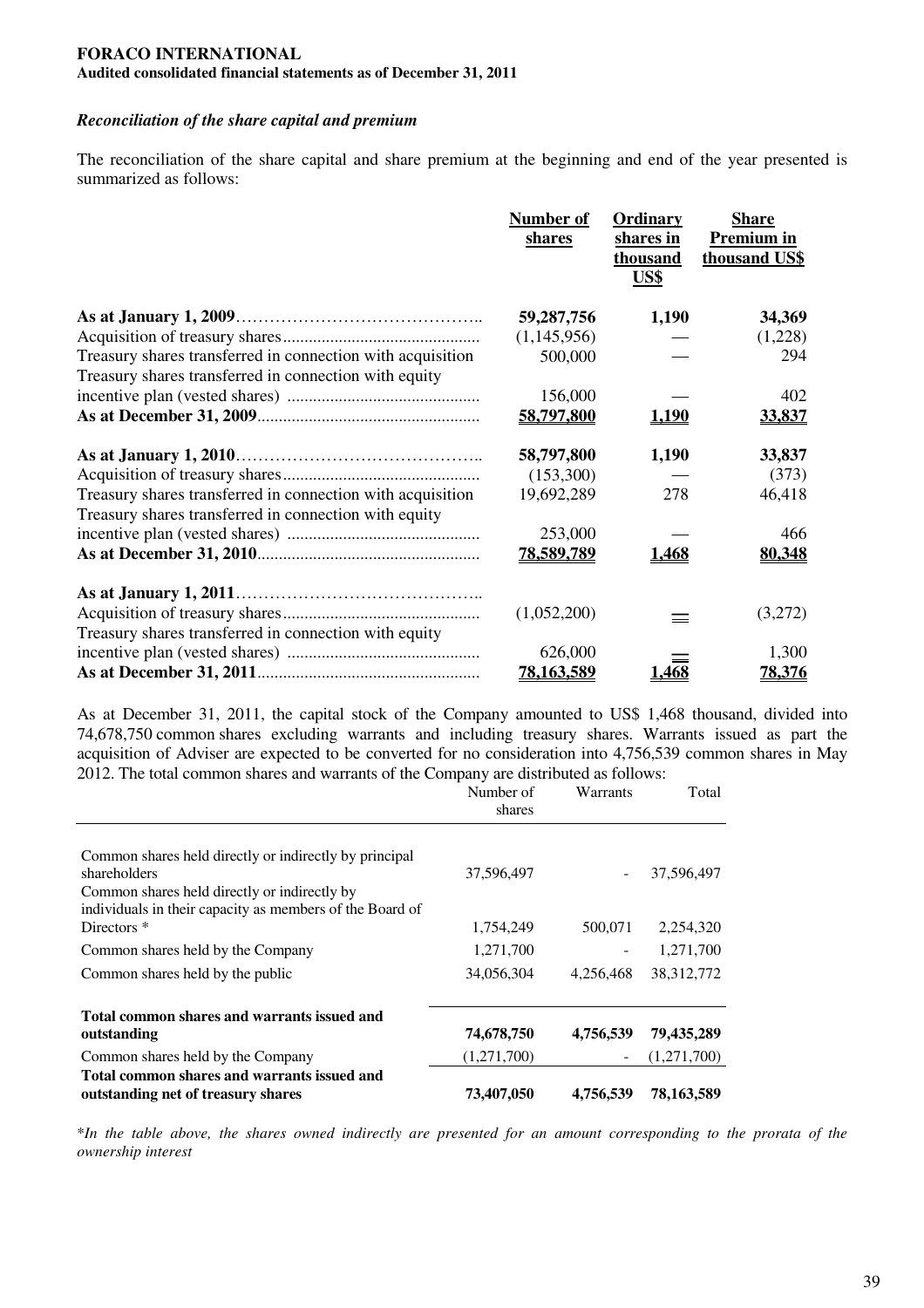**FORACO INTERNATIONAL**
**Audited consolidated financial statements as of December 31, 2011**

### *Reconciliation of the share capital and premium*

The reconciliation of the share capital and share premium at the beginning and end of the year presented is summarized as follows:

| | Number of shares | Ordinary shares in thousand US$ | Share Premium in thousand US$ |
|---|---|---|---|
| **As at January 1, 2009** | **59,287,756** | **1,190** | **34,369** |
| Acquisition of treasury shares | (1,145,956) | — | (1,228) |
| Treasury shares transferred in connection with acquisition | 500,000 | — | 294 |
| Treasury shares transferred in connection with equity incentive plan (vested shares) | 156,000 | — | 402 |
| **As at December 31, 2009** | **58,797,800** | **1,190** | **33,837** |
| **As at January 1, 2010** | **58,797,800** | **1,190** | **33,837** |
| Acquisition of treasury shares | (153,300) | — | (373) |
| Treasury shares transferred in connection with acquisition | 19,692,289 | 278 | 46,418 |
| Treasury shares transferred in connection with equity incentive plan (vested shares) | 253,000 | — | 466 |
| **As at December 31, 2010** | **78,589,789** | **1,468** | **80,348** |
| **As at January 1, 2011** | | | |
| Acquisition of treasury shares | (1,052,200) | — | (3,272) |
| Treasury shares transferred in connection with equity incentive plan (vested shares) | 626,000 | — | 1,300 |
| **As at December 31, 2011** | **78,163,589** | **1,468** | **78,376** |

As at December 31, 2011, the capital stock of the Company amounted to US$ 1,468 thousand, divided into 74,678,750 common shares excluding warrants and including treasury shares. Warrants issued as part the acquisition of Adviser are expected to be converted for no consideration into 4,756,539 common shares in May 2012. The total common shares and warrants of the Company are distributed as follows:

| | Number of shares | Warrants | Total |
|---|---|---|---|
| Common shares held directly or indirectly by principal shareholders | 37,596,497 | - | 37,596,497 |
| Common shares held directly or indirectly by individuals in their capacity as members of the Board of Directors * | 1,754,249 | 500,071 | 2,254,320 |
| Common shares held by the Company | 1,271,700 | - | 1,271,700 |
| Common shares held by the public | 34,056,304 | 4,256,468 | 38,312,772 |
| **Total common shares and warrants issued and outstanding** | **74,678,750** | **4,756,539** | **79,435,289** |
| Common shares held by the Company | (1,271,700) | - | (1,271,700) |
| **Total common shares and warrants issued and outstanding net of treasury shares** | **73,407,050** | **4,756,539** | **78,163,589** |

*\*In the table above, the shares owned indirectly are presented for an amount corresponding to the prorata of the ownership interest*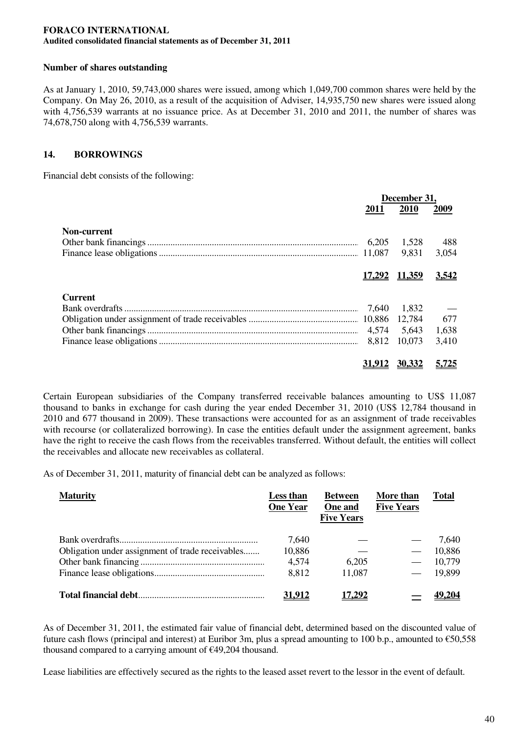**Number of shares outstanding**

As at January 1, 2010, 59,743,000 shares were issued, among which 1,049,700 common shares were held by the Company. On May 26, 2010, as a result of the acquisition of Adviser, 14,935,750 new shares were issued along with 4,756,539 warrants at no issuance price. As at December 31, 2010 and 2011, the number of shares was 74,678,750 along with 4,756,539 warrants.

## 14. BORROWINGS

Financial debt consists of the following:

| | December 31, 2011 | December 31, 2010 | December 31, 2009 |
|---|---|---|---|
| **Non-current** | | | |
| Other bank financings | 6,205 | 1,528 | 488 |
| Finance lease obligations | 11,087 | 9,831 | 3,054 |
| | **17,292** | **11,359** | **3,542** |
| **Current** | | | |
| Bank overdrafts | 7,640 | 1,832 | — |
| Obligation under assignment of trade receivables | 10,886 | 12,784 | 677 |
| Other bank financings | 4,574 | 5,643 | 1,638 |
| Finance lease obligations | 8,812 | 10,073 | 3,410 |
| | **31,912** | **30,332** | **5,725** |

Certain European subsidiaries of the Company transferred receivable balances amounting to US$ 11,087 thousand to banks in exchange for cash during the year ended December 31, 2010 (US$ 12,784 thousand in 2010 and 677 thousand in 2009). These transactions were accounted for as an assignment of trade receivables with recourse (or collateralized borrowing). In case the entities default under the assignment agreement, banks have the right to receive the cash flows from the receivables transferred. Without default, the entities will collect the receivables and allocate new receivables as collateral.

As of December 31, 2011, maturity of financial debt can be analyzed as follows:

| Maturity | Less than One Year | Between One and Five Years | More than Five Years | Total |
|---|---|---|---|---|
| Bank overdrafts | 7,640 | — | — | 7,640 |
| Obligation under assignment of trade receivables | 10,886 | — | — | 10,886 |
| Other bank financing | 4,574 | 6,205 | — | 10,779 |
| Finance lease obligations | 8,812 | 11,087 | — | 19,899 |
| **Total financial debt** | **31,912** | **17,292** | **—** | **49,204** |

As of December 31, 2011, the estimated fair value of financial debt, determined based on the discounted value of future cash flows (principal and interest) at Euribor 3m, plus a spread amounting to 100 b.p., amounted to €50,558 thousand compared to a carrying amount of €49,204 thousand.

Lease liabilities are effectively secured as the rights to the leased asset revert to the lessor in the event of default.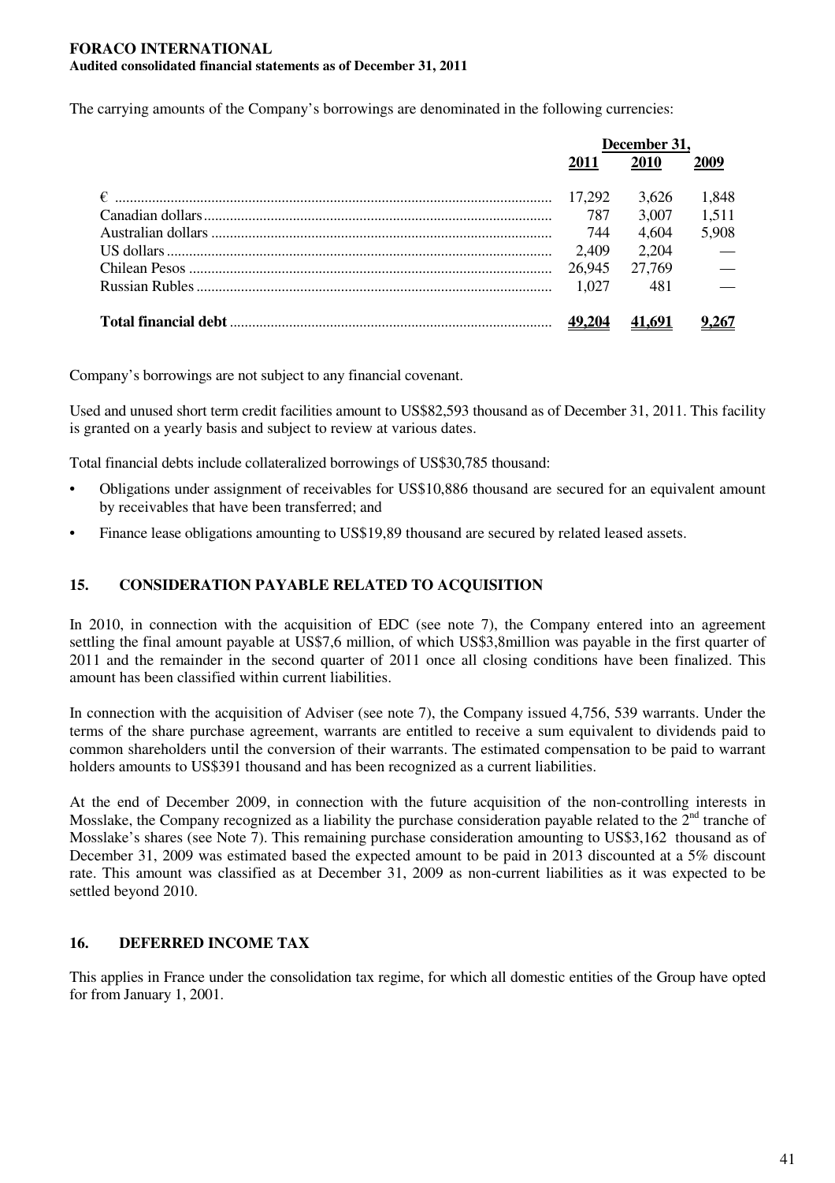The carrying amounts of the Company's borrowings are denominated in the following currencies:

| | December 31, | | |
|---|---|---|---|
| | 2011 | 2010 | 2009 |
| € | 17,292 | 3,626 | 1,848 |
| Canadian dollars | 787 | 3,007 | 1,511 |
| Australian dollars | 744 | 4,604 | 5,908 |
| US dollars | 2,409 | 2,204 | — |
| Chilean Pesos | 26,945 | 27,769 | — |
| Russian Rubles | 1,027 | 481 | — |
| **Total financial debt** | **49,204** | **41,691** | **9,267** |

Company's borrowings are not subject to any financial covenant.

Used and unused short term credit facilities amount to US$82,593 thousand as of December 31, 2011. This facility is granted on a yearly basis and subject to review at various dates.

Total financial debts include collateralized borrowings of US$30,785 thousand:

- Obligations under assignment of receivables for US$10,886 thousand are secured for an equivalent amount by receivables that have been transferred; and
- Finance lease obligations amounting to US$19,89 thousand are secured by related leased assets.

## 15. CONSIDERATION PAYABLE RELATED TO ACQUISITION

In 2010, in connection with the acquisition of EDC (see note 7), the Company entered into an agreement settling the final amount payable at US$7,6 million, of which US$3,8million was payable in the first quarter of 2011 and the remainder in the second quarter of 2011 once all closing conditions have been finalized. This amount has been classified within current liabilities.

In connection with the acquisition of Adviser (see note 7), the Company issued 4,756, 539 warrants. Under the terms of the share purchase agreement, warrants are entitled to receive a sum equivalent to dividends paid to common shareholders until the conversion of their warrants. The estimated compensation to be paid to warrant holders amounts to US$391 thousand and has been recognized as a current liabilities.

At the end of December 2009, in connection with the future acquisition of the non-controlling interests in Mosslake, the Company recognized as a liability the purchase consideration payable related to the 2nd tranche of Mosslake's shares (see Note 7). This remaining purchase consideration amounting to US$3,162 thousand as of December 31, 2009 was estimated based the expected amount to be paid in 2013 discounted at a 5% discount rate. This amount was classified as at December 31, 2009 as non-current liabilities as it was expected to be settled beyond 2010.

## 16. DEFERRED INCOME TAX

This applies in France under the consolidation tax regime, for which all domestic entities of the Group have opted for from January 1, 2001.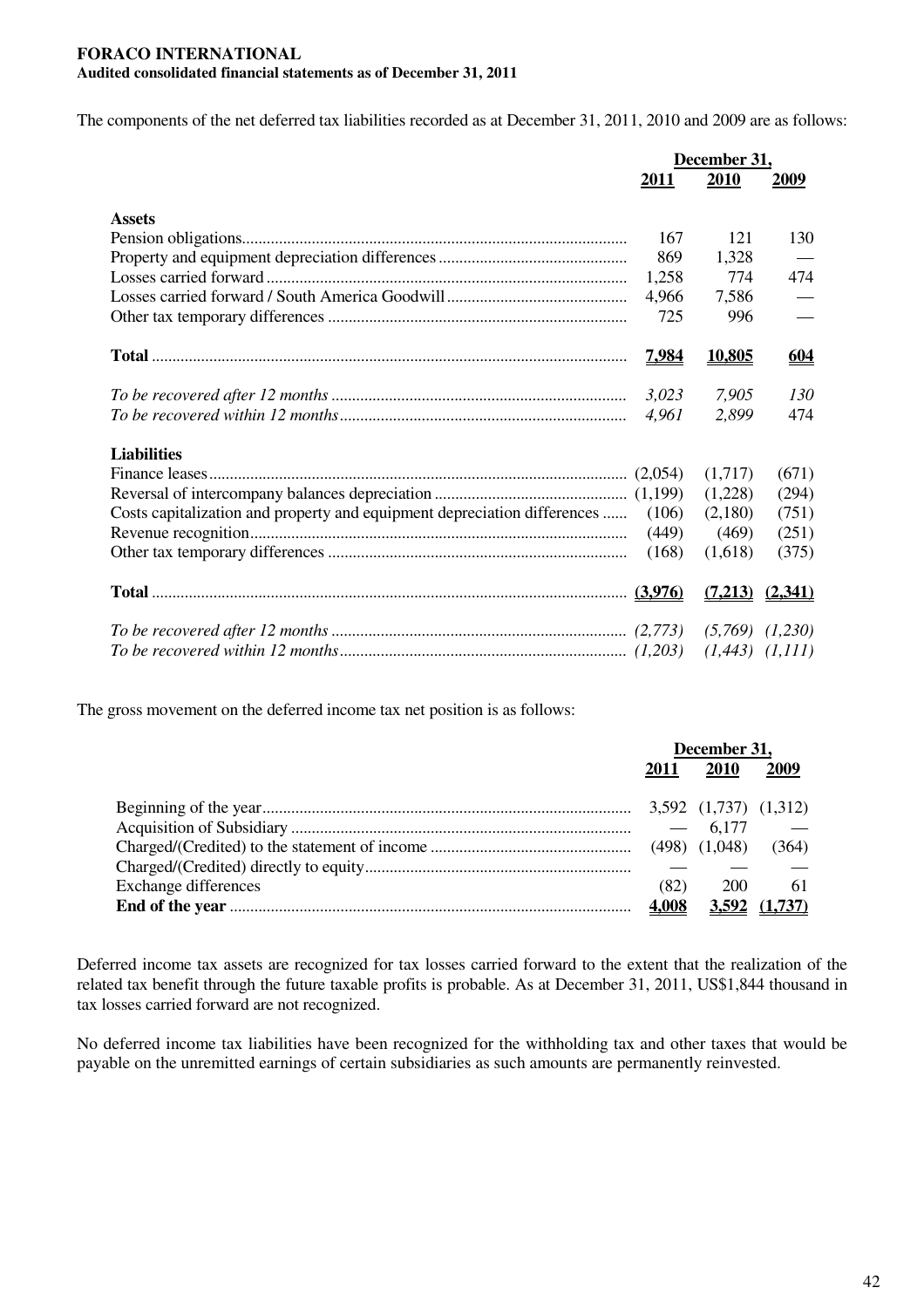**FORACO INTERNATIONAL**
**Audited consolidated financial statements as of December 31, 2011**

The components of the net deferred tax liabilities recorded as at December 31, 2011, 2010 and 2009 are as follows:

| | December 31, | | |
|---|---|---|---|
| | 2011 | 2010 | 2009 |
| **Assets** | | | |
| Pension obligations | 167 | 121 | 130 |
| Property and equipment depreciation differences | 869 | 1,328 | — |
| Losses carried forward | 1,258 | 774 | 474 |
| Losses carried forward / South America Goodwill | 4,966 | 7,586 | — |
| Other tax temporary differences | 725 | 996 | — |
| **Total** | **7,984** | **10,805** | **604** |
| *To be recovered after 12 months* | *3,023* | *7,905* | *130* |
| *To be recovered within 12 months* | *4,961* | *2,899* | 474 |
| **Liabilities** | | | |
| Finance leases | (2,054) | (1,717) | (671) |
| Reversal of intercompany balances depreciation | (1,199) | (1,228) | (294) |
| Costs capitalization and property and equipment depreciation differences | (106) | (2,180) | (751) |
| Revenue recognition | (449) | (469) | (251) |
| Other tax temporary differences | (168) | (1,618) | (375) |
| **Total** | **(3,976)** | **(7,213)** | **(2,341)** |
| *To be recovered after 12 months* | *(2,773)* | *(5,769)* | *(1,230)* |
| *To be recovered within 12 months* | *(1,203)* | *(1,443)* | *(1,111)* |

The gross movement on the deferred income tax net position is as follows:

| | December 31, | | |
|---|---|---|---|
| | 2011 | 2010 | 2009 |
| Beginning of the year | 3,592 | (1,737) | (1,312) |
| Acquisition of Subsidiary | — | 6,177 | — |
| Charged/(Credited) to the statement of income | (498) | (1,048) | (364) |
| Charged/(Credited) directly to equity | — | — | — |
| Exchange differences | (82) | 200 | 61 |
| **End of the year** | **4,008** | **3,592** | **(1,737)** |

Deferred income tax assets are recognized for tax losses carried forward to the extent that the realization of the related tax benefit through the future taxable profits is probable. As at December 31, 2011, US$1,844 thousand in tax losses carried forward are not recognized.

No deferred income tax liabilities have been recognized for the withholding tax and other taxes that would be payable on the unremitted earnings of certain subsidiaries as such amounts are permanently reinvested.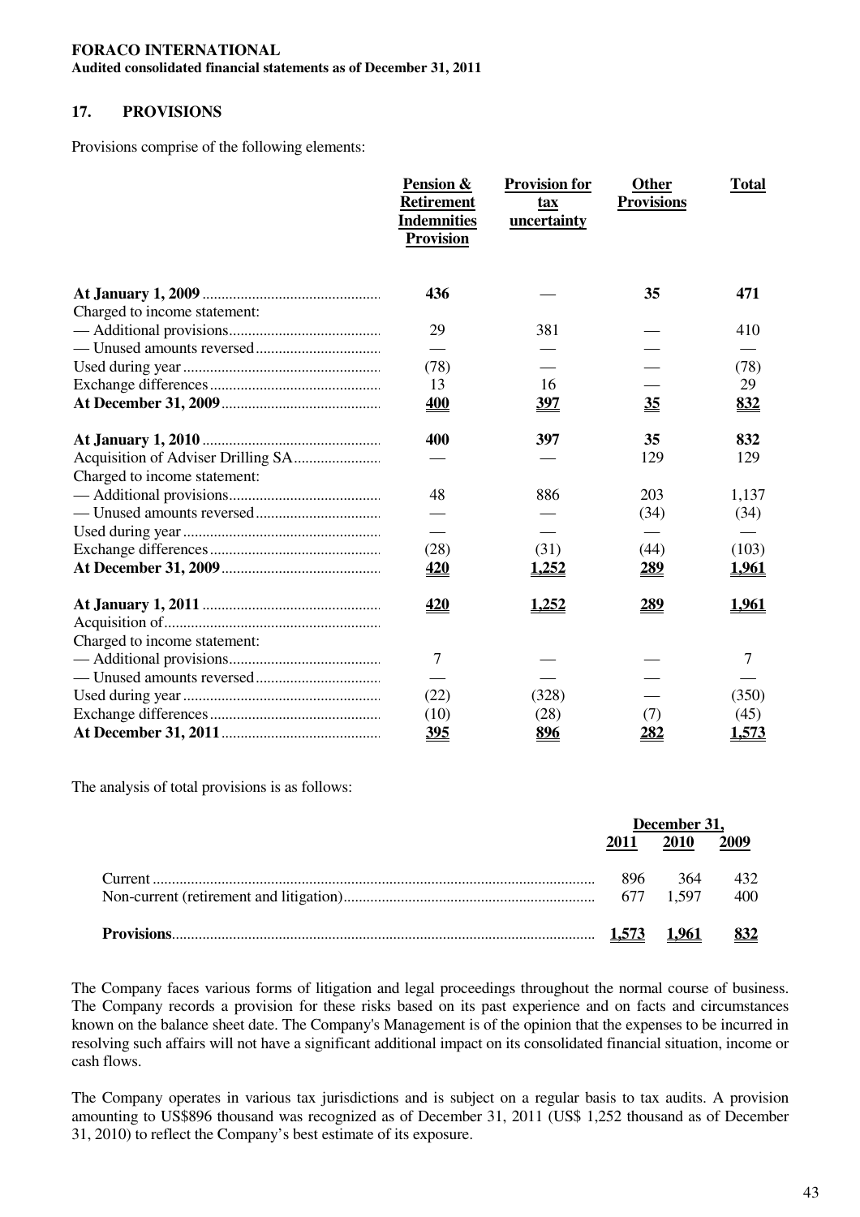## 17. PROVISIONS

Provisions comprise of the following elements:

| | Pension & Retirement Indemnities Provision | Provision for tax uncertainty | Other Provisions | Total |
|---|---|---|---|---|
| **At January 1, 2009** | **436** | — | **35** | **471** |
| Charged to income statement: | | | | |
| — Additional provisions | 29 | 381 | — | 410 |
| — Unused amounts reversed | — | — | — | — |
| Used during year | (78) | — | — | (78) |
| Exchange differences | 13 | 16 | — | 29 |
| **At December 31, 2009** | **400** | **397** | **35** | **832** |
| **At January 1, 2010** | **400** | **397** | **35** | **832** |
| Acquisition of Adviser Drilling SA | — | — | 129 | 129 |
| Charged to income statement: | | | | |
| — Additional provisions | 48 | 886 | 203 | 1,137 |
| — Unused amounts reversed | — | — | (34) | (34) |
| Used during year | — | — | — | — |
| Exchange differences | (28) | (31) | (44) | (103) |
| **At December 31, 2009** | **420** | **1,252** | **289** | **1,961** |
| **At January 1, 2011** | **420** | **1,252** | **289** | **1,961** |
| Acquisition of | | | | |
| Charged to income statement: | | | | |
| — Additional provisions | 7 | — | — | 7 |
| — Unused amounts reversed | — | — | — | — |
| Used during year | (22) | (328) | — | (350) |
| Exchange differences | (10) | (28) | (7) | (45) |
| **At December 31, 2011** | **395** | **896** | **282** | **1,573** |

The analysis of total provisions is as follows:

| | December 31, 2011 | December 31, 2010 | December 31, 2009 |
|---|---|---|---|
| Current | 896 | 364 | 432 |
| Non-current (retirement and litigation) | 677 | 1,597 | 400 |
| **Provisions** | **1,573** | **1,961** | **832** |

The Company faces various forms of litigation and legal proceedings throughout the normal course of business. The Company records a provision for these risks based on its past experience and on facts and circumstances known on the balance sheet date. The Company's Management is of the opinion that the expenses to be incurred in resolving such affairs will not have a significant additional impact on its consolidated financial situation, income or cash flows.

The Company operates in various tax jurisdictions and is subject on a regular basis to tax audits. A provision amounting to US$896 thousand was recognized as of December 31, 2011 (US$ 1,252 thousand as of December 31, 2010) to reflect the Company's best estimate of its exposure.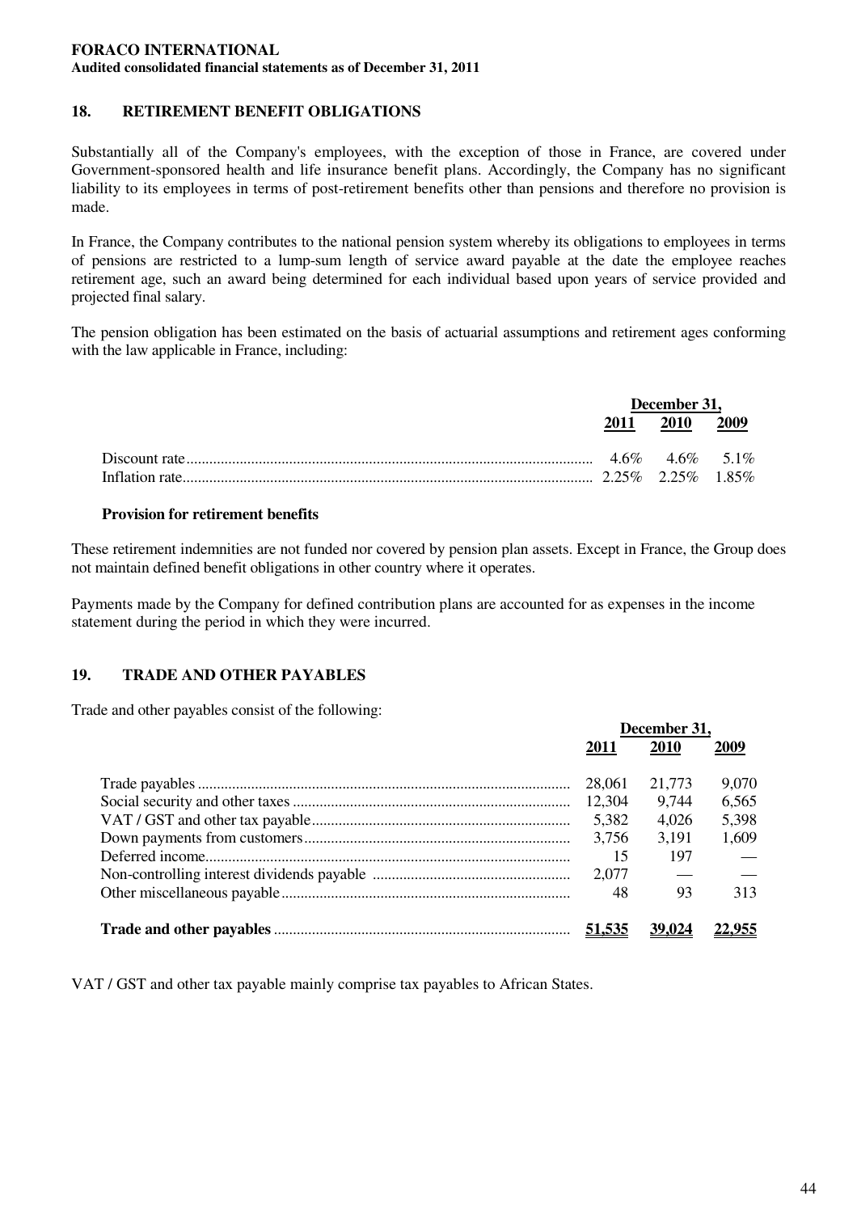## 18. RETIREMENT BENEFIT OBLIGATIONS

Substantially all of the Company's employees, with the exception of those in France, are covered under Government-sponsored health and life insurance benefit plans. Accordingly, the Company has no significant liability to its employees in terms of post-retirement benefits other than pensions and therefore no provision is made.

In France, the Company contributes to the national pension system whereby its obligations to employees in terms of pensions are restricted to a lump-sum length of service award payable at the date the employee reaches retirement age, such an award being determined for each individual based upon years of service provided and projected final salary.

The pension obligation has been estimated on the basis of actuarial assumptions and retirement ages conforming with the law applicable in France, including:

| | December 31, | | |
|---|---|---|---|
| | 2011 | 2010 | 2009 |
| Discount rate | 4.6% | 4.6% | 5.1% |
| Inflation rate | 2.25% | 2.25% | 1.85% |

**Provision for retirement benefits**

These retirement indemnities are not funded nor covered by pension plan assets. Except in France, the Group does not maintain defined benefit obligations in other country where it operates.

Payments made by the Company for defined contribution plans are accounted for as expenses in the income statement during the period in which they were incurred.

## 19. TRADE AND OTHER PAYABLES

Trade and other payables consist of the following:

| | December 31, | | |
|---|---|---|---|
| | 2011 | 2010 | 2009 |
| Trade payables | 28,061 | 21,773 | 9,070 |
| Social security and other taxes | 12,304 | 9,744 | 6,565 |
| VAT / GST and other tax payable | 5,382 | 4,026 | 5,398 |
| Down payments from customers | 3,756 | 3,191 | 1,609 |
| Deferred income | 15 | 197 | — |
| Non-controlling interest dividends payable | 2,077 | — | — |
| Other miscellaneous payable | 48 | 93 | 313 |
| **Trade and other payables** | **51,535** | **39,024** | **22,955** |

VAT / GST and other tax payable mainly comprise tax payables to African States.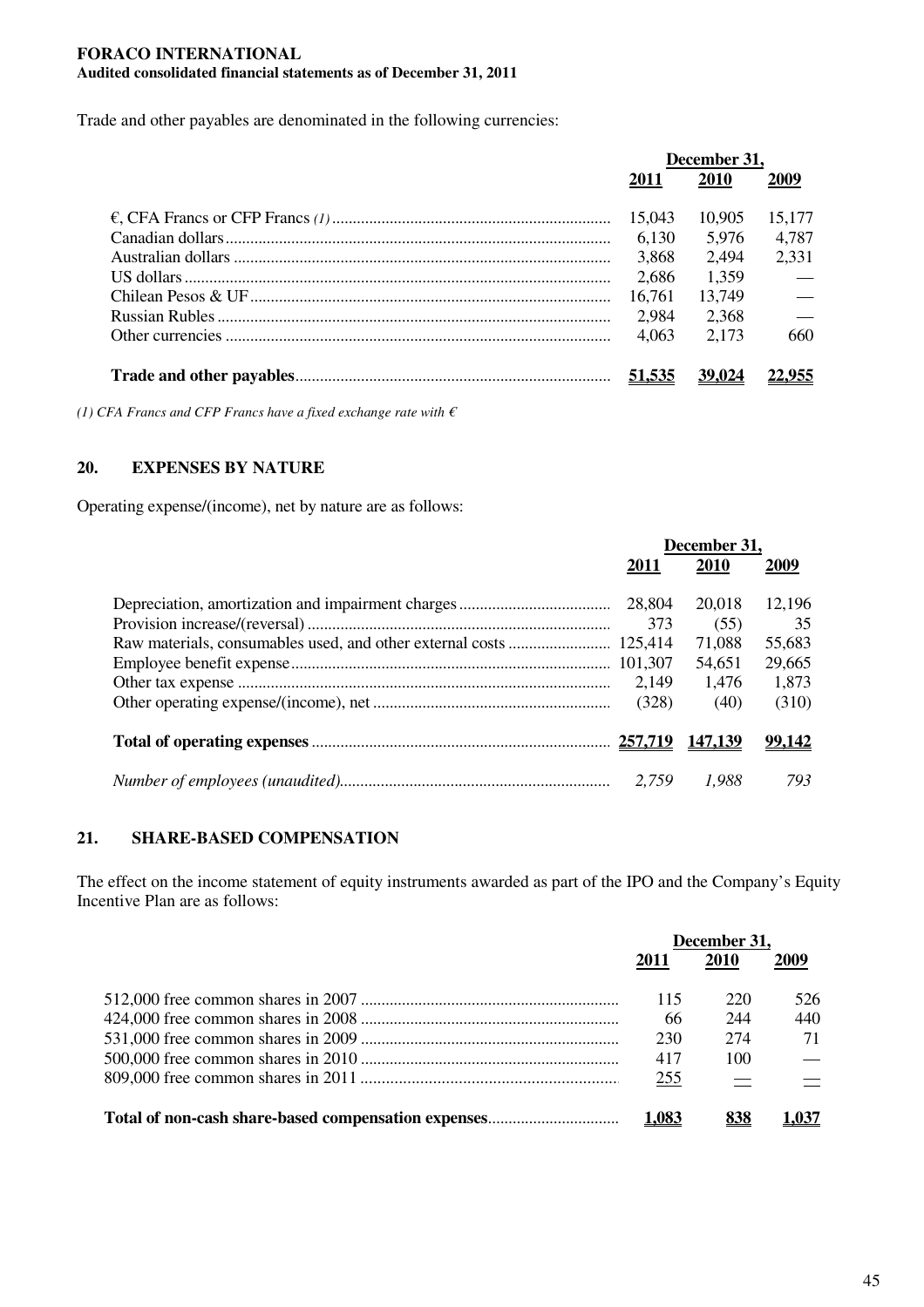Trade and other payables are denominated in the following currencies:

| | December 31, | | |
|---|---|---|---|
| | **2011** | **2010** | **2009** |
| €, CFA Francs or CFP Francs *(1)* | 15,043 | 10,905 | 15,177 |
| Canadian dollars | 6,130 | 5,976 | 4,787 |
| Australian dollars | 3,868 | 2,494 | 2,331 |
| US dollars | 2,686 | 1,359 | — |
| Chilean Pesos & UF | 16,761 | 13,749 | — |
| Russian Rubles | 2,984 | 2,368 | — |
| Other currencies | 4,063 | 2,173 | 660 |
| **Trade and other payables** | **51,535** | **39,024** | **22,955** |

*(1) CFA Francs and CFP Francs have a fixed exchange rate with €*

## 20. EXPENSES BY NATURE

Operating expense/(income), net by nature are as follows:

| | December 31, | | |
|---|---|---|---|
| | **2011** | **2010** | **2009** |
| Depreciation, amortization and impairment charges | 28,804 | 20,018 | 12,196 |
| Provision increase/(reversal) | 373 | (55) | 35 |
| Raw materials, consumables used, and other external costs | 125,414 | 71,088 | 55,683 |
| Employee benefit expense | 101,307 | 54,651 | 29,665 |
| Other tax expense | 2,149 | 1,476 | 1,873 |
| Other operating expense/(income), net | (328) | (40) | (310) |
| **Total of operating expenses** | **257,719** | **147,139** | **99,142** |
| *Number of employees (unaudited)* | *2,759* | *1,988* | *793* |

## 21. SHARE-BASED COMPENSATION

The effect on the income statement of equity instruments awarded as part of the IPO and the Company's Equity Incentive Plan are as follows:

| | December 31, | | |
|---|---|---|---|
| | **2011** | **2010** | **2009** |
| 512,000 free common shares in 2007 | 115 | 220 | 526 |
| 424,000 free common shares in 2008 | 66 | 244 | 440 |
| 531,000 free common shares in 2009 | 230 | 274 | 71 |
| 500,000 free common shares in 2010 | 417 | 100 | — |
| 809,000 free common shares in 2011 | 255 | — | — |
| **Total of non-cash share-based compensation expenses** | **1,083** | **838** | **1,037** |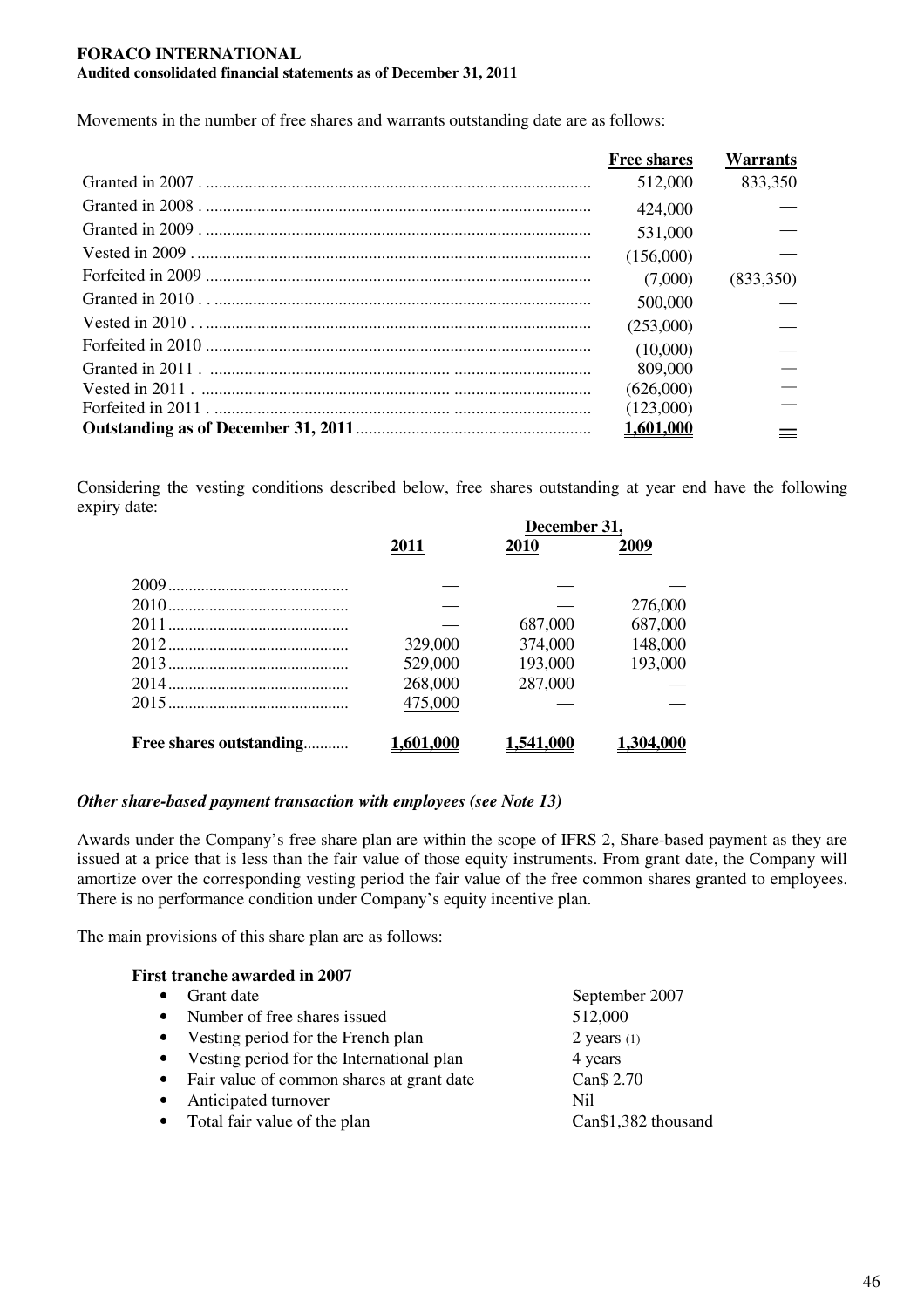**FORACO INTERNATIONAL**
**Audited consolidated financial statements as of December 31, 2011**

Movements in the number of free shares and warrants outstanding date are as follows:

| | Free shares | Warrants |
|---|---|---|
| Granted in 2007 | 512,000 | 833,350 |
| Granted in 2008 | 424,000 | — |
| Granted in 2009 | 531,000 | — |
| Vested in 2009 | (156,000) | — |
| Forfeited in 2009 | (7,000) | (833,350) |
| Granted in 2010 | 500,000 | — |
| Vested in 2010 | (253,000) | — |
| Forfeited in 2010 | (10,000) | — |
| Granted in 2011 | 809,000 | — |
| Vested in 2011 | (626,000) | — |
| Forfeited in 2011 | (123,000) | — |
| **Outstanding as of December 31, 2011** | **1,601,000** | — |

Considering the vesting conditions described below, free shares outstanding at year end have the following expiry date:

| | December 31, | | |
|---|---|---|---|
| | 2011 | 2010 | 2009 |
| 2009 | — | — | — |
| 2010 | — | — | 276,000 |
| 2011 | — | 687,000 | 687,000 |
| 2012 | 329,000 | 374,000 | 148,000 |
| 2013 | 529,000 | 193,000 | 193,000 |
| 2014 | 268,000 | 287,000 | — |
| 2015 | 475,000 | — | — |
| **Free shares outstanding** | **1,601,000** | **1,541,000** | **1,304,000** |

***Other share-based payment transaction with employees (see Note 13)***

Awards under the Company's free share plan are within the scope of IFRS 2, Share-based payment as they are issued at a price that is less than the fair value of those equity instruments. From grant date, the Company will amortize over the corresponding vesting period the fair value of the free common shares granted to employees. There is no performance condition under Company's equity incentive plan.

The main provisions of this share plan are as follows:

**First tranche awarded in 2007**

| | |
|---|---|
| • Grant date | September 2007 |
| • Number of free shares issued | 512,000 |
| • Vesting period for the French plan | 2 years (1) |
| • Vesting period for the International plan | 4 years |
| • Fair value of common shares at grant date | Can$ 2.70 |
| • Anticipated turnover | Nil |
| • Total fair value of the plan | Can$1,382 thousand |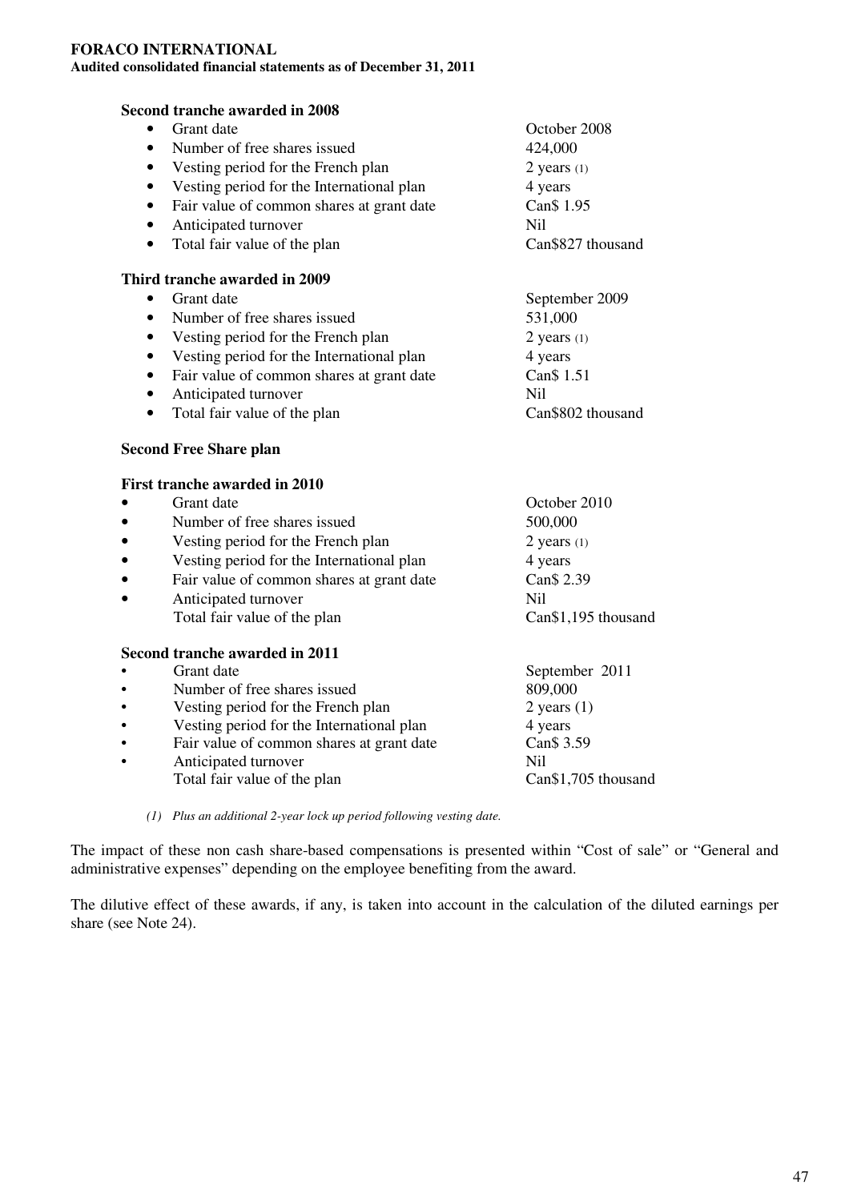**Second tranche awarded in 2008**

- Grant date: October 2008
- Number of free shares issued: 424,000
- Vesting period for the French plan: 2 years (1)
- Vesting period for the International plan: 4 years
- Fair value of common shares at grant date: Can$ 1.95
- Anticipated turnover: Nil
- Total fair value of the plan: Can$827 thousand

**Third tranche awarded in 2009**

- Grant date: September 2009
- Number of free shares issued: 531,000
- Vesting period for the French plan: 2 years (1)
- Vesting period for the International plan: 4 years
- Fair value of common shares at grant date: Can$ 1.51
- Anticipated turnover: Nil
- Total fair value of the plan: Can$802 thousand

**Second Free Share plan**

**First tranche awarded in 2010**

- Grant date: October 2010
- Number of free shares issued: 500,000
- Vesting period for the French plan: 2 years (1)
- Vesting period for the International plan: 4 years
- Fair value of common shares at grant date: Can$ 2.39
- Anticipated turnover: Nil

Total fair value of the plan: Can$1,195 thousand

**Second tranche awarded in 2011**

- Grant date: September 2011
- Number of free shares issued: 809,000
- Vesting period for the French plan: 2 years (1)
- Vesting period for the International plan: 4 years
- Fair value of common shares at grant date: Can$ 3.59
- Anticipated turnover: Nil

Total fair value of the plan: Can$1,705 thousand

*(1) Plus an additional 2-year lock up period following vesting date.*

The impact of these non cash share-based compensations is presented within "Cost of sale" or "General and administrative expenses" depending on the employee benefiting from the award.

The dilutive effect of these awards, if any, is taken into account in the calculation of the diluted earnings per share (see Note 24).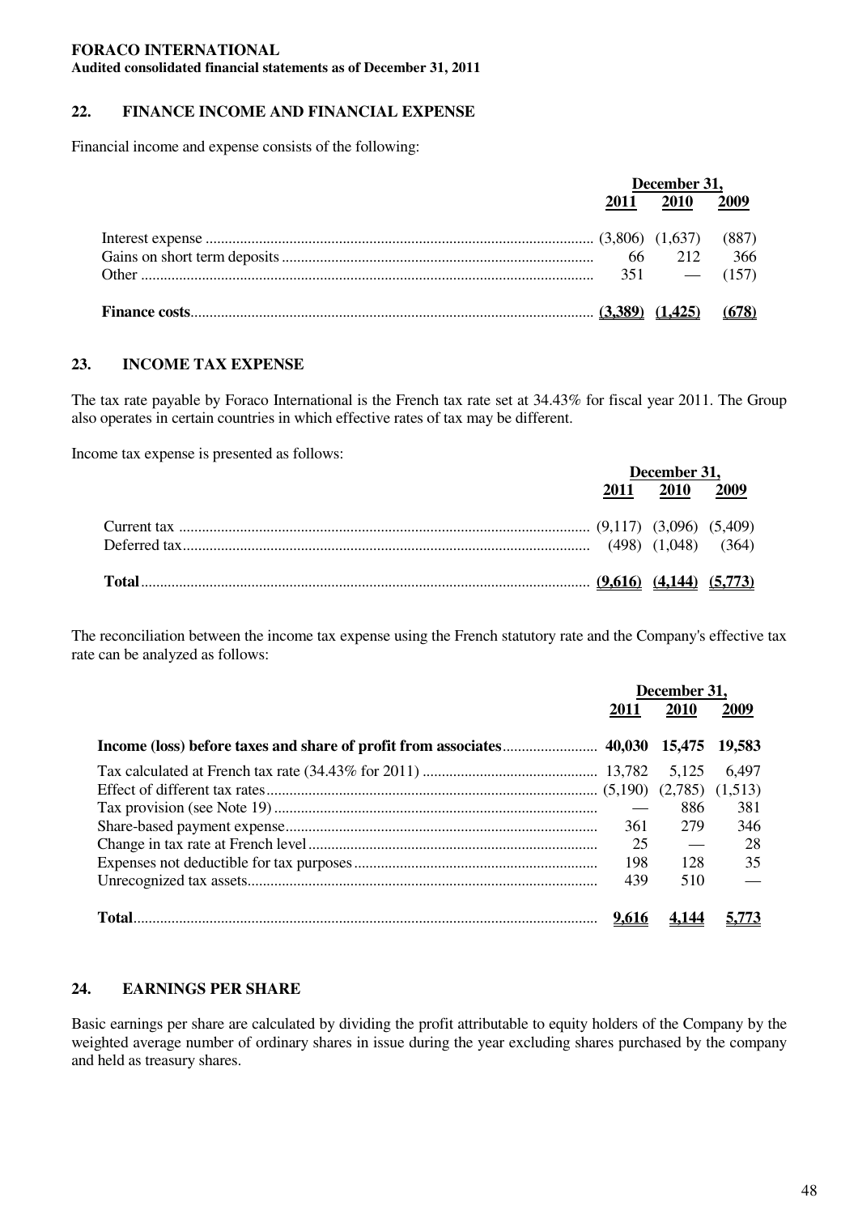**FORACO INTERNATIONAL**
**Audited consolidated financial statements as of December 31, 2011**

## 22. FINANCE INCOME AND FINANCIAL EXPENSE

Financial income and expense consists of the following:

| | December 31, | | |
|---|---|---|---|
| | 2011 | 2010 | 2009 |
| Interest expense | (3,806) | (1,637) | (887) |
| Gains on short term deposits | 66 | 212 | 366 |
| Other | 351 | — | (157) |
| **Finance costs** | **(3,389)** | **(1,425)** | **(678)** |

## 23. INCOME TAX EXPENSE

The tax rate payable by Foraco International is the French tax rate set at 34.43% for fiscal year 2011. The Group also operates in certain countries in which effective rates of tax may be different.

Income tax expense is presented as follows:

| | December 31, | | |
|---|---|---|---|
| | 2011 | 2010 | 2009 |
| Current tax | (9,117) | (3,096) | (5,409) |
| Deferred tax | (498) | (1,048) | (364) |
| **Total** | **(9,616)** | **(4,144)** | **(5,773)** |

The reconciliation between the income tax expense using the French statutory rate and the Company's effective tax rate can be analyzed as follows:

| | December 31, | | |
|---|---|---|---|
| | 2011 | 2010 | 2009 |
| **Income (loss) before taxes and share of profit from associates** | **40,030** | **15,475** | **19,583** |
| Tax calculated at French tax rate (34.43% for 2011) | 13,782 | 5,125 | 6,497 |
| Effect of different tax rates | (5,190) | (2,785) | (1,513) |
| Tax provision (see Note 19) | — | 886 | 381 |
| Share-based payment expense | 361 | 279 | 346 |
| Change in tax rate at French level | 25 | — | 28 |
| Expenses not deductible for tax purposes | 198 | 128 | 35 |
| Unrecognized tax assets | 439 | 510 | — |
| **Total** | **9,616** | **4,144** | **5,773** |

## 24. EARNINGS PER SHARE

Basic earnings per share are calculated by dividing the profit attributable to equity holders of the Company by the weighted average number of ordinary shares in issue during the year excluding shares purchased by the company and held as treasury shares.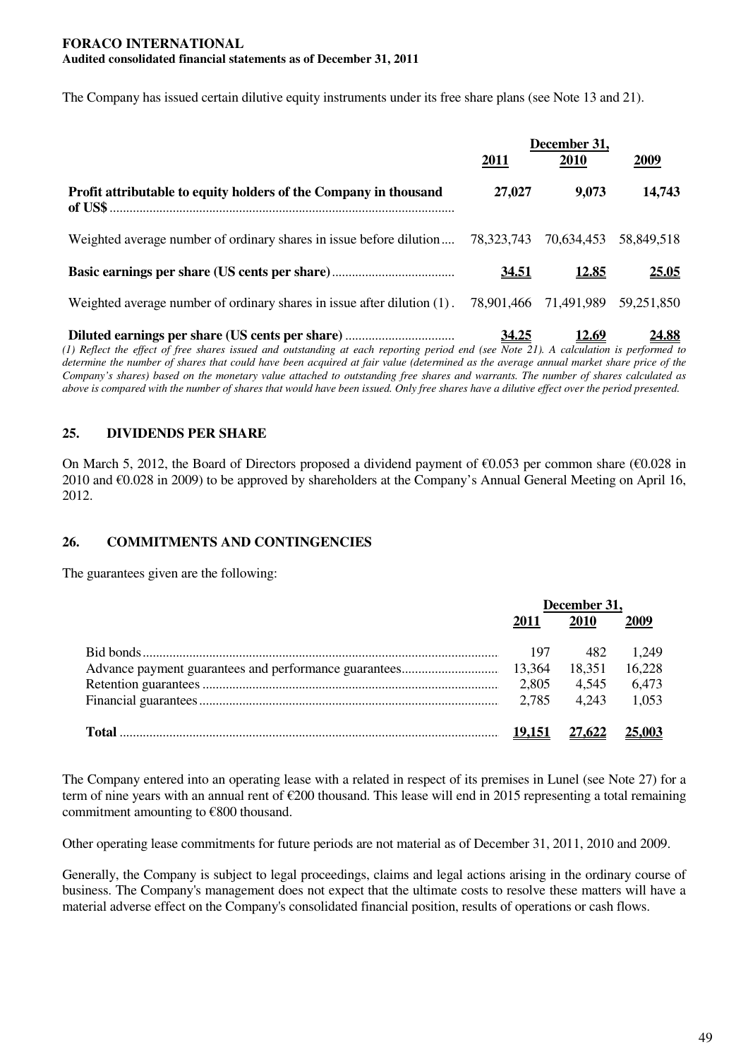The Company has issued certain dilutive equity instruments under its free share plans (see Note 13 and 21).

| | December 31, | | |
|---|---|---|---|
| | **2011** | **2010** | **2009** |
| **Profit attributable to equity holders of the Company in thousand of US$** | **27,027** | **9,073** | **14,743** |
| Weighted average number of ordinary shares in issue before dilution | 78,323,743 | 70,634,453 | 58,849,518 |
| **Basic earnings per share (US cents per share)** | **34.51** | **12.85** | **25.05** |
| Weighted average number of ordinary shares in issue after dilution (1) | 78,901,466 | 71,491,989 | 59,251,850 |
| **Diluted earnings per share (US cents per share)** | **34.25** | **12.69** | **24.88** |

*(1) Reflect the effect of free shares issued and outstanding at each reporting period end (see Note 21). A calculation is performed to determine the number of shares that could have been acquired at fair value (determined as the average annual market share price of the Company's shares) based on the monetary value attached to outstanding free shares and warrants. The number of shares calculated as above is compared with the number of shares that would have been issued. Only free shares have a dilutive effect over the period presented.*

## 25. DIVIDENDS PER SHARE

On March 5, 2012, the Board of Directors proposed a dividend payment of €0.053 per common share (€0.028 in 2010 and €0.028 in 2009) to be approved by shareholders at the Company's Annual General Meeting on April 16, 2012.

## 26. COMMITMENTS AND CONTINGENCIES

The guarantees given are the following:

| | December 31, | | |
|---|---|---|---|
| | **2011** | **2010** | **2009** |
| Bid bonds | 197 | 482 | 1,249 |
| Advance payment guarantees and performance guarantees | 13,364 | 18,351 | 16,228 |
| Retention guarantees | 2,805 | 4,545 | 6,473 |
| Financial guarantees | 2,785 | 4,243 | 1,053 |
| **Total** | **19,151** | **27,622** | **25,003** |

The Company entered into an operating lease with a related in respect of its premises in Lunel (see Note 27) for a term of nine years with an annual rent of €200 thousand. This lease will end in 2015 representing a total remaining commitment amounting to €800 thousand.

Other operating lease commitments for future periods are not material as of December 31, 2011, 2010 and 2009.

Generally, the Company is subject to legal proceedings, claims and legal actions arising in the ordinary course of business. The Company's management does not expect that the ultimate costs to resolve these matters will have a material adverse effect on the Company's consolidated financial position, results of operations or cash flows.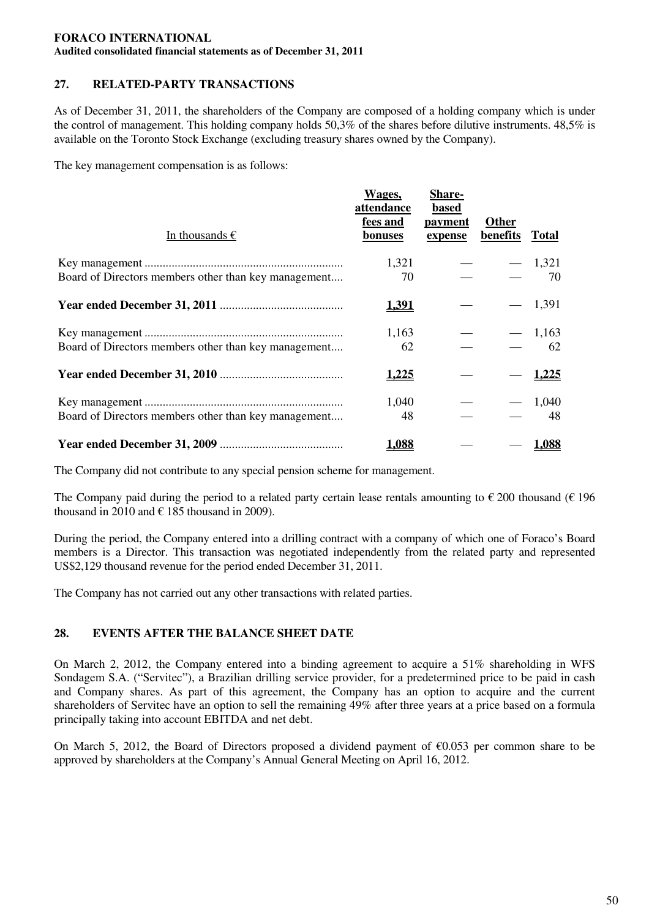## 27. RELATED-PARTY TRANSACTIONS

As of December 31, 2011, the shareholders of the Company are composed of a holding company which is under the control of management. This holding company holds 50,3% of the shares before dilutive instruments. 48,5% is available on the Toronto Stock Exchange (excluding treasury shares owned by the Company).

The key management compensation is as follows:

| In thousands € | Wages, attendance fees and bonuses | Share-based payment expense | Other benefits | Total |
|---|---|---|---|---|
| Key management | 1,321 | — | — | 1,321 |
| Board of Directors members other than key management | 70 | — | — | 70 |
| **Year ended December 31, 2011** | **1,391** | — | — | 1,391 |
| Key management | 1,163 | — | — | 1,163 |
| Board of Directors members other than key management | 62 | — | — | 62 |
| **Year ended December 31, 2010** | **1,225** | — | — | **1,225** |
| Key management | 1,040 | — | — | 1,040 |
| Board of Directors members other than key management | 48 | — | — | 48 |
| **Year ended December 31, 2009** | **1,088** | — | — | **1,088** |

The Company did not contribute to any special pension scheme for management.

The Company paid during the period to a related party certain lease rentals amounting to € 200 thousand (€ 196 thousand in 2010 and € 185 thousand in 2009).

During the period, the Company entered into a drilling contract with a company of which one of Foraco's Board members is a Director. This transaction was negotiated independently from the related party and represented US$2,129 thousand revenue for the period ended December 31, 2011.

The Company has not carried out any other transactions with related parties.

## 28. EVENTS AFTER THE BALANCE SHEET DATE

On March 2, 2012, the Company entered into a binding agreement to acquire a 51% shareholding in WFS Sondagem S.A. ("Servitec"), a Brazilian drilling service provider, for a predetermined price to be paid in cash and Company shares. As part of this agreement, the Company has an option to acquire and the current shareholders of Servitec have an option to sell the remaining 49% after three years at a price based on a formula principally taking into account EBITDA and net debt.

On March 5, 2012, the Board of Directors proposed a dividend payment of €0.053 per common share to be approved by shareholders at the Company's Annual General Meeting on April 16, 2012.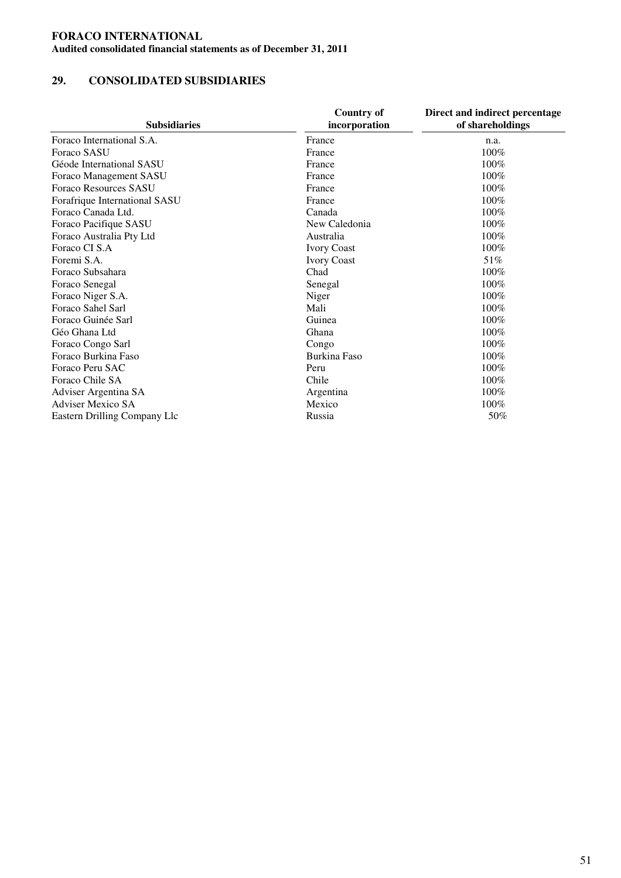## 29. CONSOLIDATED SUBSIDIARIES

| Subsidiaries | Country of incorporation | Direct and indirect percentage of shareholdings |
|---|---|---|
| Foraco International S.A. | France | n.a. |
| Foraco SASU | France | 100% |
| Géode International SASU | France | 100% |
| Foraco Management SASU | France | 100% |
| Foraco Resources SASU | France | 100% |
| Forafrique International SASU | France | 100% |
| Foraco Canada Ltd. | Canada | 100% |
| Foraco Pacifique SASU | New Caledonia | 100% |
| Foraco Australia Pty Ltd | Australia | 100% |
| Foraco CI S.A | Ivory Coast | 100% |
| Foremi S.A. | Ivory Coast | 51% |
| Foraco Subsahara | Chad | 100% |
| Foraco Senegal | Senegal | 100% |
| Foraco Niger S.A. | Niger | 100% |
| Foraco Sahel Sarl | Mali | 100% |
| Foraco Guinée Sarl | Guinea | 100% |
| Géo Ghana Ltd | Ghana | 100% |
| Foraco Congo Sarl | Congo | 100% |
| Foraco Burkina Faso | Burkina Faso | 100% |
| Foraco Peru SAC | Peru | 100% |
| Foraco Chile SA | Chile | 100% |
| Adviser Argentina SA | Argentina | 100% |
| Adviser Mexico SA | Mexico | 100% |
| Eastern Drilling Company Llc | Russia | 50% |